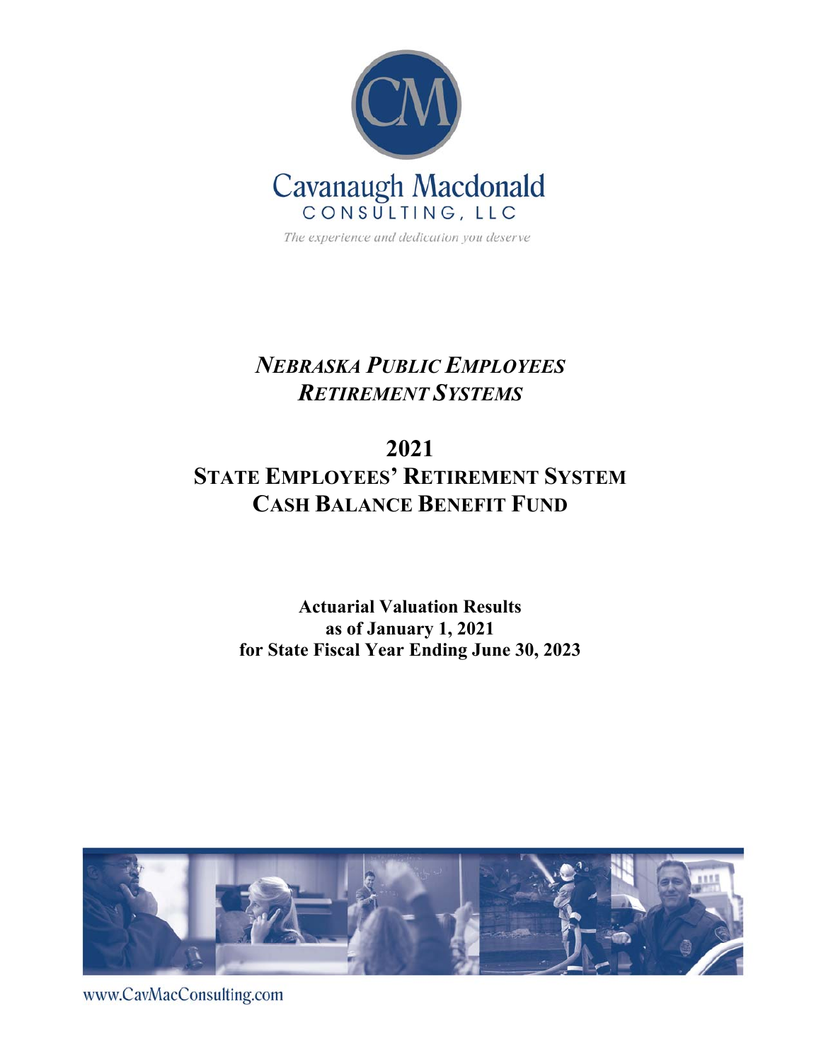Cavanaugh Macdonald
CONSULTING, LLC

*The experience and dedication you deserve*

# *NEBRASKA PUBLIC EMPLOYEES RETIREMENT SYSTEMS*

# 2021
# STATE EMPLOYEES' RETIREMENT SYSTEM CASH BALANCE BENEFIT FUND

**Actuarial Valuation Results**
**as of January 1, 2021**
**for State Fiscal Year Ending June 30, 2023**

www.CavMacConsulting.com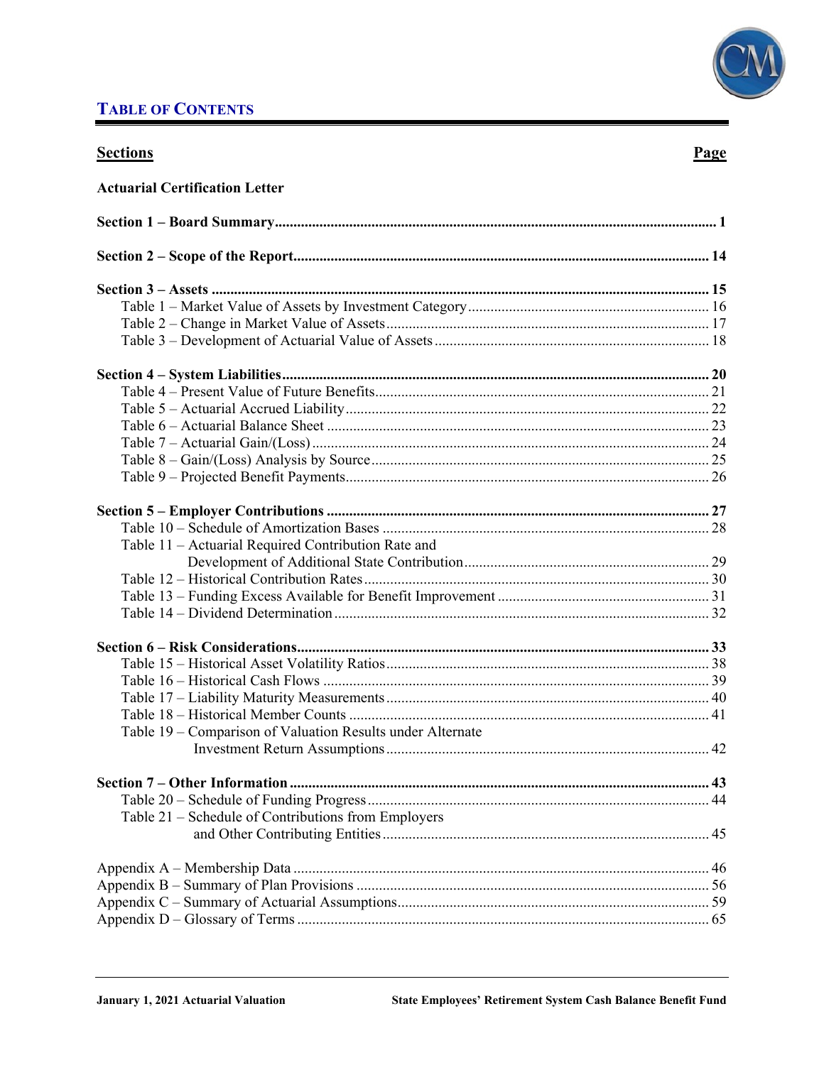# TABLE OF CONTENTS

| Sections | Page |
|---|---|
| **Actuarial Certification Letter** | |
| **Section 1 – Board Summary** | **1** |
| **Section 2 – Scope of the Report** | **14** |
| **Section 3 – Assets** | **15** |
| Table 1 – Market Value of Assets by Investment Category | 16 |
| Table 2 – Change in Market Value of Assets | 17 |
| Table 3 – Development of Actuarial Value of Assets | 18 |
| **Section 4 – System Liabilities** | **20** |
| Table 4 – Present Value of Future Benefits | 21 |
| Table 5 – Actuarial Accrued Liability | 22 |
| Table 6 – Actuarial Balance Sheet | 23 |
| Table 7 – Actuarial Gain/(Loss) | 24 |
| Table 8 – Gain/(Loss) Analysis by Source | 25 |
| Table 9 – Projected Benefit Payments | 26 |
| **Section 5 – Employer Contributions** | **27** |
| Table 10 – Schedule of Amortization Bases | 28 |
| Table 11 – Actuarial Required Contribution Rate and Development of Additional State Contribution | 29 |
| Table 12 – Historical Contribution Rates | 30 |
| Table 13 – Funding Excess Available for Benefit Improvement | 31 |
| Table 14 – Dividend Determination | 32 |
| **Section 6 – Risk Considerations** | **33** |
| Table 15 – Historical Asset Volatility Ratios | 38 |
| Table 16 – Historical Cash Flows | 39 |
| Table 17 – Liability Maturity Measurements | 40 |
| Table 18 – Historical Member Counts | 41 |
| Table 19 – Comparison of Valuation Results under Alternate Investment Return Assumptions | 42 |
| **Section 7 – Other Information** | **43** |
| Table 20 – Schedule of Funding Progress | 44 |
| Table 21 – Schedule of Contributions from Employers and Other Contributing Entities | 45 |
| Appendix A – Membership Data | 46 |
| Appendix B – Summary of Plan Provisions | 56 |
| Appendix C – Summary of Actuarial Assumptions | 59 |
| Appendix D – Glossary of Terms | 65 |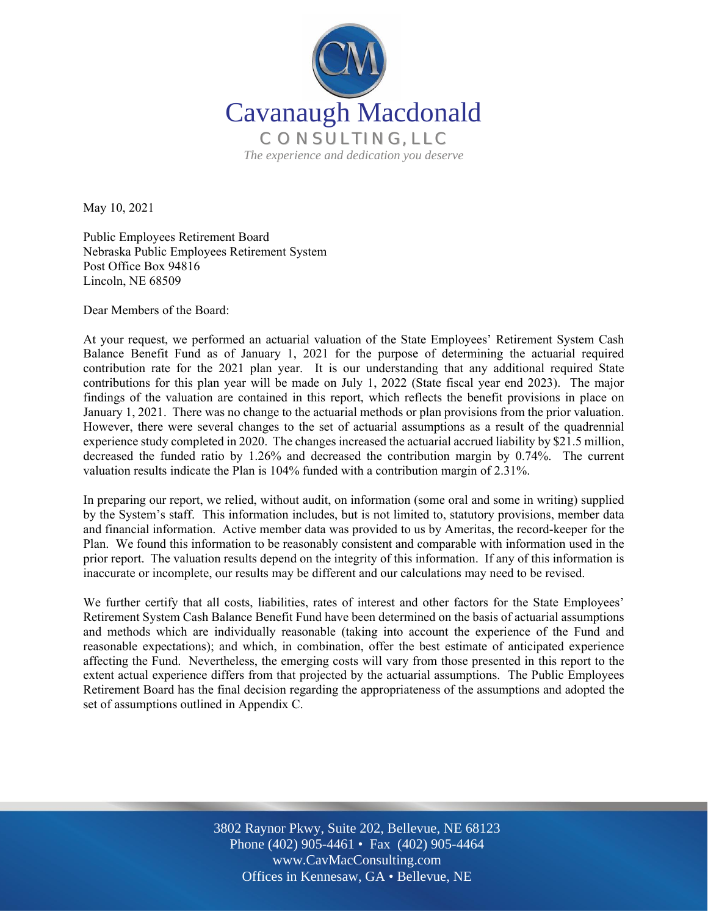Cavanaugh Macdonald

CONSULTING, LLC

*The experience and dedication you deserve*

May 10, 2021

Public Employees Retirement Board
Nebraska Public Employees Retirement System
Post Office Box 94816
Lincoln, NE 68509

Dear Members of the Board:

At your request, we performed an actuarial valuation of the State Employees' Retirement System Cash Balance Benefit Fund as of January 1, 2021 for the purpose of determining the actuarial required contribution rate for the 2021 plan year. It is our understanding that any additional required State contributions for this plan year will be made on July 1, 2022 (State fiscal year end 2023). The major findings of the valuation are contained in this report, which reflects the benefit provisions in place on January 1, 2021. There was no change to the actuarial methods or plan provisions from the prior valuation. However, there were several changes to the set of actuarial assumptions as a result of the quadrennial experience study completed in 2020. The changes increased the actuarial accrued liability by $21.5 million, decreased the funded ratio by 1.26% and decreased the contribution margin by 0.74%. The current valuation results indicate the Plan is 104% funded with a contribution margin of 2.31%.

In preparing our report, we relied, without audit, on information (some oral and some in writing) supplied by the System's staff. This information includes, but is not limited to, statutory provisions, member data and financial information. Active member data was provided to us by Ameritas, the record-keeper for the Plan. We found this information to be reasonably consistent and comparable with information used in the prior report. The valuation results depend on the integrity of this information. If any of this information is inaccurate or incomplete, our results may be different and our calculations may need to be revised.

We further certify that all costs, liabilities, rates of interest and other factors for the State Employees' Retirement System Cash Balance Benefit Fund have been determined on the basis of actuarial assumptions and methods which are individually reasonable (taking into account the experience of the Fund and reasonable expectations); and which, in combination, offer the best estimate of anticipated experience affecting the Fund. Nevertheless, the emerging costs will vary from those presented in this report to the extent actual experience differs from that projected by the actuarial assumptions. The Public Employees Retirement Board has the final decision regarding the appropriateness of the assumptions and adopted the set of assumptions outlined in Appendix C.

3802 Raynor Pkwy, Suite 202, Bellevue, NE 68123
Phone (402) 905-4461 • Fax (402) 905-4464
www.CavMacConsulting.com
Offices in Kennesaw, GA • Bellevue, NE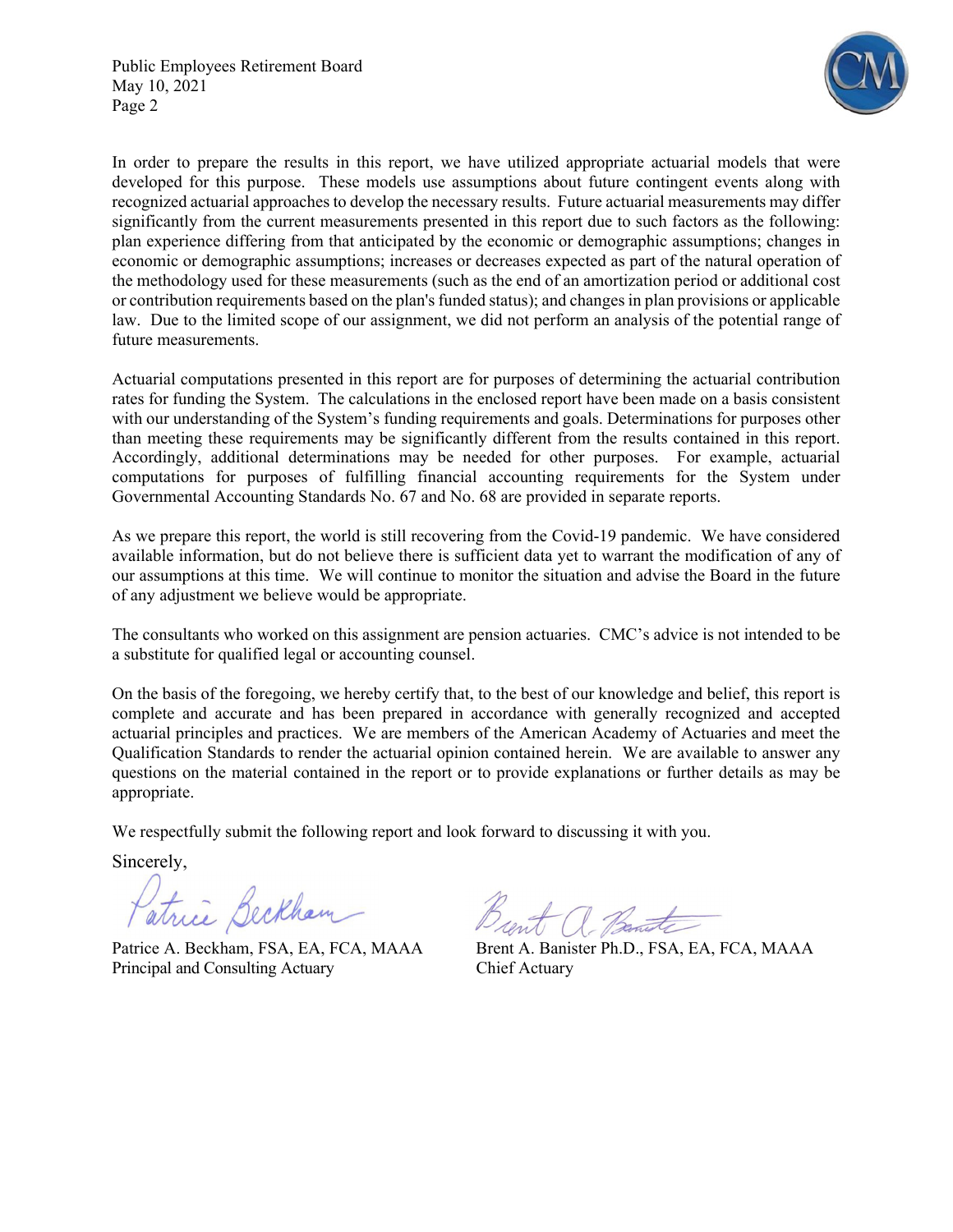In order to prepare the results in this report, we have utilized appropriate actuarial models that were developed for this purpose. These models use assumptions about future contingent events along with recognized actuarial approaches to develop the necessary results. Future actuarial measurements may differ significantly from the current measurements presented in this report due to such factors as the following: plan experience differing from that anticipated by the economic or demographic assumptions; changes in economic or demographic assumptions; increases or decreases expected as part of the natural operation of the methodology used for these measurements (such as the end of an amortization period or additional cost or contribution requirements based on the plan's funded status); and changes in plan provisions or applicable law. Due to the limited scope of our assignment, we did not perform an analysis of the potential range of future measurements.

Actuarial computations presented in this report are for purposes of determining the actuarial contribution rates for funding the System. The calculations in the enclosed report have been made on a basis consistent with our understanding of the System's funding requirements and goals. Determinations for purposes other than meeting these requirements may be significantly different from the results contained in this report. Accordingly, additional determinations may be needed for other purposes. For example, actuarial computations for purposes of fulfilling financial accounting requirements for the System under Governmental Accounting Standards No. 67 and No. 68 are provided in separate reports.

As we prepare this report, the world is still recovering from the Covid-19 pandemic. We have considered available information, but do not believe there is sufficient data yet to warrant the modification of any of our assumptions at this time. We will continue to monitor the situation and advise the Board in the future of any adjustment we believe would be appropriate.

The consultants who worked on this assignment are pension actuaries. CMC's advice is not intended to be a substitute for qualified legal or accounting counsel.

On the basis of the foregoing, we hereby certify that, to the best of our knowledge and belief, this report is complete and accurate and has been prepared in accordance with generally recognized and accepted actuarial principles and practices. We are members of the American Academy of Actuaries and meet the Qualification Standards to render the actuarial opinion contained herein. We are available to answer any questions on the material contained in the report or to provide explanations or further details as may be appropriate.

We respectfully submit the following report and look forward to discussing it with you.

Sincerely,

Patrice A. Beckham, FSA, EA, FCA, MAAA
Principal and Consulting Actuary

Brent A. Banister Ph.D., FSA, EA, FCA, MAAA
Chief Actuary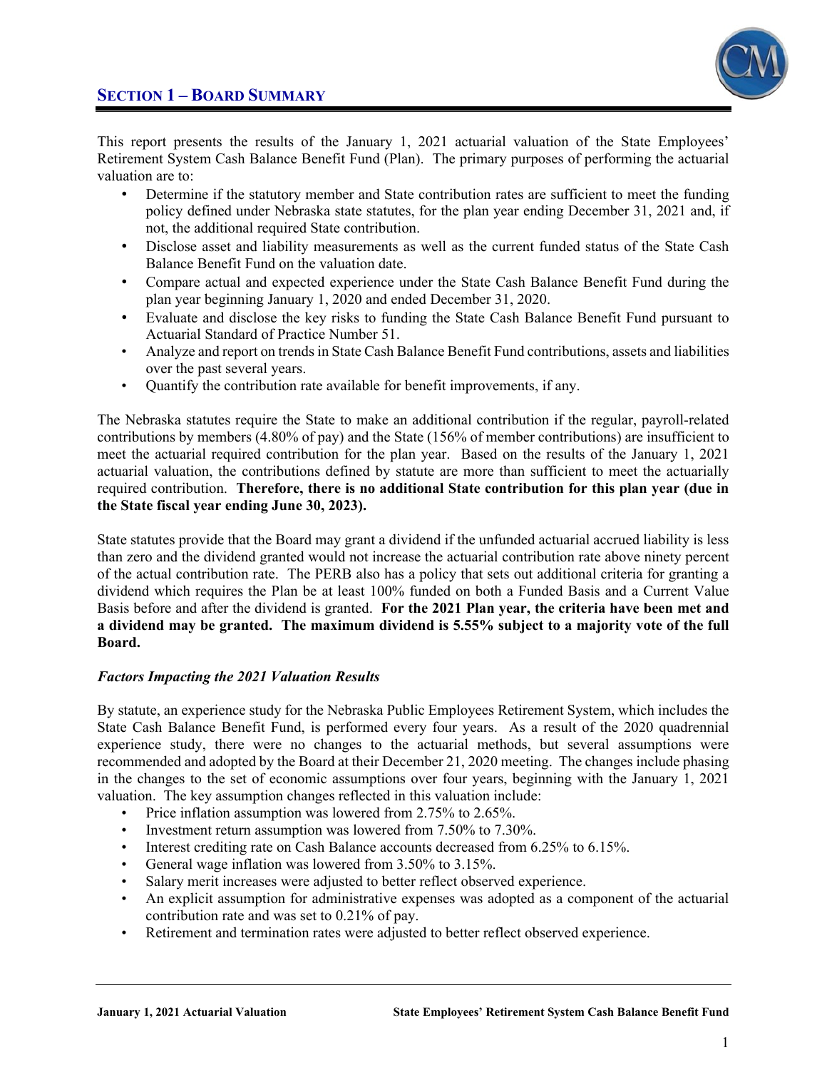## SECTION 1 – BOARD SUMMARY

This report presents the results of the January 1, 2021 actuarial valuation of the State Employees' Retirement System Cash Balance Benefit Fund (Plan). The primary purposes of performing the actuarial valuation are to:

- Determine if the statutory member and State contribution rates are sufficient to meet the funding policy defined under Nebraska state statutes, for the plan year ending December 31, 2021 and, if not, the additional required State contribution.
- Disclose asset and liability measurements as well as the current funded status of the State Cash Balance Benefit Fund on the valuation date.
- Compare actual and expected experience under the State Cash Balance Benefit Fund during the plan year beginning January 1, 2020 and ended December 31, 2020.
- Evaluate and disclose the key risks to funding the State Cash Balance Benefit Fund pursuant to Actuarial Standard of Practice Number 51.
- Analyze and report on trends in State Cash Balance Benefit Fund contributions, assets and liabilities over the past several years.
- Quantify the contribution rate available for benefit improvements, if any.

The Nebraska statutes require the State to make an additional contribution if the regular, payroll-related contributions by members (4.80% of pay) and the State (156% of member contributions) are insufficient to meet the actuarial required contribution for the plan year. Based on the results of the January 1, 2021 actuarial valuation, the contributions defined by statute are more than sufficient to meet the actuarially required contribution. **Therefore, there is no additional State contribution for this plan year (due in the State fiscal year ending June 30, 2023).**

State statutes provide that the Board may grant a dividend if the unfunded actuarial accrued liability is less than zero and the dividend granted would not increase the actuarial contribution rate above ninety percent of the actual contribution rate. The PERB also has a policy that sets out additional criteria for granting a dividend which requires the Plan be at least 100% funded on both a Funded Basis and a Current Value Basis before and after the dividend is granted. **For the 2021 Plan year, the criteria have been met and a dividend may be granted. The maximum dividend is 5.55% subject to a majority vote of the full Board.**

### *Factors Impacting the 2021 Valuation Results*

By statute, an experience study for the Nebraska Public Employees Retirement System, which includes the State Cash Balance Benefit Fund, is performed every four years. As a result of the 2020 quadrennial experience study, there were no changes to the actuarial methods, but several assumptions were recommended and adopted by the Board at their December 21, 2020 meeting. The changes include phasing in the changes to the set of economic assumptions over four years, beginning with the January 1, 2021 valuation. The key assumption changes reflected in this valuation include:

- Price inflation assumption was lowered from 2.75% to 2.65%.
- Investment return assumption was lowered from 7.50% to 7.30%.
- Interest crediting rate on Cash Balance accounts decreased from 6.25% to 6.15%.
- General wage inflation was lowered from 3.50% to 3.15%.
- Salary merit increases were adjusted to better reflect observed experience.
- An explicit assumption for administrative expenses was adopted as a component of the actuarial contribution rate and was set to 0.21% of pay.
- Retirement and termination rates were adjusted to better reflect observed experience.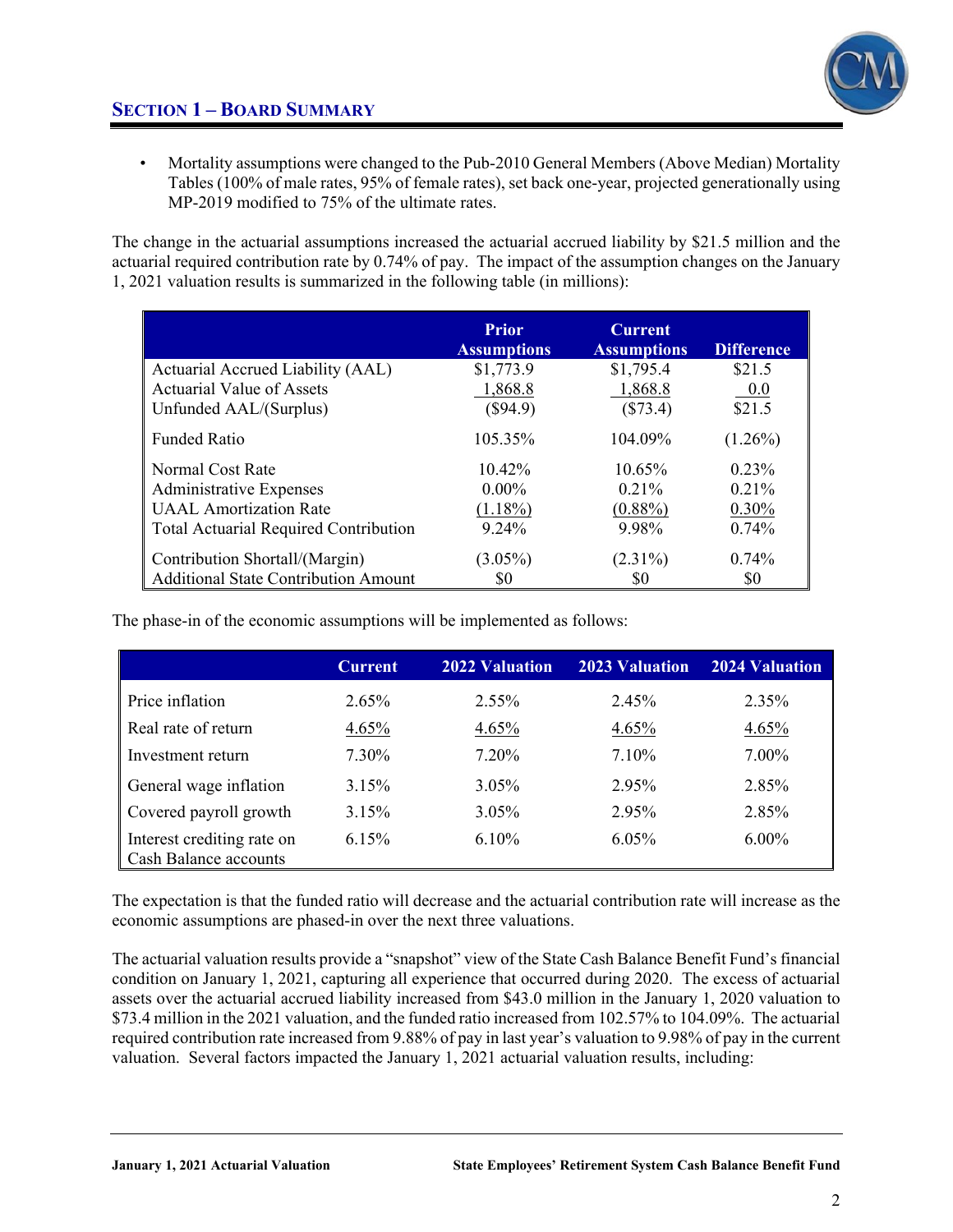## SECTION 1 – BOARD SUMMARY

- Mortality assumptions were changed to the Pub-2010 General Members (Above Median) Mortality Tables (100% of male rates, 95% of female rates), set back one-year, projected generationally using MP-2019 modified to 75% of the ultimate rates.

The change in the actuarial assumptions increased the actuarial accrued liability by $21.5 million and the actuarial required contribution rate by 0.74% of pay. The impact of the assumption changes on the January 1, 2021 valuation results is summarized in the following table (in millions):

| | Prior Assumptions | Current Assumptions | Difference |
|---|---|---|---|
| Actuarial Accrued Liability (AAL) | $1,773.9 | $1,795.4 | $21.5 |
| Actuarial Value of Assets | 1,868.8 | 1,868.8 | 0.0 |
| Unfunded AAL/(Surplus) | ($94.9) | ($73.4) | $21.5 |
| Funded Ratio | 105.35% | 104.09% | (1.26%) |
| Normal Cost Rate | 10.42% | 10.65% | 0.23% |
| Administrative Expenses | 0.00% | 0.21% | 0.21% |
| UAAL Amortization Rate | (1.18%) | (0.88%) | 0.30% |
| Total Actuarial Required Contribution | 9.24% | 9.98% | 0.74% |
| Contribution Shortall/(Margin) | (3.05%) | (2.31%) | 0.74% |
| Additional State Contribution Amount | $0 | $0 | $0 |

The phase-in of the economic assumptions will be implemented as follows:

| | Current | 2022 Valuation | 2023 Valuation | 2024 Valuation |
|---|---|---|---|---|
| Price inflation | 2.65% | 2.55% | 2.45% | 2.35% |
| Real rate of return | 4.65% | 4.65% | 4.65% | 4.65% |
| Investment return | 7.30% | 7.20% | 7.10% | 7.00% |
| General wage inflation | 3.15% | 3.05% | 2.95% | 2.85% |
| Covered payroll growth | 3.15% | 3.05% | 2.95% | 2.85% |
| Interest crediting rate on Cash Balance accounts | 6.15% | 6.10% | 6.05% | 6.00% |

The expectation is that the funded ratio will decrease and the actuarial contribution rate will increase as the economic assumptions are phased-in over the next three valuations.

The actuarial valuation results provide a "snapshot" view of the State Cash Balance Benefit Fund's financial condition on January 1, 2021, capturing all experience that occurred during 2020. The excess of actuarial assets over the actuarial accrued liability increased from $43.0 million in the January 1, 2020 valuation to $73.4 million in the 2021 valuation, and the funded ratio increased from 102.57% to 104.09%. The actuarial required contribution rate increased from 9.88% of pay in last year's valuation to 9.98% of pay in the current valuation. Several factors impacted the January 1, 2021 actuarial valuation results, including: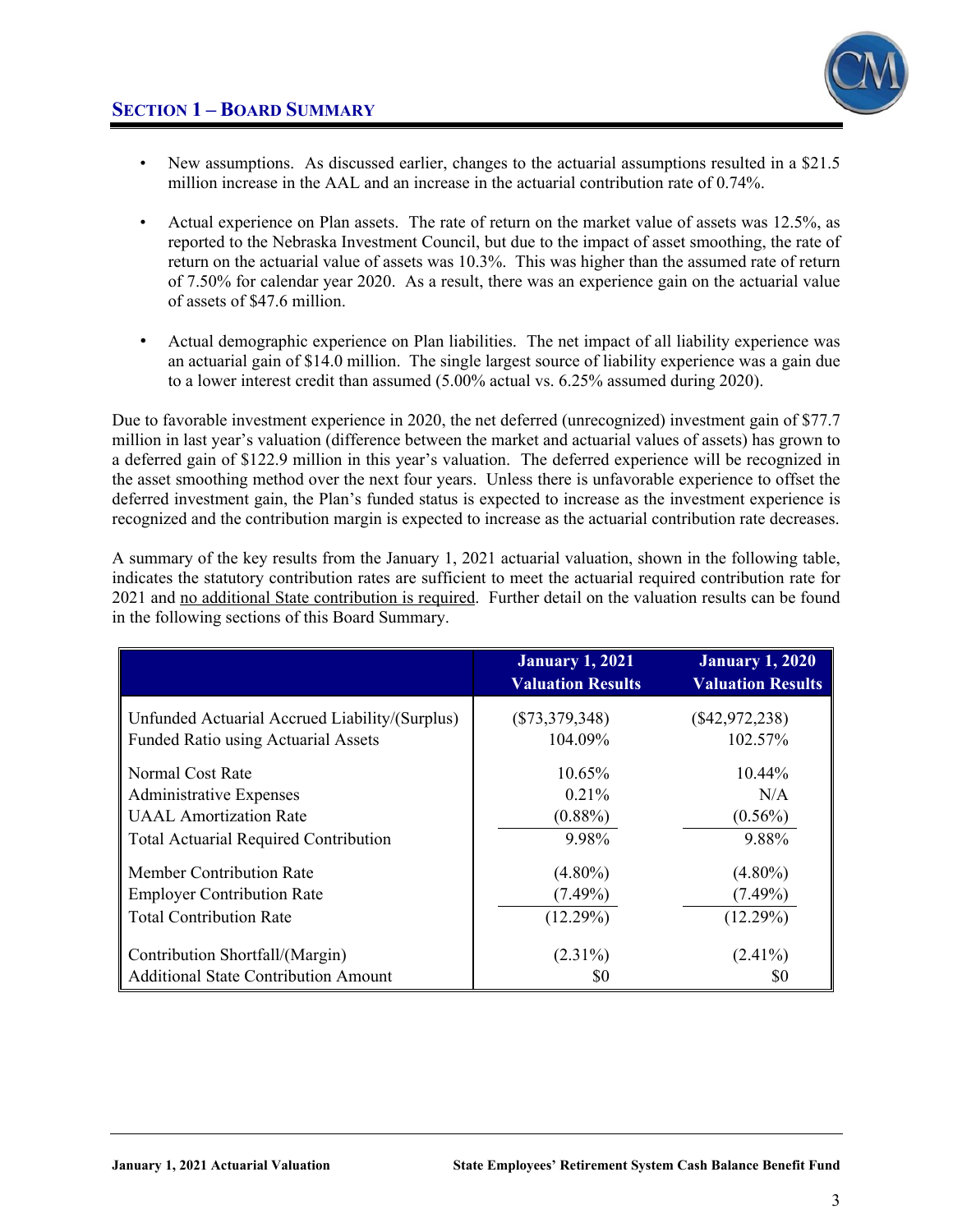- New assumptions. As discussed earlier, changes to the actuarial assumptions resulted in a $21.5 million increase in the AAL and an increase in the actuarial contribution rate of 0.74%.

- Actual experience on Plan assets. The rate of return on the market value of assets was 12.5%, as reported to the Nebraska Investment Council, but due to the impact of asset smoothing, the rate of return on the actuarial value of assets was 10.3%. This was higher than the assumed rate of return of 7.50% for calendar year 2020. As a result, there was an experience gain on the actuarial value of assets of $47.6 million.

- Actual demographic experience on Plan liabilities. The net impact of all liability experience was an actuarial gain of $14.0 million. The single largest source of liability experience was a gain due to a lower interest credit than assumed (5.00% actual vs. 6.25% assumed during 2020).

Due to favorable investment experience in 2020, the net deferred (unrecognized) investment gain of $77.7 million in last year's valuation (difference between the market and actuarial values of assets) has grown to a deferred gain of $122.9 million in this year's valuation. The deferred experience will be recognized in the asset smoothing method over the next four years. Unless there is unfavorable experience to offset the deferred investment gain, the Plan's funded status is expected to increase as the investment experience is recognized and the contribution margin is expected to increase as the actuarial contribution rate decreases.

A summary of the key results from the January 1, 2021 actuarial valuation, shown in the following table, indicates the statutory contribution rates are sufficient to meet the actuarial required contribution rate for 2021 and no additional State contribution is required. Further detail on the valuation results can be found in the following sections of this Board Summary.

| | January 1, 2021 Valuation Results | January 1, 2020 Valuation Results |
|---|---|---|
| Unfunded Actuarial Accrued Liability/(Surplus) | ($73,379,348) | ($42,972,238) |
| Funded Ratio using Actuarial Assets | 104.09% | 102.57% |
| Normal Cost Rate | 10.65% | 10.44% |
| Administrative Expenses | 0.21% | N/A |
| UAAL Amortization Rate | (0.88%) | (0.56%) |
| Total Actuarial Required Contribution | 9.98% | 9.88% |
| Member Contribution Rate | (4.80%) | (4.80%) |
| Employer Contribution Rate | (7.49%) | (7.49%) |
| Total Contribution Rate | (12.29%) | (12.29%) |
| Contribution Shortfall/(Margin) | (2.31%) | (2.41%) |
| Additional State Contribution Amount | $0 | $0 |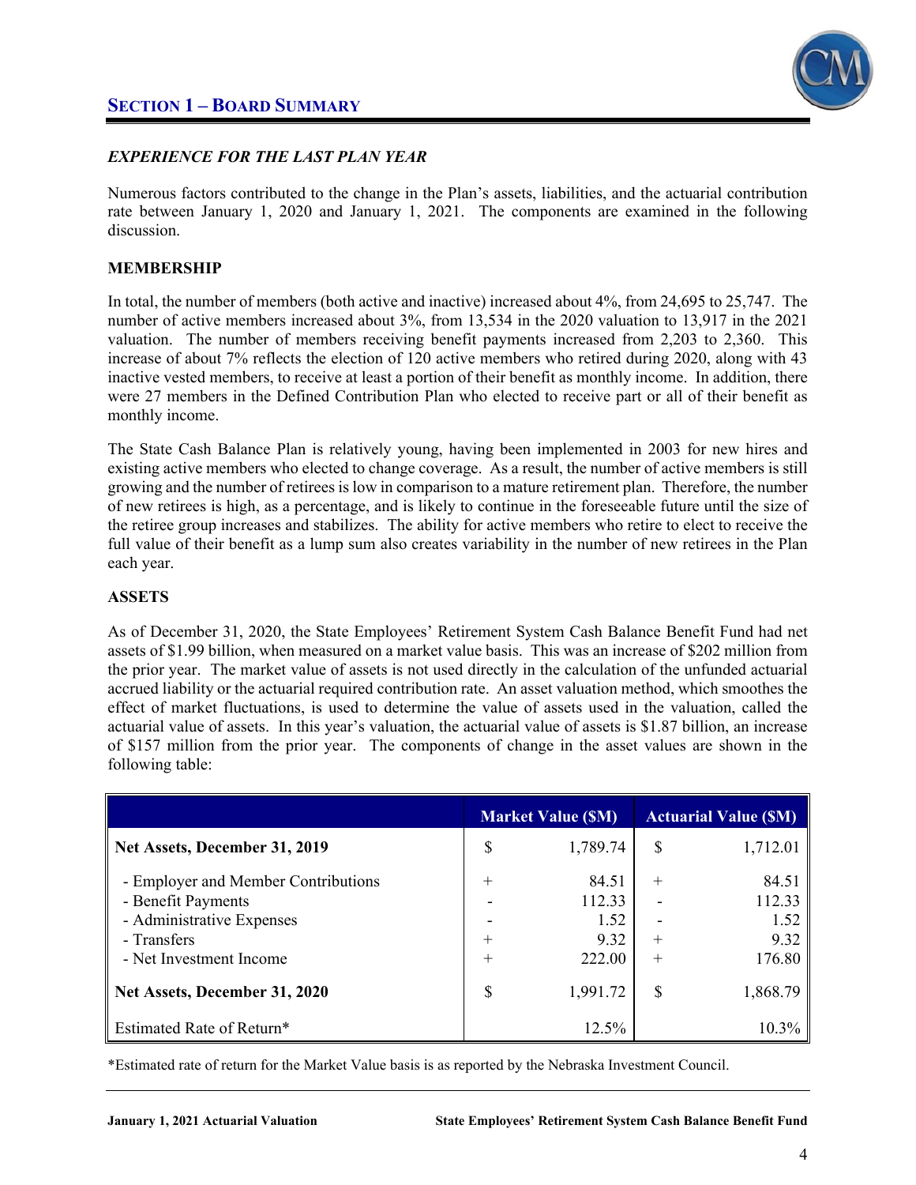## SECTION 1 – BOARD SUMMARY

### *EXPERIENCE FOR THE LAST PLAN YEAR*

Numerous factors contributed to the change in the Plan's assets, liabilities, and the actuarial contribution rate between January 1, 2020 and January 1, 2021. The components are examined in the following discussion.

### MEMBERSHIP

In total, the number of members (both active and inactive) increased about 4%, from 24,695 to 25,747. The number of active members increased about 3%, from 13,534 in the 2020 valuation to 13,917 in the 2021 valuation. The number of members receiving benefit payments increased from 2,203 to 2,360. This increase of about 7% reflects the election of 120 active members who retired during 2020, along with 43 inactive vested members, to receive at least a portion of their benefit as monthly income. In addition, there were 27 members in the Defined Contribution Plan who elected to receive part or all of their benefit as monthly income.

The State Cash Balance Plan is relatively young, having been implemented in 2003 for new hires and existing active members who elected to change coverage. As a result, the number of active members is still growing and the number of retirees is low in comparison to a mature retirement plan. Therefore, the number of new retirees is high, as a percentage, and is likely to continue in the foreseeable future until the size of the retiree group increases and stabilizes. The ability for active members who retire to elect to receive the full value of their benefit as a lump sum also creates variability in the number of new retirees in the Plan each year.

### ASSETS

As of December 31, 2020, the State Employees' Retirement System Cash Balance Benefit Fund had net assets of $1.99 billion, when measured on a market value basis. This was an increase of $202 million from the prior year. The market value of assets is not used directly in the calculation of the unfunded actuarial accrued liability or the actuarial required contribution rate. An asset valuation method, which smoothes the effect of market fluctuations, is used to determine the value of assets used in the valuation, called the actuarial value of assets. In this year's valuation, the actuarial value of assets is $1.87 billion, an increase of $157 million from the prior year. The components of change in the asset values are shown in the following table:

| | Market Value ($M) | | Actuarial Value ($M) | |
|---|---|---|---|---|
| **Net Assets, December 31, 2019** | $ | 1,789.74 | $ | 1,712.01 |
| - Employer and Member Contributions | + | 84.51 | + | 84.51 |
| - Benefit Payments | - | 112.33 | - | 112.33 |
| - Administrative Expenses | - | 1.52 | - | 1.52 |
| - Transfers | + | 9.32 | + | 9.32 |
| - Net Investment Income | + | 222.00 | + | 176.80 |
| **Net Assets, December 31, 2020** | $ | 1,991.72 | $ | 1,868.79 |
| Estimated Rate of Return* | | 12.5% | | 10.3% |

*Estimated rate of return for the Market Value basis is as reported by the Nebraska Investment Council.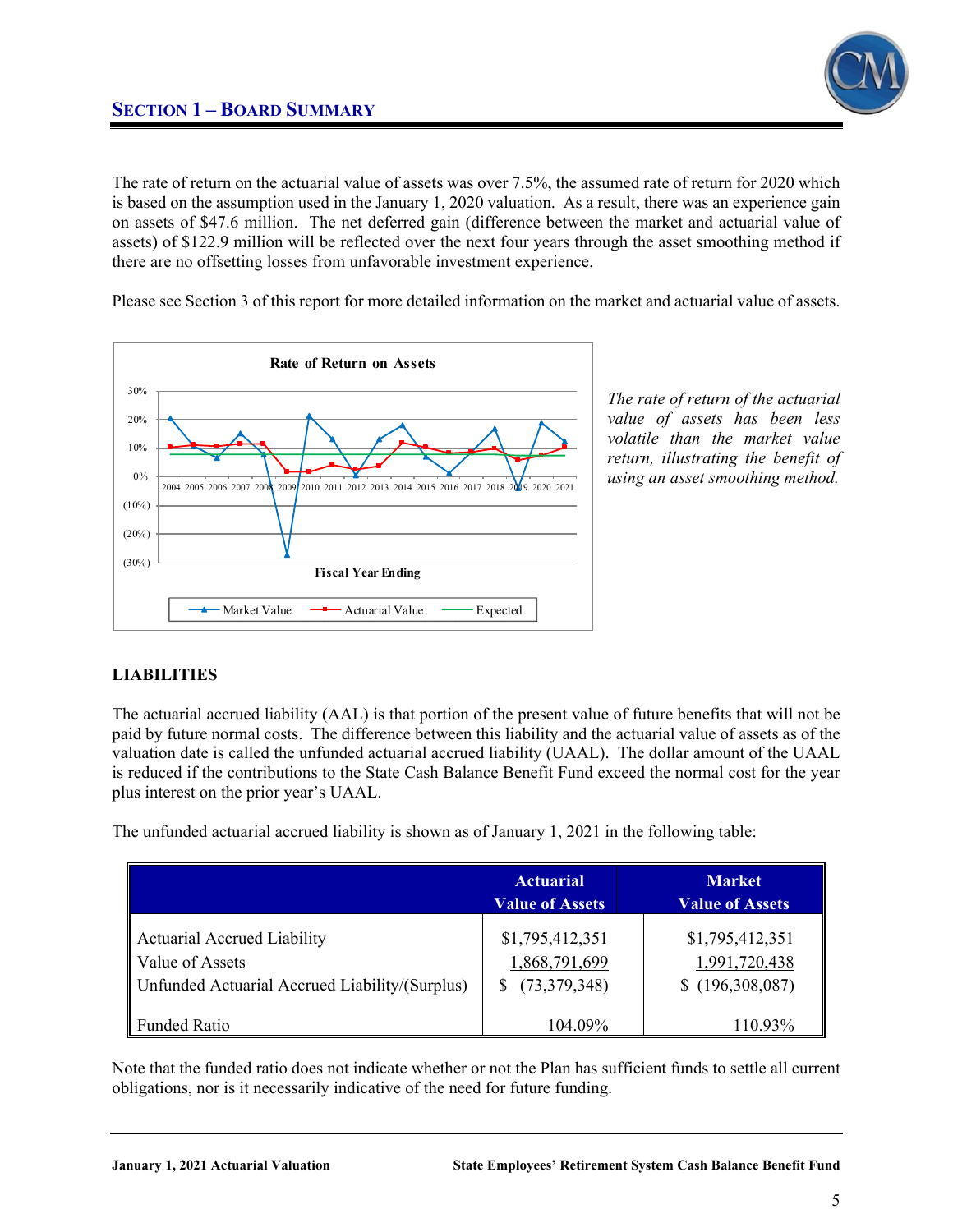## SECTION 1 – BOARD SUMMARY

The rate of return on the actuarial value of assets was over 7.5%, the assumed rate of return for 2020 which is based on the assumption used in the January 1, 2020 valuation. As a result, there was an experience gain on assets of $47.6 million. The net deferred gain (difference between the market and actuarial value of assets) of $122.9 million will be reflected over the next four years through the asset smoothing method if there are no offsetting losses from unfavorable investment experience.

Please see Section 3 of this report for more detailed information on the market and actuarial value of assets.

**Rate of Return on Assets**

30%
20%
10%
0%
(10%)
(20%)
(30%)

2004 2005 2006 2007 2008 2009 2010 2011 2012 2013 2014 2015 2016 2017 2018 2019 2020 2021

**Fiscal Year Ending**

Market Value — Actuarial Value — Expected

*The rate of return of the actuarial value of assets has been less volatile than the market value return, illustrating the benefit of using an asset smoothing method.*

### LIABILITIES

The actuarial accrued liability (AAL) is that portion of the present value of future benefits that will not be paid by future normal costs. The difference between this liability and the actuarial value of assets as of the valuation date is called the unfunded actuarial accrued liability (UAAL). The dollar amount of the UAAL is reduced if the contributions to the State Cash Balance Benefit Fund exceed the normal cost for the year plus interest on the prior year's UAAL.

The unfunded actuarial accrued liability is shown as of January 1, 2021 in the following table:

| | Actuarial Value of Assets | Market Value of Assets |
|---|---|---|
| Actuarial Accrued Liability | $1,795,412,351 | $1,795,412,351 |
| Value of Assets | 1,868,791,699 | 1,991,720,438 |
| Unfunded Actuarial Accrued Liability/(Surplus) | $ (73,379,348) | $ (196,308,087) |
| Funded Ratio | 104.09% | 110.93% |

Note that the funded ratio does not indicate whether or not the Plan has sufficient funds to settle all current obligations, nor is it necessarily indicative of the need for future funding.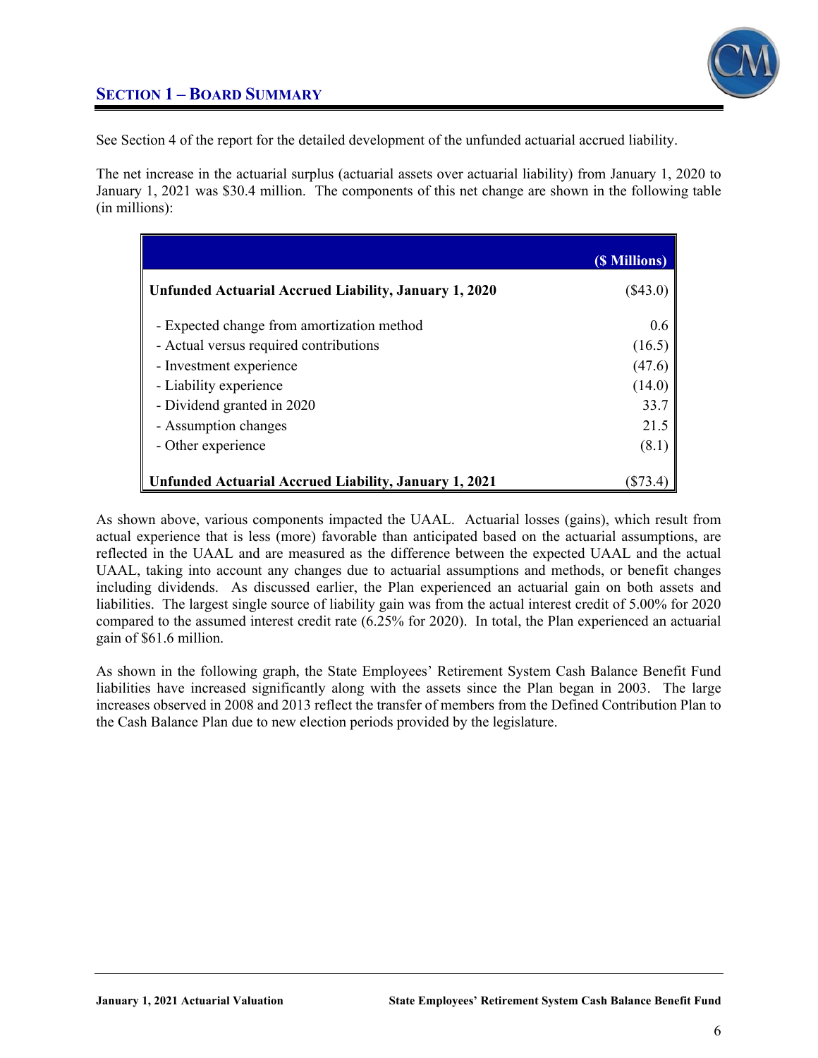## SECTION 1 – BOARD SUMMARY

See Section 4 of the report for the detailed development of the unfunded actuarial accrued liability.

The net increase in the actuarial surplus (actuarial assets over actuarial liability) from January 1, 2020 to January 1, 2021 was $30.4 million. The components of this net change are shown in the following table (in millions):

| | ($ Millions) |
|---|---|
| **Unfunded Actuarial Accrued Liability, January 1, 2020** | ($43.0) |
| - Expected change from amortization method | 0.6 |
| - Actual versus required contributions | (16.5) |
| - Investment experience | (47.6) |
| - Liability experience | (14.0) |
| - Dividend granted in 2020 | 33.7 |
| - Assumption changes | 21.5 |
| - Other experience | (8.1) |
| **Unfunded Actuarial Accrued Liability, January 1, 2021** | ($73.4) |

As shown above, various components impacted the UAAL. Actuarial losses (gains), which result from actual experience that is less (more) favorable than anticipated based on the actuarial assumptions, are reflected in the UAAL and are measured as the difference between the expected UAAL and the actual UAAL, taking into account any changes due to actuarial assumptions and methods, or benefit changes including dividends. As discussed earlier, the Plan experienced an actuarial gain on both assets and liabilities. The largest single source of liability gain was from the actual interest credit of 5.00% for 2020 compared to the assumed interest credit rate (6.25% for 2020). In total, the Plan experienced an actuarial gain of $61.6 million.

As shown in the following graph, the State Employees' Retirement System Cash Balance Benefit Fund liabilities have increased significantly along with the assets since the Plan began in 2003. The large increases observed in 2008 and 2013 reflect the transfer of members from the Defined Contribution Plan to the Cash Balance Plan due to new election periods provided by the legislature.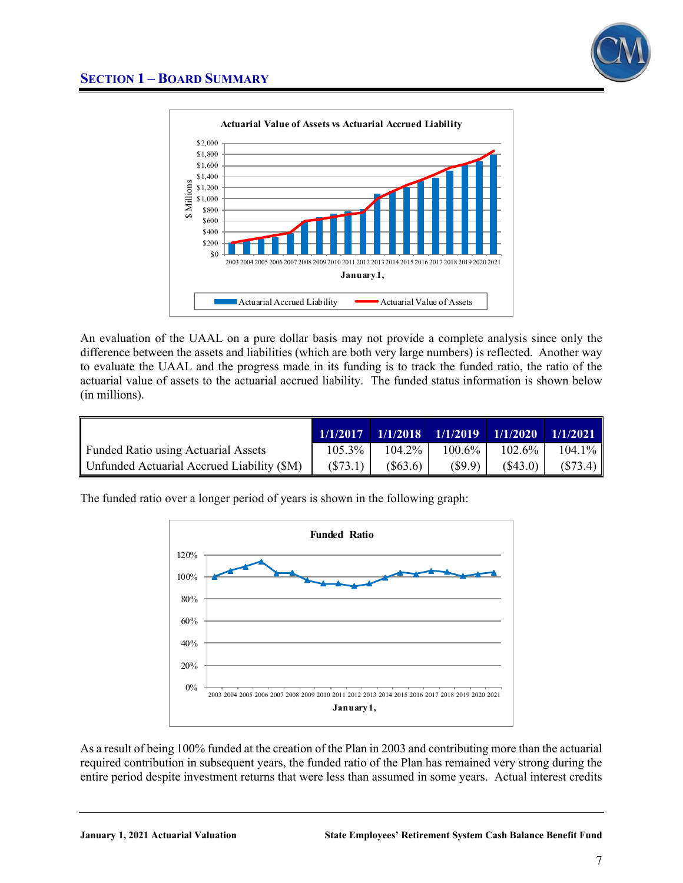## SECTION 1 – BOARD SUMMARY

**Actuarial Value of Assets vs Actuarial Accrued Liability**

An evaluation of the UAAL on a pure dollar basis may not provide a complete analysis since only the difference between the assets and liabilities (which are both very large numbers) is reflected. Another way to evaluate the UAAL and the progress made in its funding is to track the funded ratio, the ratio of the actuarial value of assets to the actuarial accrued liability. The funded status information is shown below (in millions).

| | 1/1/2017 | 1/1/2018 | 1/1/2019 | 1/1/2020 | 1/1/2021 |
|---|---|---|---|---|---|
| Funded Ratio using Actuarial Assets | 105.3% | 104.2% | 100.6% | 102.6% | 104.1% |
| Unfunded Actuarial Accrued Liability ($M) | ($73.1) | ($63.6) | ($9.9) | ($43.0) | ($73.4) |

The funded ratio over a longer period of years is shown in the following graph:

**Funded Ratio**

As a result of being 100% funded at the creation of the Plan in 2003 and contributing more than the actuarial required contribution in subsequent years, the funded ratio of the Plan has remained very strong during the entire period despite investment returns that were less than assumed in some years. Actual interest credits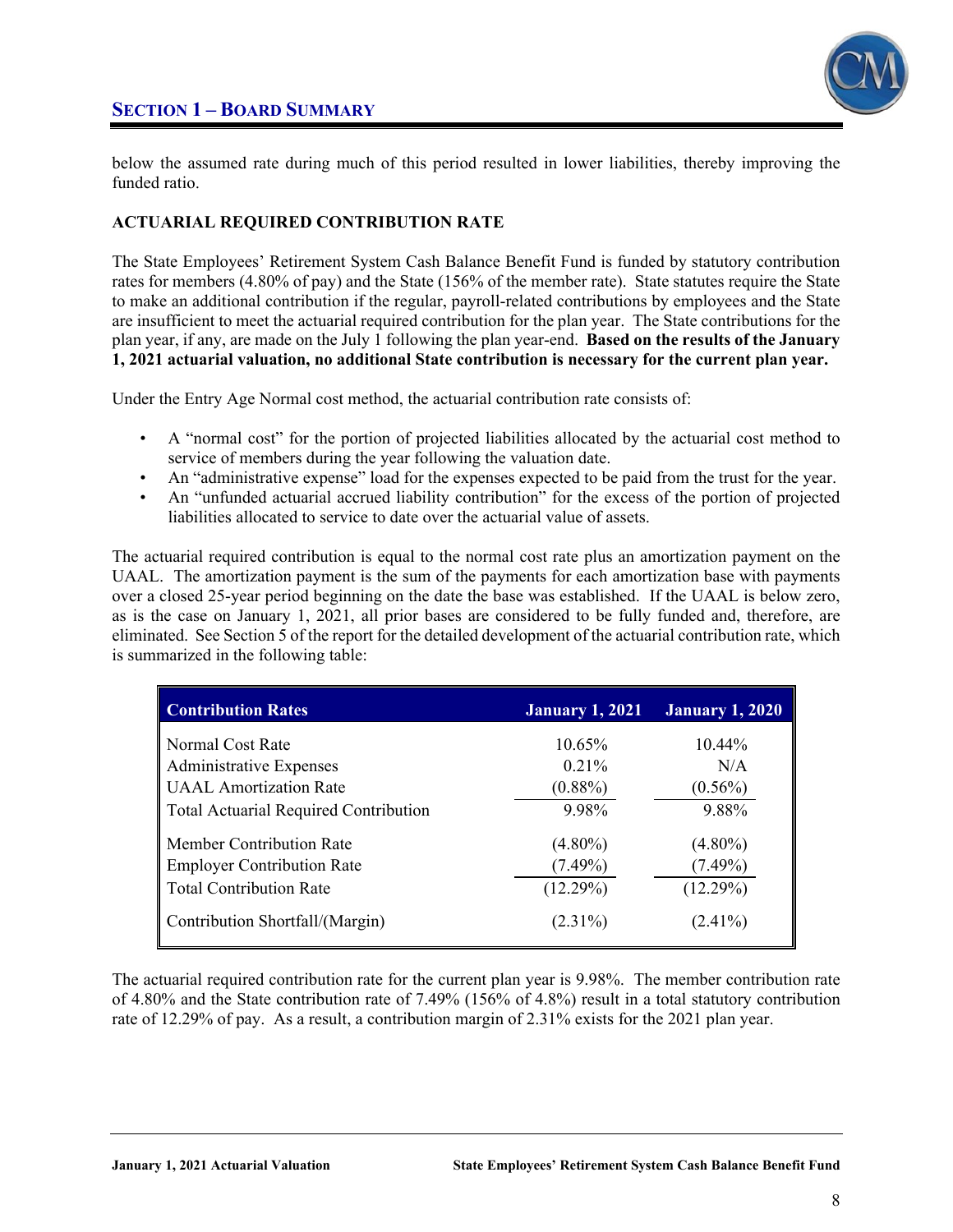below the assumed rate during much of this period resulted in lower liabilities, thereby improving the funded ratio.

**ACTUARIAL REQUIRED CONTRIBUTION RATE**

The State Employees' Retirement System Cash Balance Benefit Fund is funded by statutory contribution rates for members (4.80% of pay) and the State (156% of the member rate). State statutes require the State to make an additional contribution if the regular, payroll-related contributions by employees and the State are insufficient to meet the actuarial required contribution for the plan year. The State contributions for the plan year, if any, are made on the July 1 following the plan year-end. **Based on the results of the January 1, 2021 actuarial valuation, no additional State contribution is necessary for the current plan year.**

Under the Entry Age Normal cost method, the actuarial contribution rate consists of:

- A "normal cost" for the portion of projected liabilities allocated by the actuarial cost method to service of members during the year following the valuation date.
- An "administrative expense" load for the expenses expected to be paid from the trust for the year.
- An "unfunded actuarial accrued liability contribution" for the excess of the portion of projected liabilities allocated to service to date over the actuarial value of assets.

The actuarial required contribution is equal to the normal cost rate plus an amortization payment on the UAAL. The amortization payment is the sum of the payments for each amortization base with payments over a closed 25-year period beginning on the date the base was established. If the UAAL is below zero, as is the case on January 1, 2021, all prior bases are considered to be fully funded and, therefore, are eliminated. See Section 5 of the report for the detailed development of the actuarial contribution rate, which is summarized in the following table:

| Contribution Rates | January 1, 2021 | January 1, 2020 |
|---|---|---|
| Normal Cost Rate | 10.65% | 10.44% |
| Administrative Expenses | 0.21% | N/A |
| UAAL Amortization Rate | (0.88%) | (0.56%) |
| Total Actuarial Required Contribution | 9.98% | 9.88% |
| Member Contribution Rate | (4.80%) | (4.80%) |
| Employer Contribution Rate | (7.49%) | (7.49%) |
| Total Contribution Rate | (12.29%) | (12.29%) |
| Contribution Shortfall/(Margin) | (2.31%) | (2.41%) |

The actuarial required contribution rate for the current plan year is 9.98%. The member contribution rate of 4.80% and the State contribution rate of 7.49% (156% of 4.8%) result in a total statutory contribution rate of 12.29% of pay. As a result, a contribution margin of 2.31% exists for the 2021 plan year.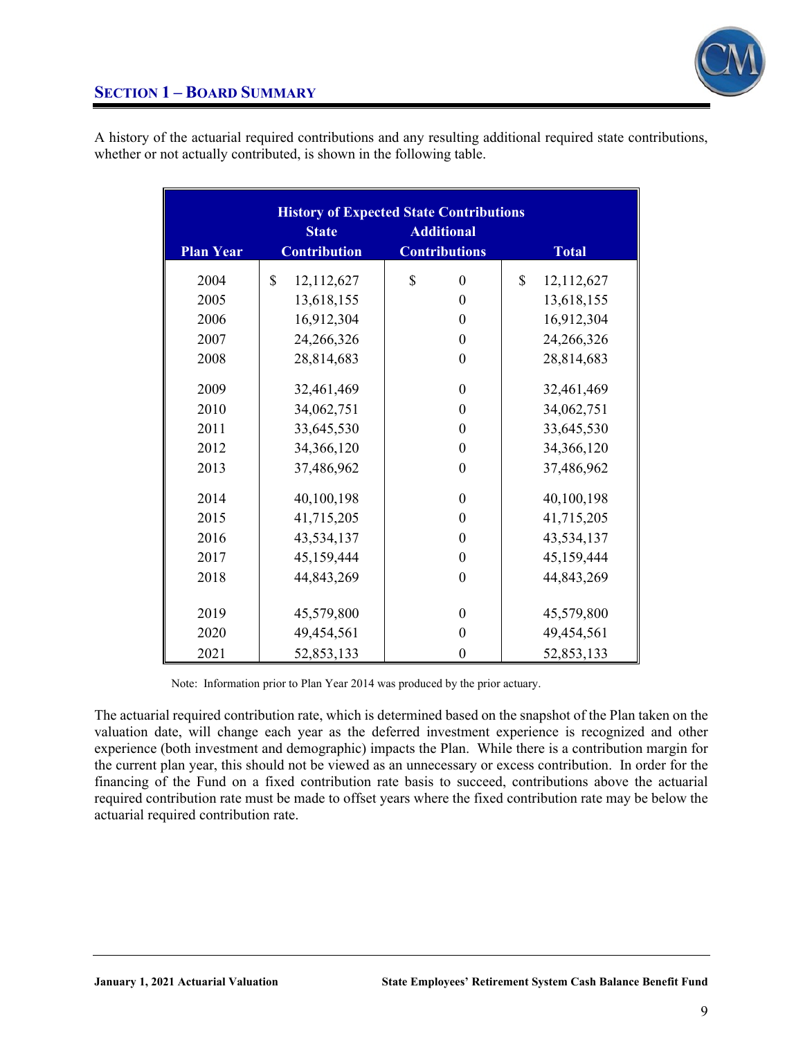## SECTION 1 – BOARD SUMMARY

A history of the actuarial required contributions and any resulting additional required state contributions, whether or not actually contributed, is shown in the following table.

| History of Expected State Contributions | | | |
|---|---|---|---|
| Plan Year | State Contribution | Additional Contributions | Total |
| 2004 | $ 12,112,627 | $ 0 | $ 12,112,627 |
| 2005 | 13,618,155 | 0 | 13,618,155 |
| 2006 | 16,912,304 | 0 | 16,912,304 |
| 2007 | 24,266,326 | 0 | 24,266,326 |
| 2008 | 28,814,683 | 0 | 28,814,683 |
| 2009 | 32,461,469 | 0 | 32,461,469 |
| 2010 | 34,062,751 | 0 | 34,062,751 |
| 2011 | 33,645,530 | 0 | 33,645,530 |
| 2012 | 34,366,120 | 0 | 34,366,120 |
| 2013 | 37,486,962 | 0 | 37,486,962 |
| 2014 | 40,100,198 | 0 | 40,100,198 |
| 2015 | 41,715,205 | 0 | 41,715,205 |
| 2016 | 43,534,137 | 0 | 43,534,137 |
| 2017 | 45,159,444 | 0 | 45,159,444 |
| 2018 | 44,843,269 | 0 | 44,843,269 |
| 2019 | 45,579,800 | 0 | 45,579,800 |
| 2020 | 49,454,561 | 0 | 49,454,561 |
| 2021 | 52,853,133 | 0 | 52,853,133 |

Note: Information prior to Plan Year 2014 was produced by the prior actuary.

The actuarial required contribution rate, which is determined based on the snapshot of the Plan taken on the valuation date, will change each year as the deferred investment experience is recognized and other experience (both investment and demographic) impacts the Plan. While there is a contribution margin for the current plan year, this should not be viewed as an unnecessary or excess contribution. In order for the financing of the Fund on a fixed contribution rate basis to succeed, contributions above the actuarial required contribution rate must be made to offset years where the fixed contribution rate may be below the actuarial required contribution rate.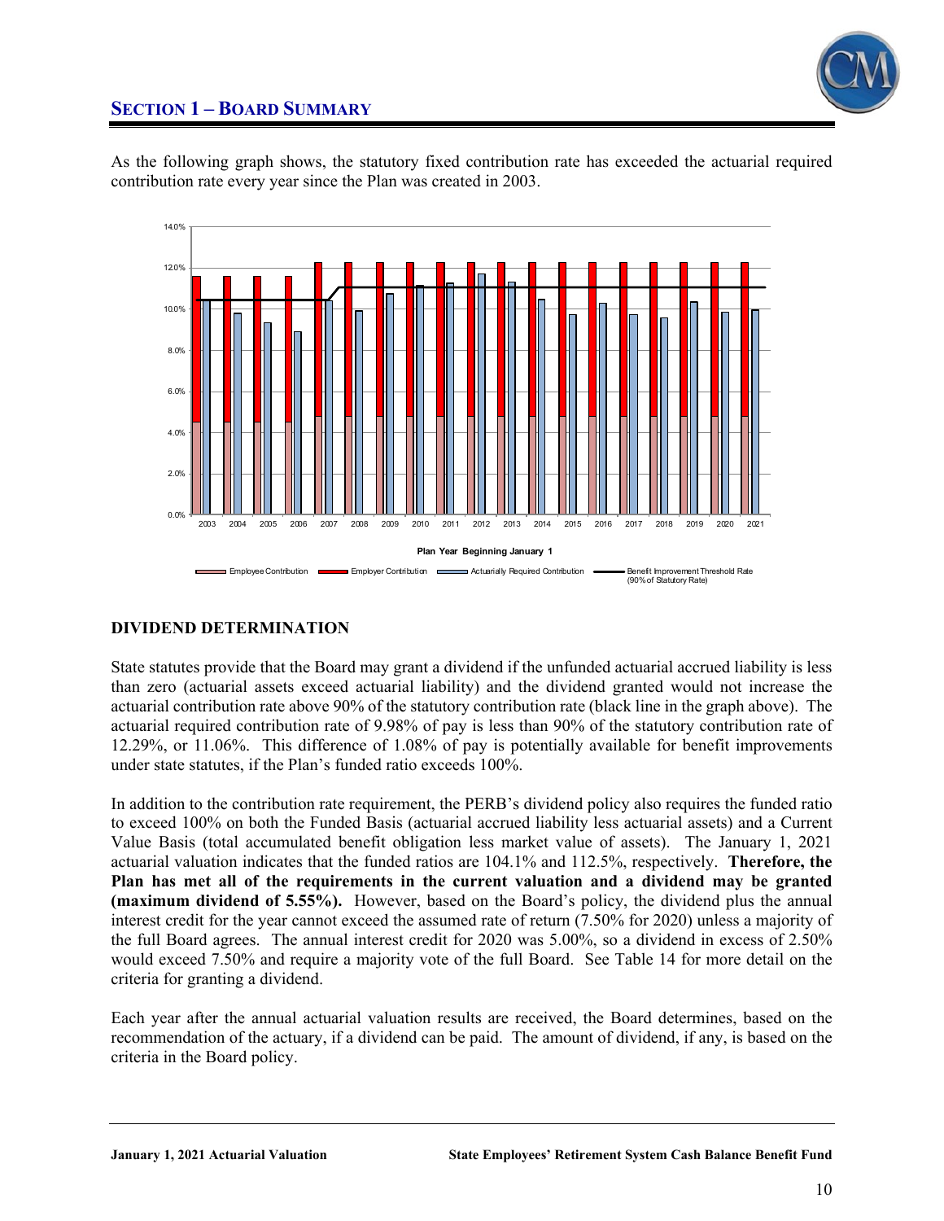As the following graph shows, the statutory fixed contribution rate has exceeded the actuarial required contribution rate every year since the Plan was created in 2003.

## DIVIDEND DETERMINATION

State statutes provide that the Board may grant a dividend if the unfunded actuarial accrued liability is less than zero (actuarial assets exceed actuarial liability) and the dividend granted would not increase the actuarial contribution rate above 90% of the statutory contribution rate (black line in the graph above). The actuarial required contribution rate of 9.98% of pay is less than 90% of the statutory contribution rate of 12.29%, or 11.06%. This difference of 1.08% of pay is potentially available for benefit improvements under state statutes, if the Plan's funded ratio exceeds 100%.

In addition to the contribution rate requirement, the PERB's dividend policy also requires the funded ratio to exceed 100% on both the Funded Basis (actuarial accrued liability less actuarial assets) and a Current Value Basis (total accumulated benefit obligation less market value of assets). The January 1, 2021 actuarial valuation indicates that the funded ratios are 104.1% and 112.5%, respectively. **Therefore, the Plan has met all of the requirements in the current valuation and a dividend may be granted (maximum dividend of 5.55%).** However, based on the Board's policy, the dividend plus the annual interest credit for the year cannot exceed the assumed rate of return (7.50% for 2020) unless a majority of the full Board agrees. The annual interest credit for 2020 was 5.00%, so a dividend in excess of 2.50% would exceed 7.50% and require a majority vote of the full Board. See Table 14 for more detail on the criteria for granting a dividend.

Each year after the annual actuarial valuation results are received, the Board determines, based on the recommendation of the actuary, if a dividend can be paid. The amount of dividend, if any, is based on the criteria in the Board policy.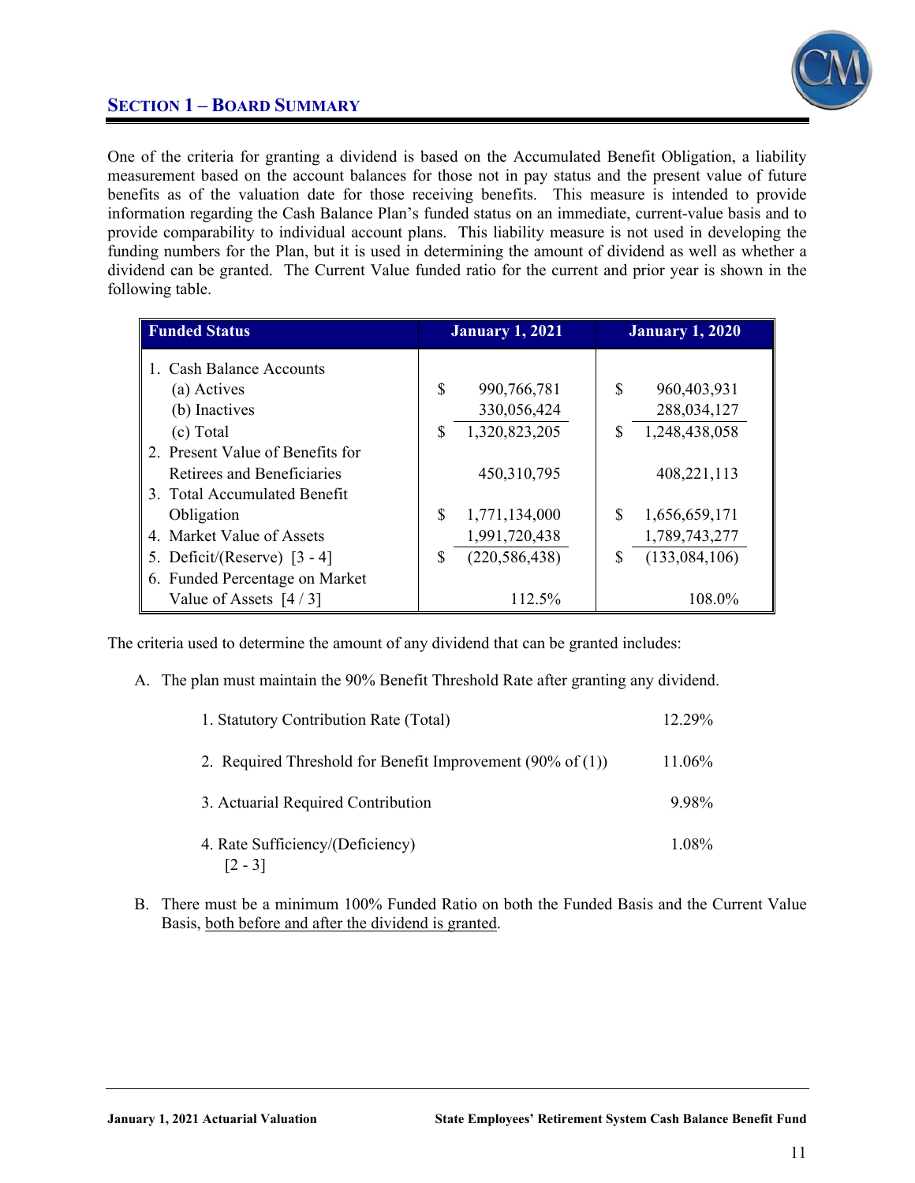## SECTION 1 – BOARD SUMMARY

One of the criteria for granting a dividend is based on the Accumulated Benefit Obligation, a liability measurement based on the account balances for those not in pay status and the present value of future benefits as of the valuation date for those receiving benefits. This measure is intended to provide information regarding the Cash Balance Plan's funded status on an immediate, current-value basis and to provide comparability to individual account plans. This liability measure is not used in developing the funding numbers for the Plan, but it is used in determining the amount of dividend as well as whether a dividend can be granted. The Current Value funded ratio for the current and prior year is shown in the following table.

| Funded Status | January 1, 2021 | January 1, 2020 |
|---|---|---|
| 1. Cash Balance Accounts | | |
| (a) Actives | $ 990,766,781 | $ 960,403,931 |
| (b) Inactives | 330,056,424 | 288,034,127 |
| (c) Total | $ 1,320,823,205 | $ 1,248,438,058 |
| 2. Present Value of Benefits for Retirees and Beneficiaries | 450,310,795 | 408,221,113 |
| 3. Total Accumulated Benefit Obligation | $ 1,771,134,000 | $ 1,656,659,171 |
| 4. Market Value of Assets | 1,991,720,438 | 1,789,743,277 |
| 5. Deficit/(Reserve) [3 - 4] | $ (220,586,438) | $ (133,084,106) |
| 6. Funded Percentage on Market Value of Assets [4 / 3] | 112.5% | 108.0% |

The criteria used to determine the amount of any dividend that can be granted includes:

A. The plan must maintain the 90% Benefit Threshold Rate after granting any dividend.

| | |
|---|---|
| 1. Statutory Contribution Rate (Total) | 12.29% |
| 2. Required Threshold for Benefit Improvement (90% of (1)) | 11.06% |
| 3. Actuarial Required Contribution | 9.98% |
| 4. Rate Sufficiency/(Deficiency) [2 - 3] | 1.08% |

B. There must be a minimum 100% Funded Ratio on both the Funded Basis and the Current Value Basis, both before and after the dividend is granted.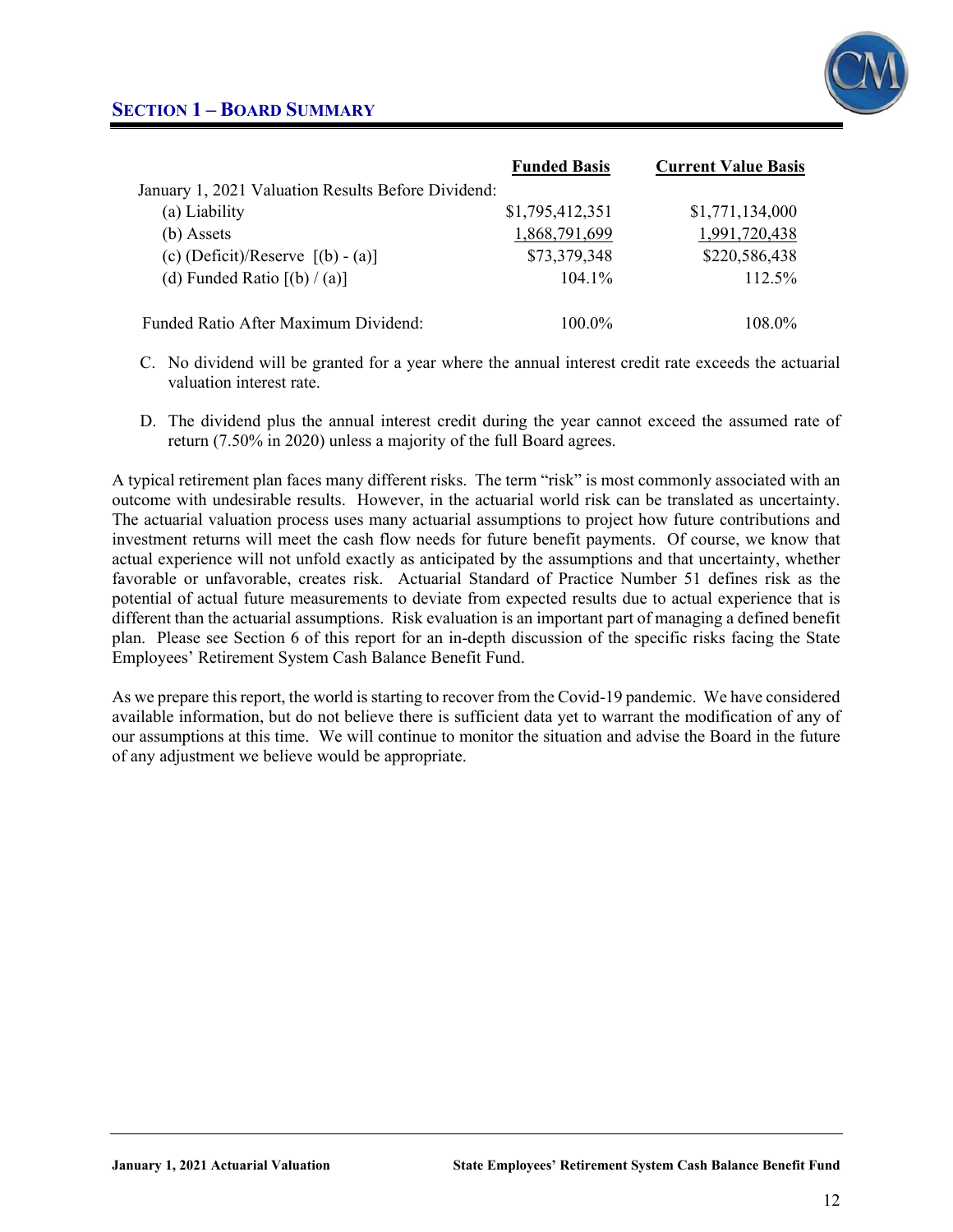## SECTION 1 – BOARD SUMMARY

| | Funded Basis | Current Value Basis |
|---|---|---|
| January 1, 2021 Valuation Results Before Dividend: | | |
| (a) Liability | $1,795,412,351 | $1,771,134,000 |
| (b) Assets | 1,868,791,699 | 1,991,720,438 |
| (c) (Deficit)/Reserve [(b) - (a)] | $73,379,348 | $220,586,438 |
| (d) Funded Ratio [(b) / (a)] | 104.1% | 112.5% |
| | | |
| Funded Ratio After Maximum Dividend: | 100.0% | 108.0% |

C. No dividend will be granted for a year where the annual interest credit rate exceeds the actuarial valuation interest rate.

D. The dividend plus the annual interest credit during the year cannot exceed the assumed rate of return (7.50% in 2020) unless a majority of the full Board agrees.

A typical retirement plan faces many different risks. The term "risk" is most commonly associated with an outcome with undesirable results. However, in the actuarial world risk can be translated as uncertainty. The actuarial valuation process uses many actuarial assumptions to project how future contributions and investment returns will meet the cash flow needs for future benefit payments. Of course, we know that actual experience will not unfold exactly as anticipated by the assumptions and that uncertainty, whether favorable or unfavorable, creates risk. Actuarial Standard of Practice Number 51 defines risk as the potential of actual future measurements to deviate from expected results due to actual experience that is different than the actuarial assumptions. Risk evaluation is an important part of managing a defined benefit plan. Please see Section 6 of this report for an in-depth discussion of the specific risks facing the State Employees' Retirement System Cash Balance Benefit Fund.

As we prepare this report, the world is starting to recover from the Covid-19 pandemic. We have considered available information, but do not believe there is sufficient data yet to warrant the modification of any of our assumptions at this time. We will continue to monitor the situation and advise the Board in the future of any adjustment we believe would be appropriate.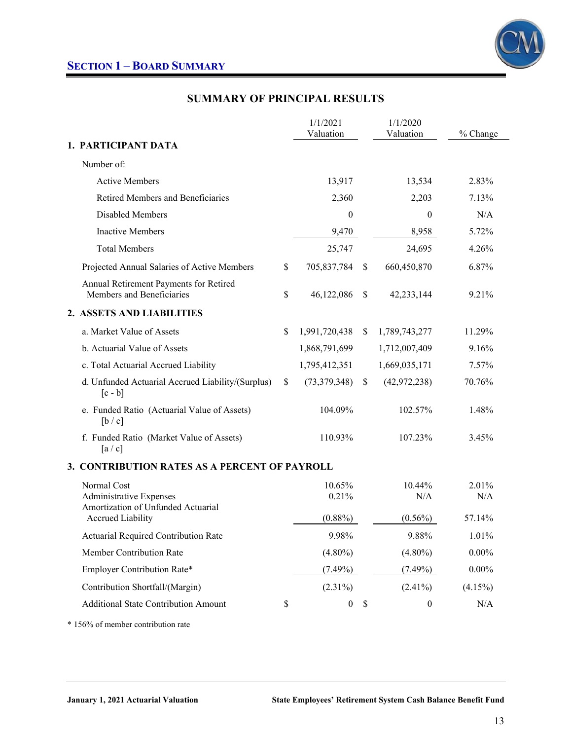## SECTION 1 – BOARD SUMMARY

### SUMMARY OF PRINCIPAL RESULTS

| | 1/1/2021 Valuation | 1/1/2020 Valuation | % Change |
|---|---|---|---|
| **1. PARTICIPANT DATA** | | | |
| Number of: | | | |
| Active Members | 13,917 | 13,534 | 2.83% |
| Retired Members and Beneficiaries | 2,360 | 2,203 | 7.13% |
| Disabled Members | 0 | 0 | N/A |
| Inactive Members | 9,470 | 8,958 | 5.72% |
| Total Members | 25,747 | 24,695 | 4.26% |
| Projected Annual Salaries of Active Members | $ 705,837,784 | $ 660,450,870 | 6.87% |
| Annual Retirement Payments for Retired Members and Beneficiaries | $ 46,122,086 | $ 42,233,144 | 9.21% |
| **2. ASSETS AND LIABILITIES** | | | |
| a. Market Value of Assets | $ 1,991,720,438 | $ 1,789,743,277 | 11.29% |
| b. Actuarial Value of Assets | 1,868,791,699 | 1,712,007,409 | 9.16% |
| c. Total Actuarial Accrued Liability | 1,795,412,351 | 1,669,035,171 | 7.57% |
| d. Unfunded Actuarial Accrued Liability/(Surplus) [c - b] | $ (73,379,348) | $ (42,972,238) | 70.76% |
| e. Funded Ratio (Actuarial Value of Assets) [b / c] | 104.09% | 102.57% | 1.48% |
| f. Funded Ratio (Market Value of Assets) [a / c] | 110.93% | 107.23% | 3.45% |
| **3. CONTRIBUTION RATES AS A PERCENT OF PAYROLL** | | | |
| Normal Cost | 10.65% | 10.44% | 2.01% |
| Administrative Expenses | 0.21% | N/A | N/A |
| Amortization of Unfunded Actuarial Accrued Liability | (0.88%) | (0.56%) | 57.14% |
| Actuarial Required Contribution Rate | 9.98% | 9.88% | 1.01% |
| Member Contribution Rate | (4.80%) | (4.80%) | 0.00% |
| Employer Contribution Rate* | (7.49%) | (7.49%) | 0.00% |
| Contribution Shortfall/(Margin) | (2.31%) | (2.41%) | (4.15%) |
| Additional State Contribution Amount | $ 0 | $ 0 | N/A |

* 156% of member contribution rate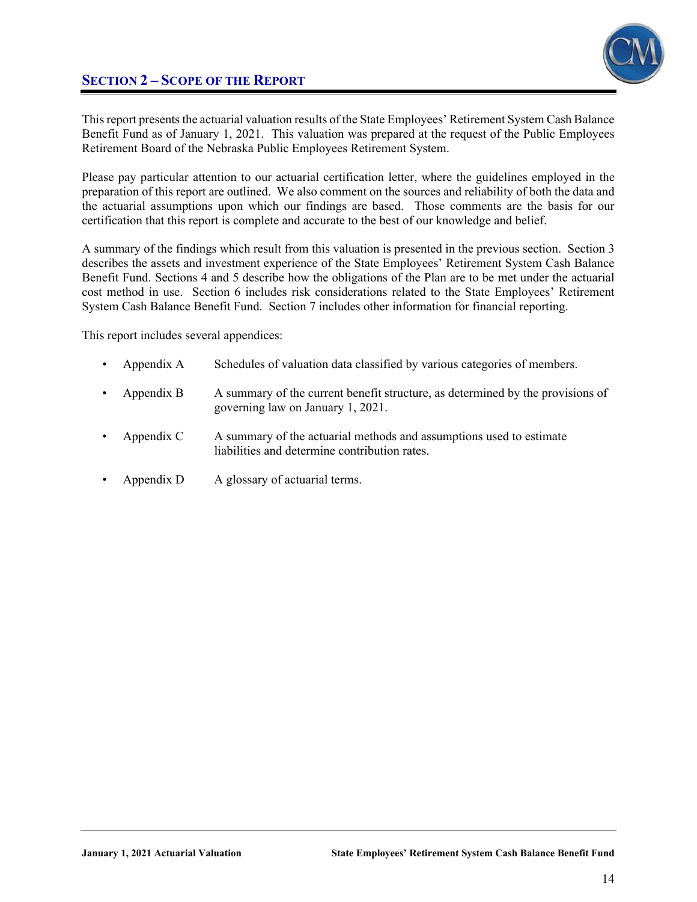## SECTION 2 – SCOPE OF THE REPORT

This report presents the actuarial valuation results of the State Employees' Retirement System Cash Balance Benefit Fund as of January 1, 2021. This valuation was prepared at the request of the Public Employees Retirement Board of the Nebraska Public Employees Retirement System.

Please pay particular attention to our actuarial certification letter, where the guidelines employed in the preparation of this report are outlined. We also comment on the sources and reliability of both the data and the actuarial assumptions upon which our findings are based. Those comments are the basis for our certification that this report is complete and accurate to the best of our knowledge and belief.

A summary of the findings which result from this valuation is presented in the previous section. Section 3 describes the assets and investment experience of the State Employees' Retirement System Cash Balance Benefit Fund. Sections 4 and 5 describe how the obligations of the Plan are to be met under the actuarial cost method in use. Section 6 includes risk considerations related to the State Employees' Retirement System Cash Balance Benefit Fund. Section 7 includes other information for financial reporting.

This report includes several appendices:

- Appendix A — Schedules of valuation data classified by various categories of members.
- Appendix B — A summary of the current benefit structure, as determined by the provisions of governing law on January 1, 2021.
- Appendix C — A summary of the actuarial methods and assumptions used to estimate liabilities and determine contribution rates.
- Appendix D — A glossary of actuarial terms.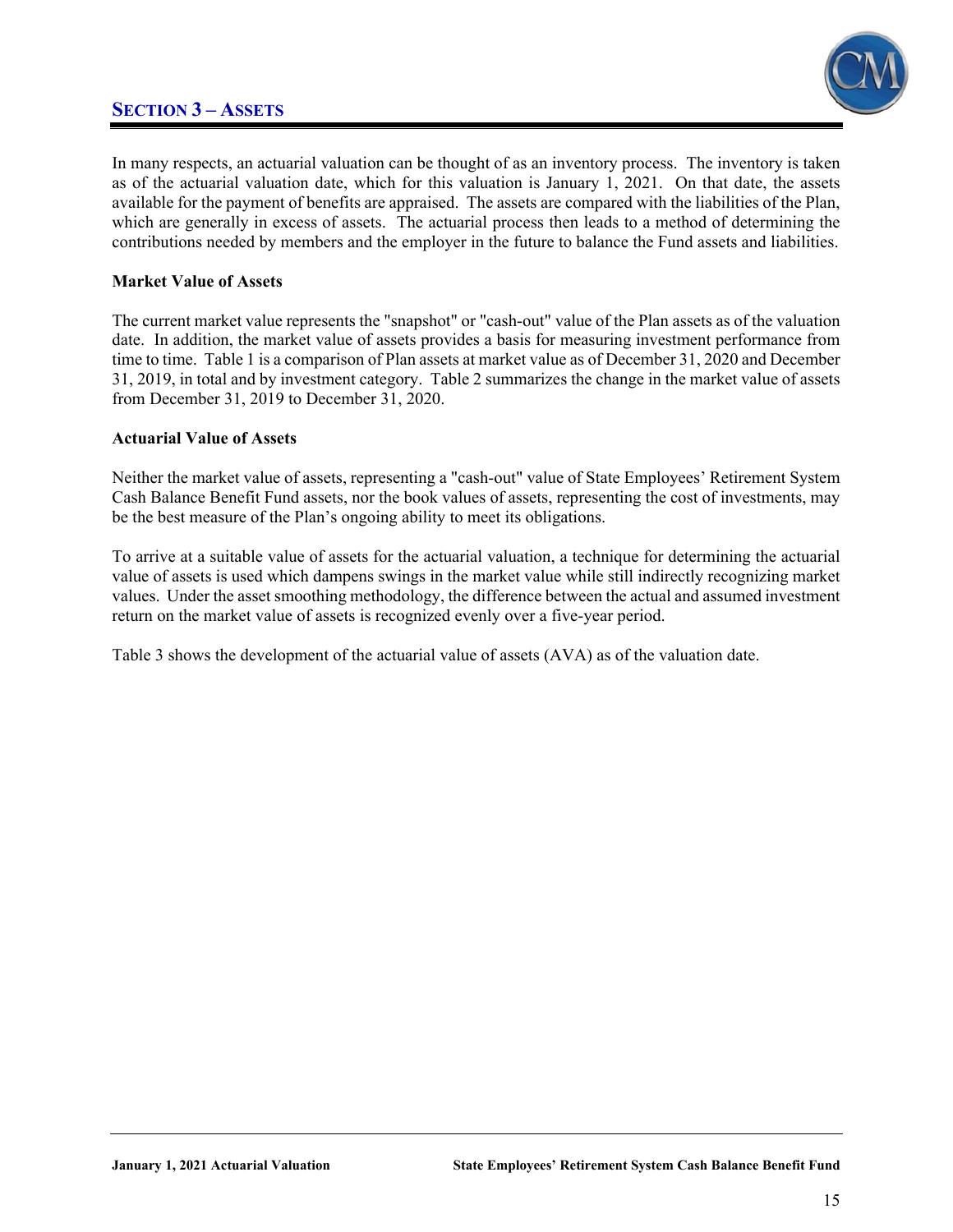## SECTION 3 – ASSETS

In many respects, an actuarial valuation can be thought of as an inventory process. The inventory is taken as of the actuarial valuation date, which for this valuation is January 1, 2021. On that date, the assets available for the payment of benefits are appraised. The assets are compared with the liabilities of the Plan, which are generally in excess of assets. The actuarial process then leads to a method of determining the contributions needed by members and the employer in the future to balance the Fund assets and liabilities.

**Market Value of Assets**

The current market value represents the "snapshot" or "cash-out" value of the Plan assets as of the valuation date. In addition, the market value of assets provides a basis for measuring investment performance from time to time. Table 1 is a comparison of Plan assets at market value as of December 31, 2020 and December 31, 2019, in total and by investment category. Table 2 summarizes the change in the market value of assets from December 31, 2019 to December 31, 2020.

**Actuarial Value of Assets**

Neither the market value of assets, representing a "cash-out" value of State Employees' Retirement System Cash Balance Benefit Fund assets, nor the book values of assets, representing the cost of investments, may be the best measure of the Plan's ongoing ability to meet its obligations.

To arrive at a suitable value of assets for the actuarial valuation, a technique for determining the actuarial value of assets is used which dampens swings in the market value while still indirectly recognizing market values. Under the asset smoothing methodology, the difference between the actual and assumed investment return on the market value of assets is recognized evenly over a five-year period.

Table 3 shows the development of the actuarial value of assets (AVA) as of the valuation date.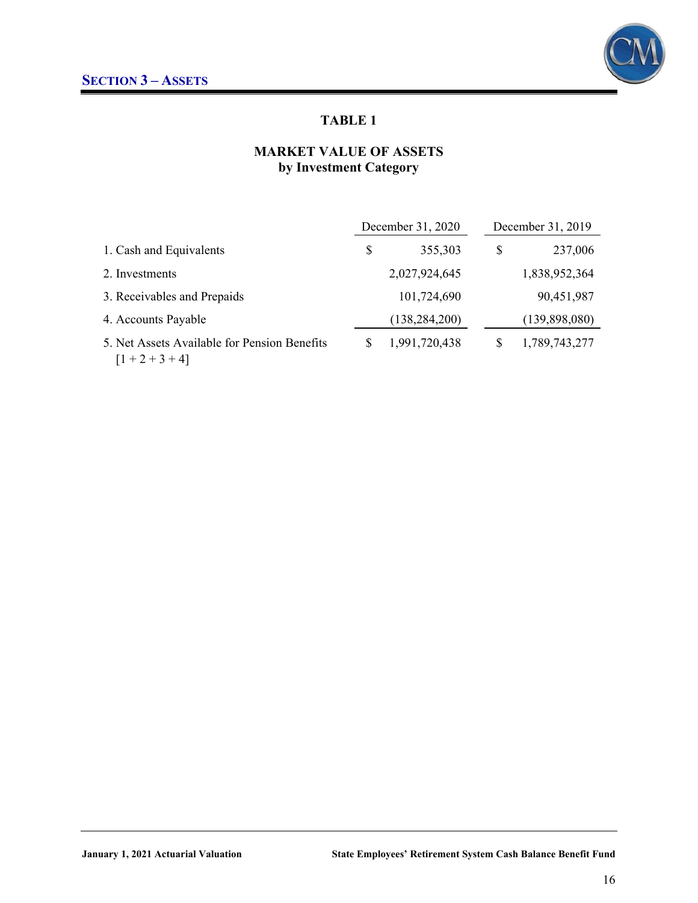## SECTION 3 – ASSETS

### TABLE 1

### MARKET VALUE OF ASSETS
### by Investment Category

| | December 31, 2020 | December 31, 2019 |
|---|---|---|
| 1. Cash and Equivalents | $ 355,303 | $ 237,006 |
| 2. Investments | 2,027,924,645 | 1,838,952,364 |
| 3. Receivables and Prepaids | 101,724,690 | 90,451,987 |
| 4. Accounts Payable | (138,284,200) | (139,898,080) |
| 5. Net Assets Available for Pension Benefits [1 + 2 + 3 + 4] | $ 1,991,720,438 | $ 1,789,743,277 |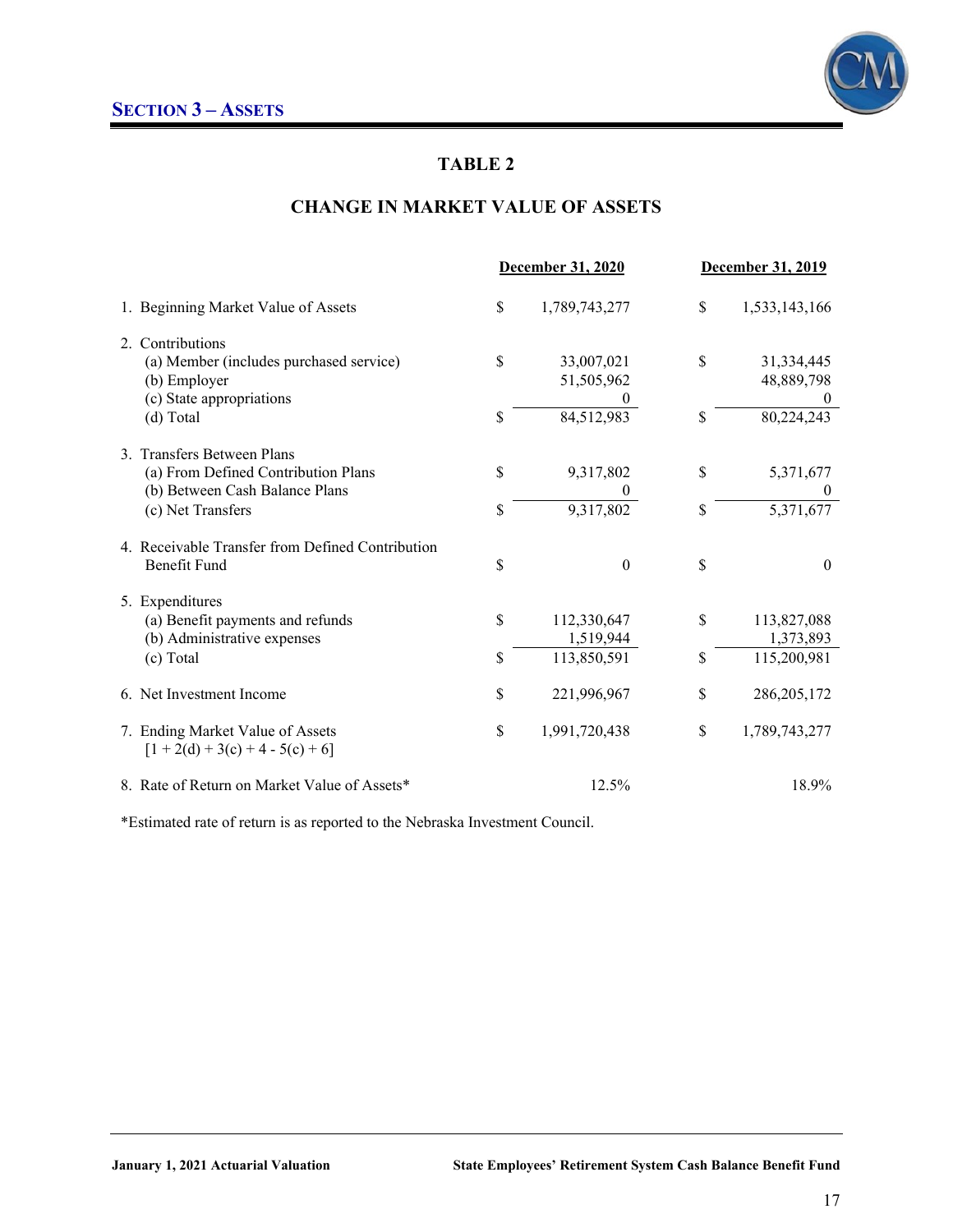## SECTION 3 – ASSETS

### TABLE 2

### CHANGE IN MARKET VALUE OF ASSETS

| | December 31, 2020 | December 31, 2019 |
|---|---|---|
| 1. Beginning Market Value of Assets | $ 1,789,743,277 | $ 1,533,143,166 |
| 2. Contributions | | |
| (a) Member (includes purchased service) | $ 33,007,021 | $ 31,334,445 |
| (b) Employer | 51,505,962 | 48,889,798 |
| (c) State appropriations | 0 | 0 |
| (d) Total | $ 84,512,983 | $ 80,224,243 |
| 3. Transfers Between Plans | | |
| (a) From Defined Contribution Plans | $ 9,317,802 | $ 5,371,677 |
| (b) Between Cash Balance Plans | 0 | 0 |
| (c) Net Transfers | $ 9,317,802 | $ 5,371,677 |
| 4. Receivable Transfer from Defined Contribution Benefit Fund | $ 0 | $ 0 |
| 5. Expenditures | | |
| (a) Benefit payments and refunds | $ 112,330,647 | $ 113,827,088 |
| (b) Administrative expenses | 1,519,944 | 1,373,893 |
| (c) Total | $ 113,850,591 | $ 115,200,981 |
| 6. Net Investment Income | $ 221,996,967 | $ 286,205,172 |
| 7. Ending Market Value of Assets [1 + 2(d) + 3(c) + 4 - 5(c) + 6] | $ 1,991,720,438 | $ 1,789,743,277 |
| 8. Rate of Return on Market Value of Assets* | 12.5% | 18.9% |

*Estimated rate of return is as reported to the Nebraska Investment Council.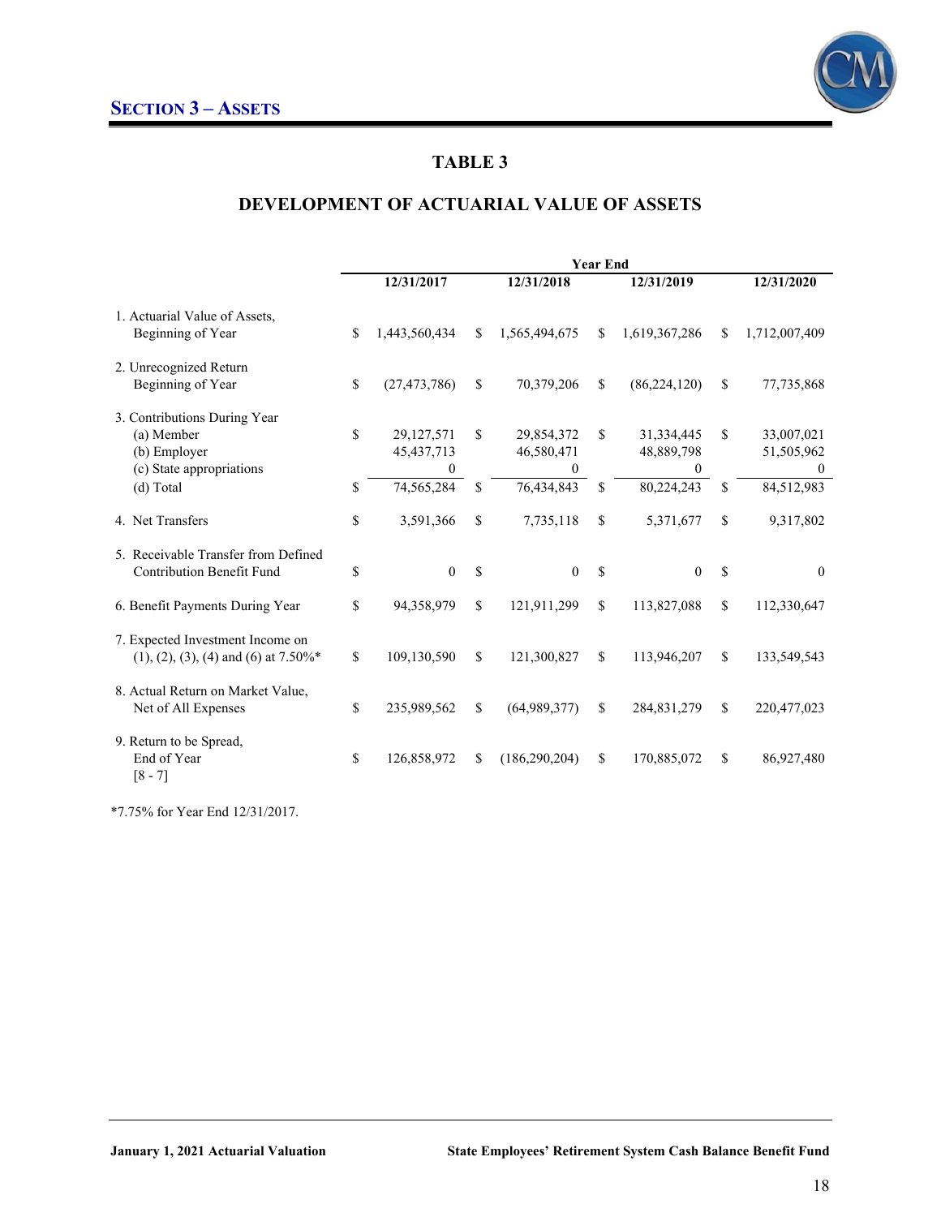## SECTION 3 – ASSETS

# TABLE 3

## DEVELOPMENT OF ACTUARIAL VALUE OF ASSETS

| | Year End | | | |
|---|---|---|---|---|
| | 12/31/2017 | 12/31/2018 | 12/31/2019 | 12/31/2020 |
| 1. Actuarial Value of Assets, Beginning of Year | $ 1,443,560,434 | $ 1,565,494,675 | $ 1,619,367,286 | $ 1,712,007,409 |
| 2. Unrecognized Return Beginning of Year | $ (27,473,786) | $ 70,379,206 | $ (86,224,120) | $ 77,735,868 |
| 3. Contributions During Year | | | | |
| (a) Member | $ 29,127,571 | $ 29,854,372 | $ 31,334,445 | $ 33,007,021 |
| (b) Employer | 45,437,713 | 46,580,471 | 48,889,798 | 51,505,962 |
| (c) State appropriations | 0 | 0 | 0 | 0 |
| (d) Total | $ 74,565,284 | $ 76,434,843 | $ 80,224,243 | $ 84,512,983 |
| 4. Net Transfers | $ 3,591,366 | $ 7,735,118 | $ 5,371,677 | $ 9,317,802 |
| 5. Receivable Transfer from Defined Contribution Benefit Fund | $ 0 | $ 0 | $ 0 | $ 0 |
| 6. Benefit Payments During Year | $ 94,358,979 | $ 121,911,299 | $ 113,827,088 | $ 112,330,647 |
| 7. Expected Investment Income on (1), (2), (3), (4) and (6) at 7.50%* | $ 109,130,590 | $ 121,300,827 | $ 113,946,207 | $ 133,549,543 |
| 8. Actual Return on Market Value, Net of All Expenses | $ 235,989,562 | $ (64,989,377) | $ 284,831,279 | $ 220,477,023 |
| 9. Return to be Spread, End of Year [8 - 7] | $ 126,858,972 | $ (186,290,204) | $ 170,885,072 | $ 86,927,480 |

*7.75% for Year End 12/31/2017.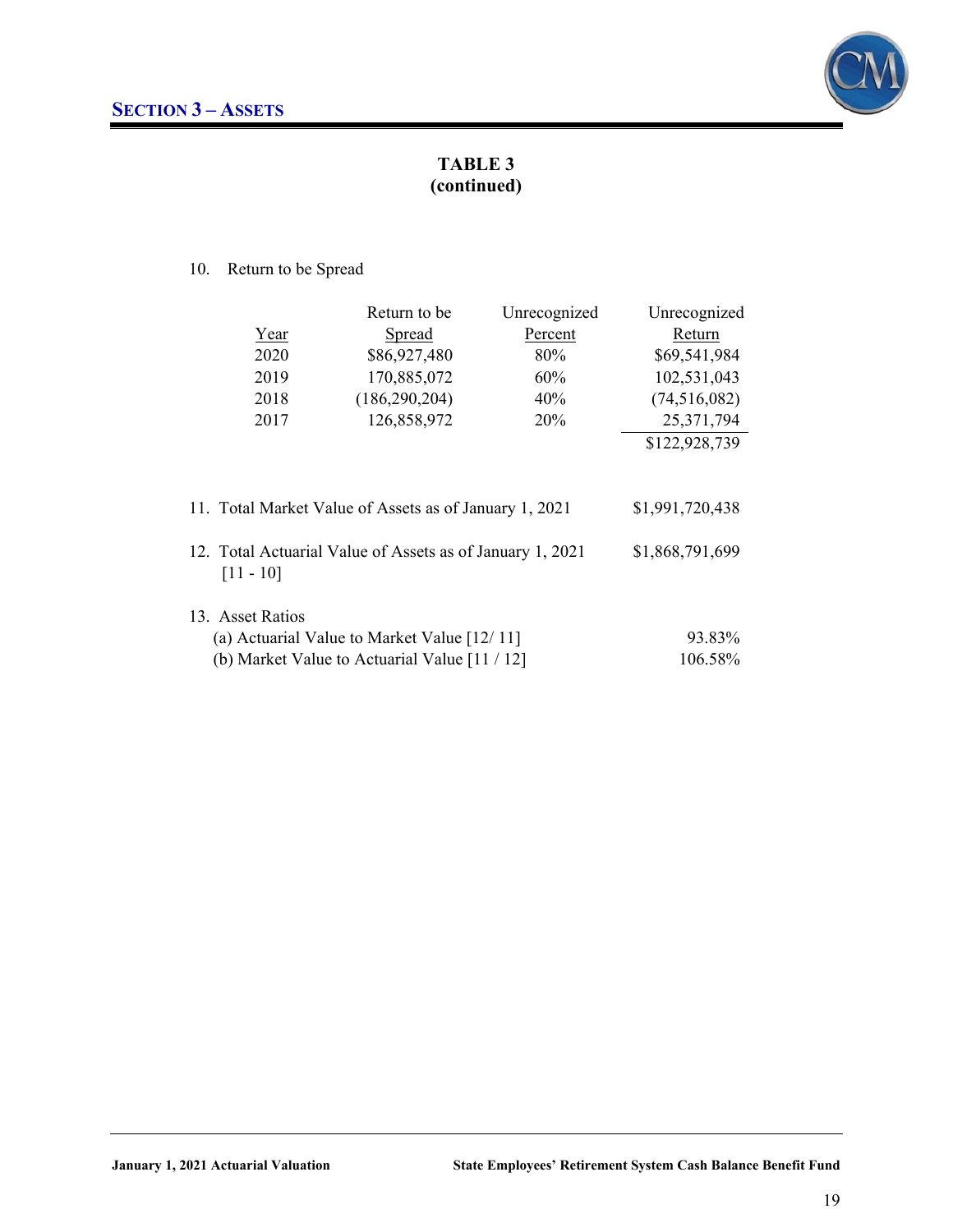## SECTION 3 – ASSETS

### TABLE 3
### (continued)

10. Return to be Spread

| Year | Return to be Spread | Unrecognized Percent | Unrecognized Return |
|---|---|---|---|
| 2020 | $86,927,480 | 80% | $69,541,984 |
| 2019 | 170,885,072 | 60% | 102,531,043 |
| 2018 | (186,290,204) | 40% | (74,516,082) |
| 2017 | 126,858,972 | 20% | 25,371,794 |
| | | | $122,928,739 |

| | |
|---|---|
| 11. Total Market Value of Assets as of January 1, 2021 | $1,991,720,438 |
| 12. Total Actuarial Value of Assets as of January 1, 2021 [11 - 10] | $1,868,791,699 |
| 13. Asset Ratios | |
| (a) Actuarial Value to Market Value [12/ 11] | 93.83% |
| (b) Market Value to Actuarial Value [11 / 12] | 106.58% |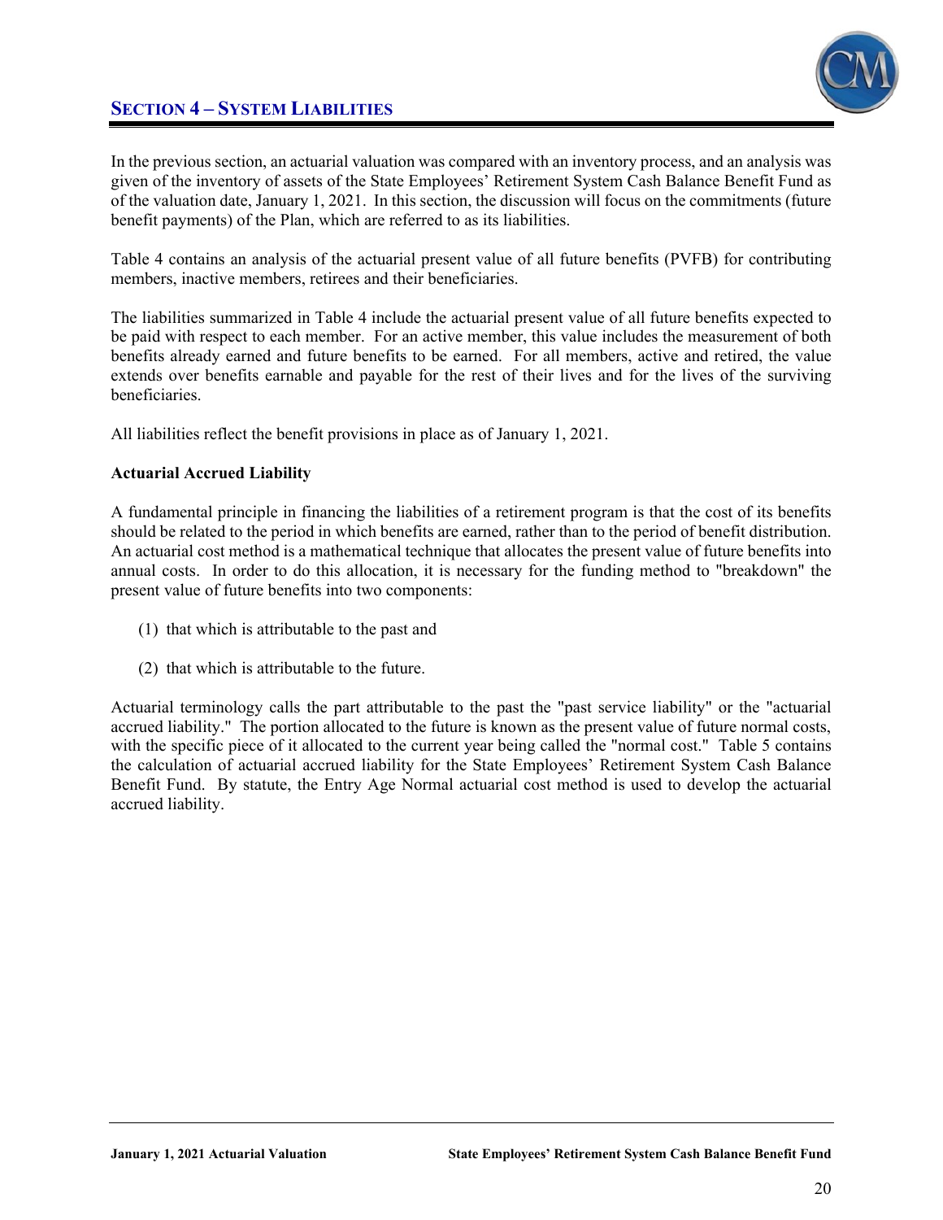## SECTION 4 – SYSTEM LIABILITIES

In the previous section, an actuarial valuation was compared with an inventory process, and an analysis was given of the inventory of assets of the State Employees' Retirement System Cash Balance Benefit Fund as of the valuation date, January 1, 2021. In this section, the discussion will focus on the commitments (future benefit payments) of the Plan, which are referred to as its liabilities.

Table 4 contains an analysis of the actuarial present value of all future benefits (PVFB) for contributing members, inactive members, retirees and their beneficiaries.

The liabilities summarized in Table 4 include the actuarial present value of all future benefits expected to be paid with respect to each member. For an active member, this value includes the measurement of both benefits already earned and future benefits to be earned. For all members, active and retired, the value extends over benefits earnable and payable for the rest of their lives and for the lives of the surviving beneficiaries.

All liabilities reflect the benefit provisions in place as of January 1, 2021.

**Actuarial Accrued Liability**

A fundamental principle in financing the liabilities of a retirement program is that the cost of its benefits should be related to the period in which benefits are earned, rather than to the period of benefit distribution. An actuarial cost method is a mathematical technique that allocates the present value of future benefits into annual costs. In order to do this allocation, it is necessary for the funding method to "breakdown" the present value of future benefits into two components:

(1) that which is attributable to the past and

(2) that which is attributable to the future.

Actuarial terminology calls the part attributable to the past the "past service liability" or the "actuarial accrued liability." The portion allocated to the future is known as the present value of future normal costs, with the specific piece of it allocated to the current year being called the "normal cost." Table 5 contains the calculation of actuarial accrued liability for the State Employees' Retirement System Cash Balance Benefit Fund. By statute, the Entry Age Normal actuarial cost method is used to develop the actuarial accrued liability.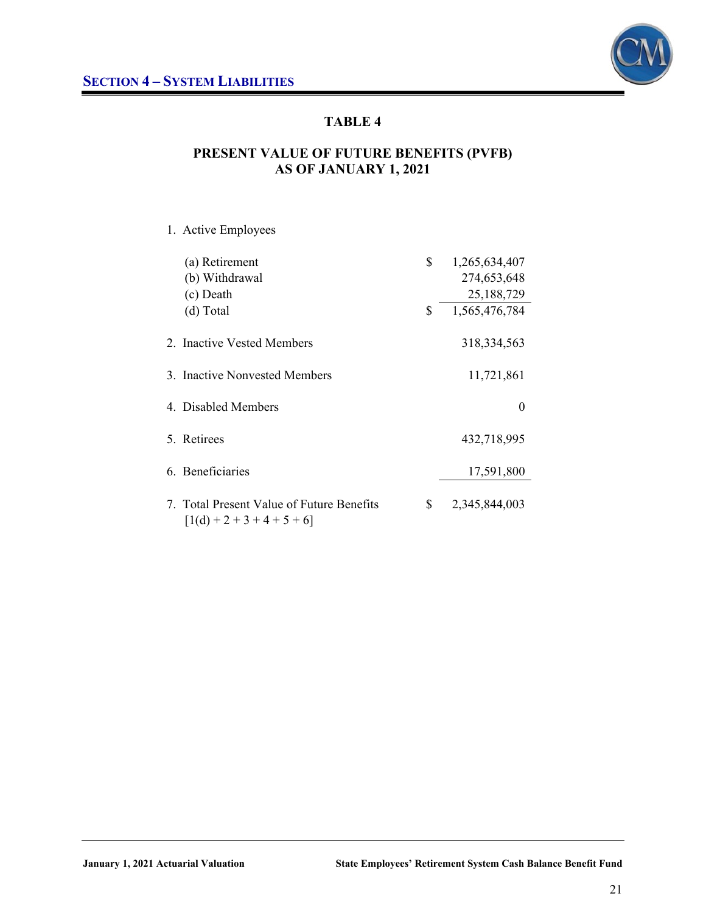## SECTION 4 – SYSTEM LIABILITIES

### TABLE 4

### PRESENT VALUE OF FUTURE BENEFITS (PVFB) AS OF JANUARY 1, 2021

| | |
|---|---|
| 1. Active Employees | |
| (a) Retirement | $ 1,265,634,407 |
| (b) Withdrawal | 274,653,648 |
| (c) Death | 25,188,729 |
| (d) Total | $ 1,565,476,784 |
| 2. Inactive Vested Members | 318,334,563 |
| 3. Inactive Nonvested Members | 11,721,861 |
| 4. Disabled Members | 0 |
| 5. Retirees | 432,718,995 |
| 6. Beneficiaries | 17,591,800 |
| 7. Total Present Value of Future Benefits [1(d) + 2 + 3 + 4 + 5 + 6] | $ 2,345,844,003 |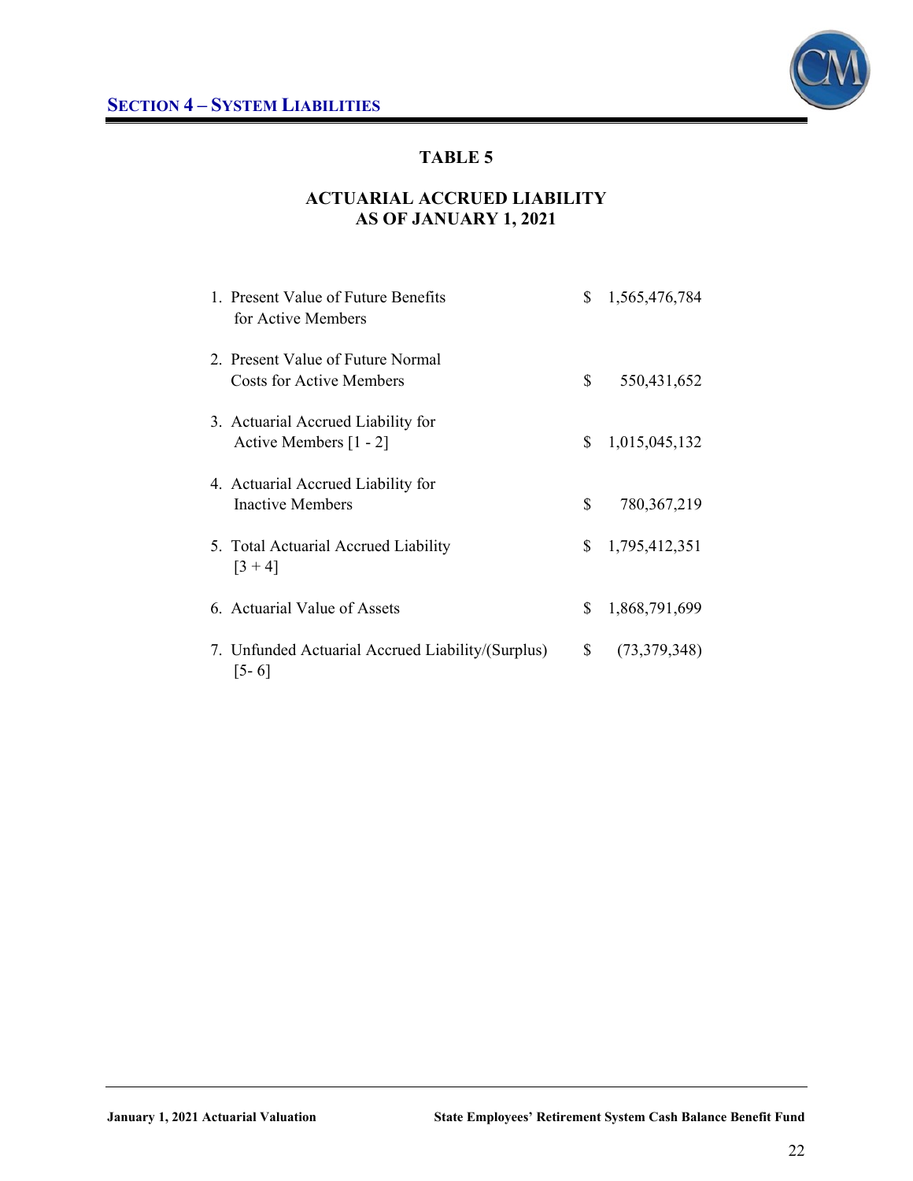## SECTION 4 – SYSTEM LIABILITIES

### TABLE 5

### ACTUARIAL ACCRUED LIABILITY AS OF JANUARY 1, 2021

| | | |
|---|---|---|
| 1. Present Value of Future Benefits for Active Members | $ | 1,565,476,784 |
| 2. Present Value of Future Normal Costs for Active Members | $ | 550,431,652 |
| 3. Actuarial Accrued Liability for Active Members [1 - 2] | $ | 1,015,045,132 |
| 4. Actuarial Accrued Liability for Inactive Members | $ | 780,367,219 |
| 5. Total Actuarial Accrued Liability [3 + 4] | $ | 1,795,412,351 |
| 6. Actuarial Value of Assets | $ | 1,868,791,699 |
| 7. Unfunded Actuarial Accrued Liability/(Surplus) [5- 6] | $ | (73,379,348) |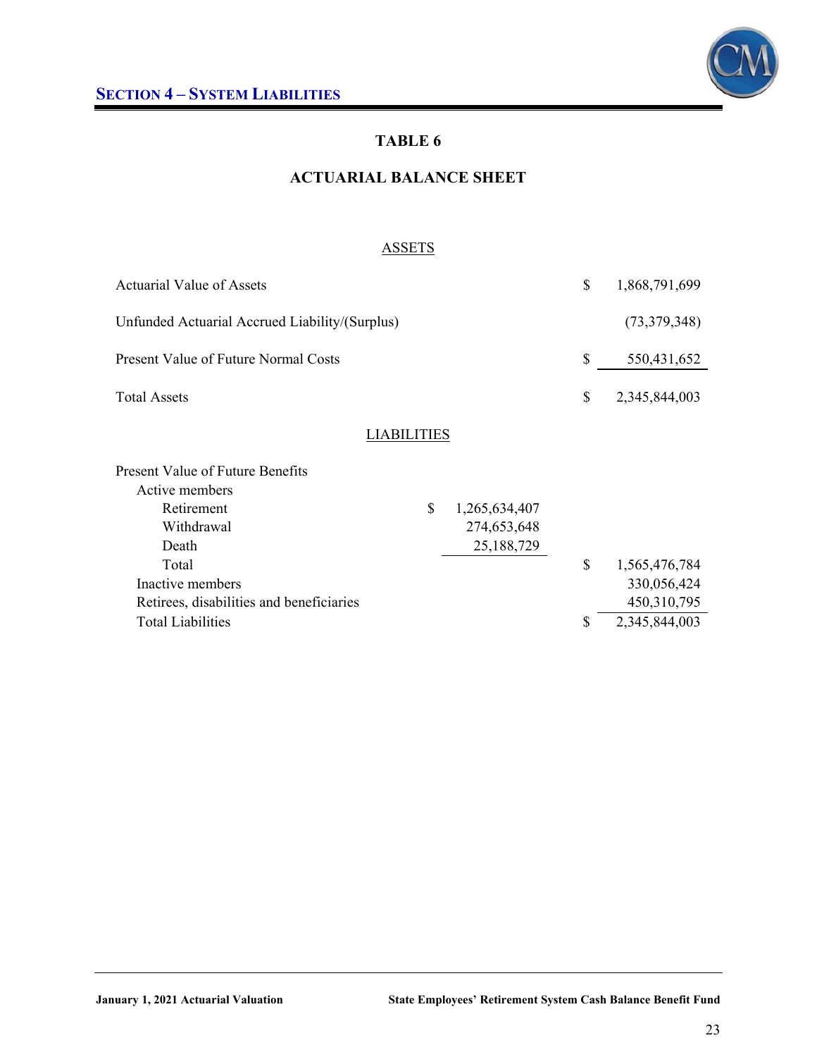## SECTION 4 – SYSTEM LIABILITIES

### TABLE 6

### ACTUARIAL BALANCE SHEET

ASSETS

| | | |
|---|---|---|
| Actuarial Value of Assets | | $ 1,868,791,699 |
| Unfunded Actuarial Accrued Liability/(Surplus) | | (73,379,348) |
| Present Value of Future Normal Costs | | $ 550,431,652 |
| Total Assets | | $ 2,345,844,003 |

LIABILITIES

| | | |
|---|---|---|
| Present Value of Future Benefits | | |
| Active members | | |
| Retirement | $ 1,265,634,407 | |
| Withdrawal | 274,653,648 | |
| Death | 25,188,729 | |
| Total | | $ 1,565,476,784 |
| Inactive members | | 330,056,424 |
| Retirees, disabilities and beneficiaries | | 450,310,795 |
| Total Liabilities | | $ 2,345,844,003 |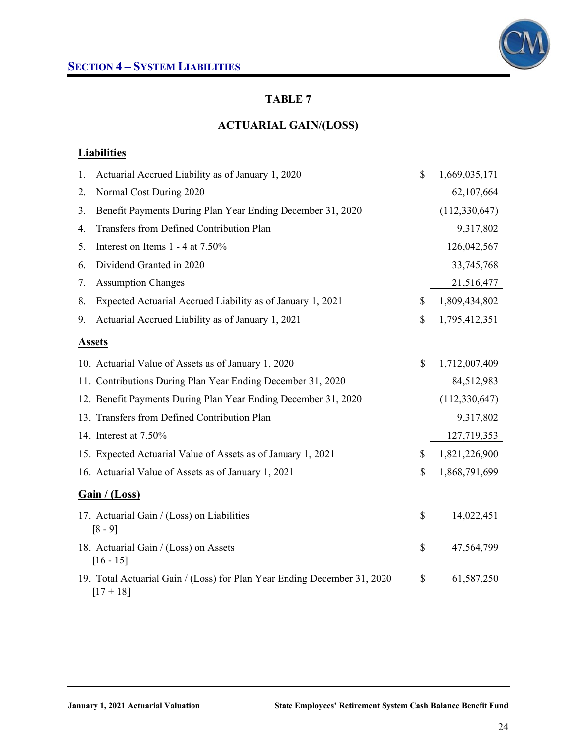## TABLE 7

## ACTUARIAL GAIN/(LOSS)

| | | |
|---|---|---|
| **Liabilities** | | |
| 1. Actuarial Accrued Liability as of January 1, 2020 | $ | 1,669,035,171 |
| 2. Normal Cost During 2020 | | 62,107,664 |
| 3. Benefit Payments During Plan Year Ending December 31, 2020 | | (112,330,647) |
| 4. Transfers from Defined Contribution Plan | | 9,317,802 |
| 5. Interest on Items 1 - 4 at 7.50% | | 126,042,567 |
| 6. Dividend Granted in 2020 | | 33,745,768 |
| 7. Assumption Changes | | 21,516,477 |
| 8. Expected Actuarial Accrued Liability as of January 1, 2021 | $ | 1,809,434,802 |
| 9. Actuarial Accrued Liability as of January 1, 2021 | $ | 1,795,412,351 |
| **Assets** | | |
| 10. Actuarial Value of Assets as of January 1, 2020 | $ | 1,712,007,409 |
| 11. Contributions During Plan Year Ending December 31, 2020 | | 84,512,983 |
| 12. Benefit Payments During Plan Year Ending December 31, 2020 | | (112,330,647) |
| 13. Transfers from Defined Contribution Plan | | 9,317,802 |
| 14. Interest at 7.50% | | 127,719,353 |
| 15. Expected Actuarial Value of Assets as of January 1, 2021 | $ | 1,821,226,900 |
| 16. Actuarial Value of Assets as of January 1, 2021 | $ | 1,868,791,699 |
| **Gain / (Loss)** | | |
| 17. Actuarial Gain / (Loss) on Liabilities [8 - 9] | $ | 14,022,451 |
| 18. Actuarial Gain / (Loss) on Assets [16 - 15] | $ | 47,564,799 |
| 19. Total Actuarial Gain / (Loss) for Plan Year Ending December 31, 2020 [17 + 18] | $ | 61,587,250 |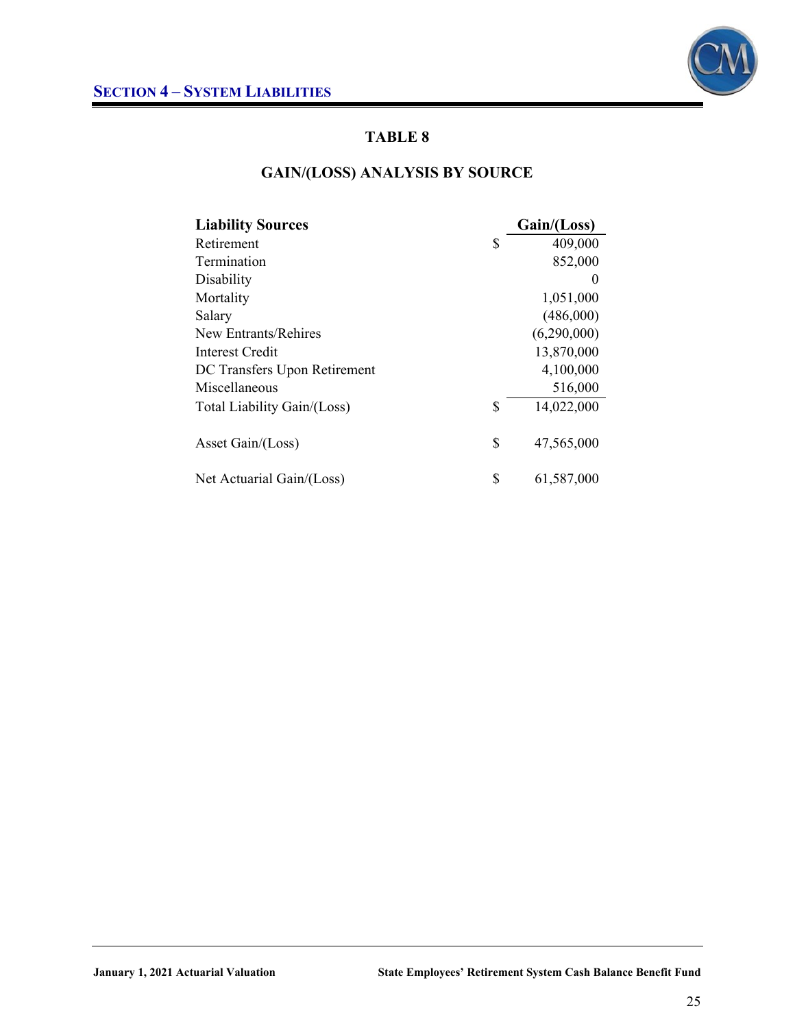## SECTION 4 – SYSTEM LIABILITIES

### TABLE 8

### GAIN/(LOSS) ANALYSIS BY SOURCE

| Liability Sources | Gain/(Loss) |
|---|---|
| Retirement | $ 409,000 |
| Termination | 852,000 |
| Disability | 0 |
| Mortality | 1,051,000 |
| Salary | (486,000) |
| New Entrants/Rehires | (6,290,000) |
| Interest Credit | 13,870,000 |
| DC Transfers Upon Retirement | 4,100,000 |
| Miscellaneous | 516,000 |
| Total Liability Gain/(Loss) | $ 14,022,000 |
| | |
| Asset Gain/(Loss) | $ 47,565,000 |
| | |
| Net Actuarial Gain/(Loss) | $ 61,587,000 |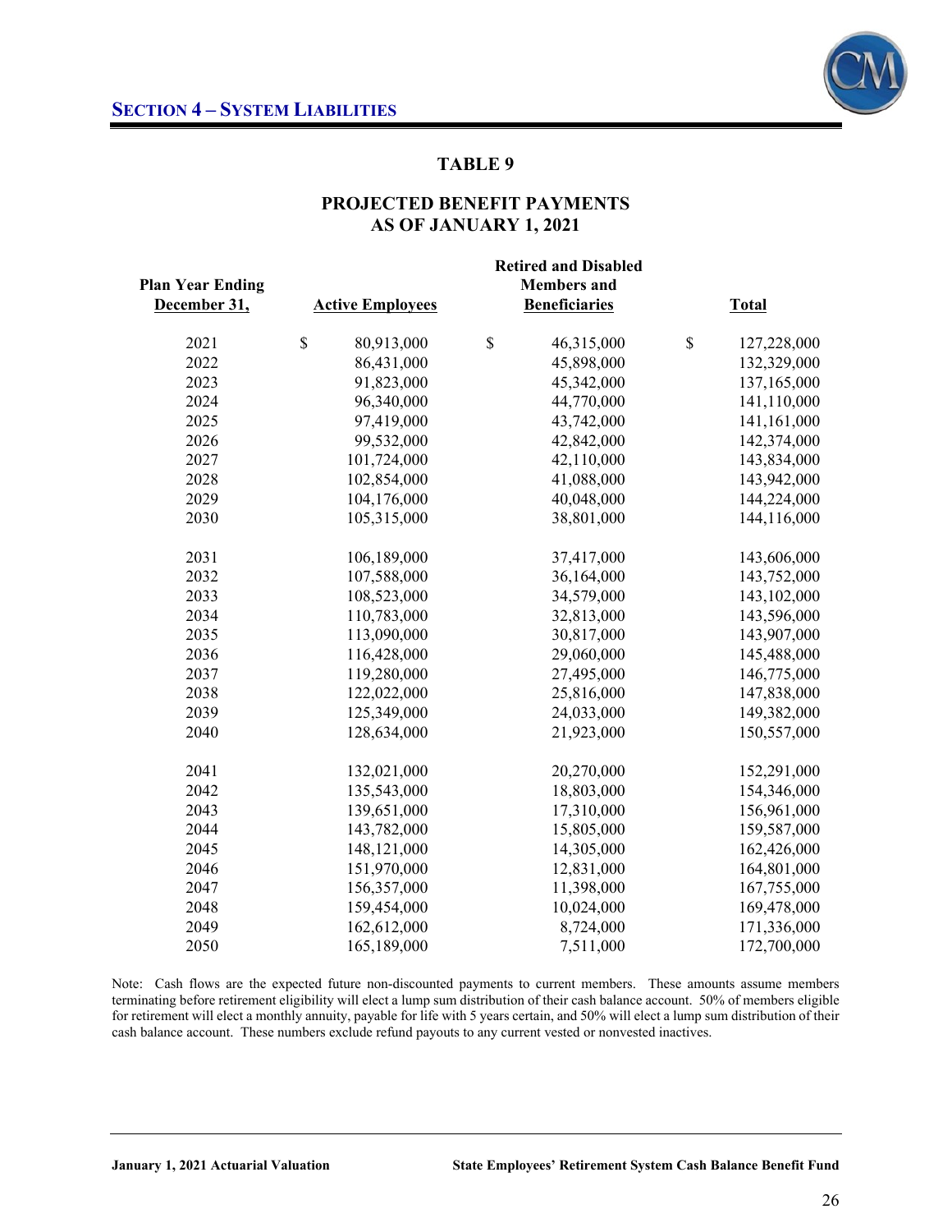## TABLE 9

## PROJECTED BENEFIT PAYMENTS AS OF JANUARY 1, 2021

| Plan Year Ending December 31, | Active Employees | Retired and Disabled Members and Beneficiaries | Total |
|---|---|---|---|
| 2021 | $ 80,913,000 | $ 46,315,000 | $ 127,228,000 |
| 2022 | 86,431,000 | 45,898,000 | 132,329,000 |
| 2023 | 91,823,000 | 45,342,000 | 137,165,000 |
| 2024 | 96,340,000 | 44,770,000 | 141,110,000 |
| 2025 | 97,419,000 | 43,742,000 | 141,161,000 |
| 2026 | 99,532,000 | 42,842,000 | 142,374,000 |
| 2027 | 101,724,000 | 42,110,000 | 143,834,000 |
| 2028 | 102,854,000 | 41,088,000 | 143,942,000 |
| 2029 | 104,176,000 | 40,048,000 | 144,224,000 |
| 2030 | 105,315,000 | 38,801,000 | 144,116,000 |
| 2031 | 106,189,000 | 37,417,000 | 143,606,000 |
| 2032 | 107,588,000 | 36,164,000 | 143,752,000 |
| 2033 | 108,523,000 | 34,579,000 | 143,102,000 |
| 2034 | 110,783,000 | 32,813,000 | 143,596,000 |
| 2035 | 113,090,000 | 30,817,000 | 143,907,000 |
| 2036 | 116,428,000 | 29,060,000 | 145,488,000 |
| 2037 | 119,280,000 | 27,495,000 | 146,775,000 |
| 2038 | 122,022,000 | 25,816,000 | 147,838,000 |
| 2039 | 125,349,000 | 24,033,000 | 149,382,000 |
| 2040 | 128,634,000 | 21,923,000 | 150,557,000 |
| 2041 | 132,021,000 | 20,270,000 | 152,291,000 |
| 2042 | 135,543,000 | 18,803,000 | 154,346,000 |
| 2043 | 139,651,000 | 17,310,000 | 156,961,000 |
| 2044 | 143,782,000 | 15,805,000 | 159,587,000 |
| 2045 | 148,121,000 | 14,305,000 | 162,426,000 |
| 2046 | 151,970,000 | 12,831,000 | 164,801,000 |
| 2047 | 156,357,000 | 11,398,000 | 167,755,000 |
| 2048 | 159,454,000 | 10,024,000 | 169,478,000 |
| 2049 | 162,612,000 | 8,724,000 | 171,336,000 |
| 2050 | 165,189,000 | 7,511,000 | 172,700,000 |

Note: Cash flows are the expected future non-discounted payments to current members. These amounts assume members terminating before retirement eligibility will elect a lump sum distribution of their cash balance account. 50% of members eligible for retirement will elect a monthly annuity, payable for life with 5 years certain, and 50% will elect a lump sum distribution of their cash balance account. These numbers exclude refund payouts to any current vested or nonvested inactives.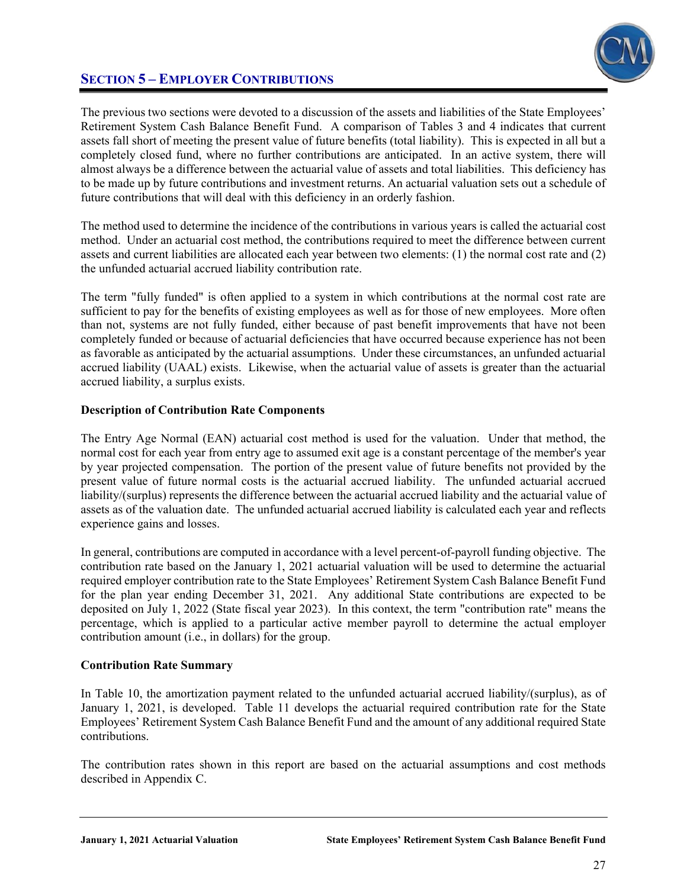## SECTION 5 – EMPLOYER CONTRIBUTIONS

The previous two sections were devoted to a discussion of the assets and liabilities of the State Employees' Retirement System Cash Balance Benefit Fund. A comparison of Tables 3 and 4 indicates that current assets fall short of meeting the present value of future benefits (total liability). This is expected in all but a completely closed fund, where no further contributions are anticipated. In an active system, there will almost always be a difference between the actuarial value of assets and total liabilities. This deficiency has to be made up by future contributions and investment returns. An actuarial valuation sets out a schedule of future contributions that will deal with this deficiency in an orderly fashion.

The method used to determine the incidence of the contributions in various years is called the actuarial cost method. Under an actuarial cost method, the contributions required to meet the difference between current assets and current liabilities are allocated each year between two elements: (1) the normal cost rate and (2) the unfunded actuarial accrued liability contribution rate.

The term "fully funded" is often applied to a system in which contributions at the normal cost rate are sufficient to pay for the benefits of existing employees as well as for those of new employees. More often than not, systems are not fully funded, either because of past benefit improvements that have not been completely funded or because of actuarial deficiencies that have occurred because experience has not been as favorable as anticipated by the actuarial assumptions. Under these circumstances, an unfunded actuarial accrued liability (UAAL) exists. Likewise, when the actuarial value of assets is greater than the actuarial accrued liability, a surplus exists.

**Description of Contribution Rate Components**

The Entry Age Normal (EAN) actuarial cost method is used for the valuation. Under that method, the normal cost for each year from entry age to assumed exit age is a constant percentage of the member's year by year projected compensation. The portion of the present value of future benefits not provided by the present value of future normal costs is the actuarial accrued liability. The unfunded actuarial accrued liability/(surplus) represents the difference between the actuarial accrued liability and the actuarial value of assets as of the valuation date. The unfunded actuarial accrued liability is calculated each year and reflects experience gains and losses.

In general, contributions are computed in accordance with a level percent-of-payroll funding objective. The contribution rate based on the January 1, 2021 actuarial valuation will be used to determine the actuarial required employer contribution rate to the State Employees' Retirement System Cash Balance Benefit Fund for the plan year ending December 31, 2021. Any additional State contributions are expected to be deposited on July 1, 2022 (State fiscal year 2023). In this context, the term "contribution rate" means the percentage, which is applied to a particular active member payroll to determine the actual employer contribution amount (i.e., in dollars) for the group.

**Contribution Rate Summary**

In Table 10, the amortization payment related to the unfunded actuarial accrued liability/(surplus), as of January 1, 2021, is developed. Table 11 develops the actuarial required contribution rate for the State Employees' Retirement System Cash Balance Benefit Fund and the amount of any additional required State contributions.

The contribution rates shown in this report are based on the actuarial assumptions and cost methods described in Appendix C.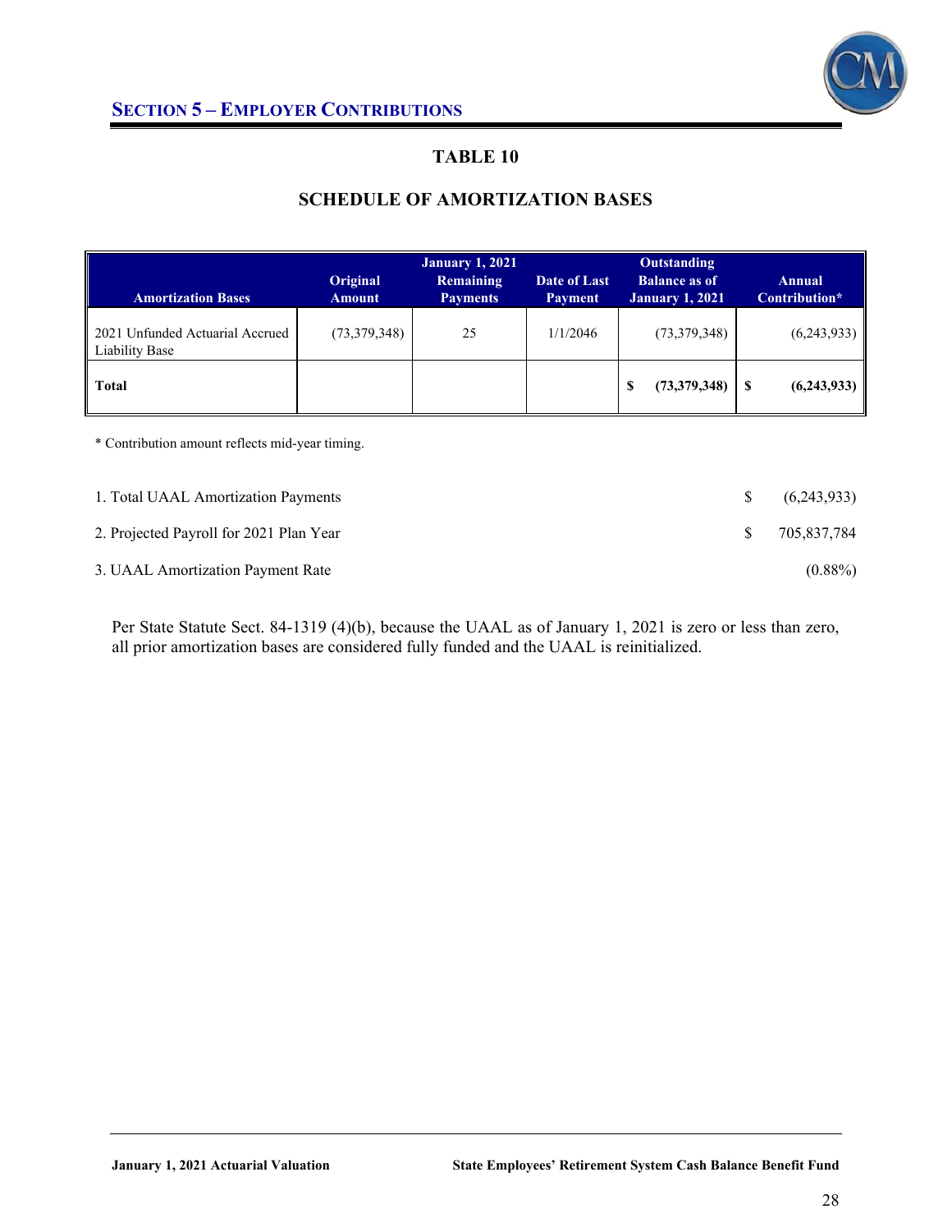## SECTION 5 – EMPLOYER CONTRIBUTIONS

### TABLE 10

### SCHEDULE OF AMORTIZATION BASES

| Amortization Bases | Original Amount | January 1, 2021 Remaining Payments | Date of Last Payment | Outstanding Balance as of January 1, 2021 | Annual Contribution* |
|---|---|---|---|---|---|
| 2021 Unfunded Actuarial Accrued Liability Base | (73,379,348) | 25 | 1/1/2046 | (73,379,348) | (6,243,933) |
| **Total** | | | | **$ (73,379,348)** | **$ (6,243,933)** |

\* Contribution amount reflects mid-year timing.

| | | |
|---|---|---|
| 1. Total UAAL Amortization Payments | $ | (6,243,933) |
| 2. Projected Payroll for 2021 Plan Year | $ | 705,837,784 |
| 3. UAAL Amortization Payment Rate | | (0.88%) |

Per State Statute Sect. 84-1319 (4)(b), because the UAAL as of January 1, 2021 is zero or less than zero, all prior amortization bases are considered fully funded and the UAAL is reinitialized.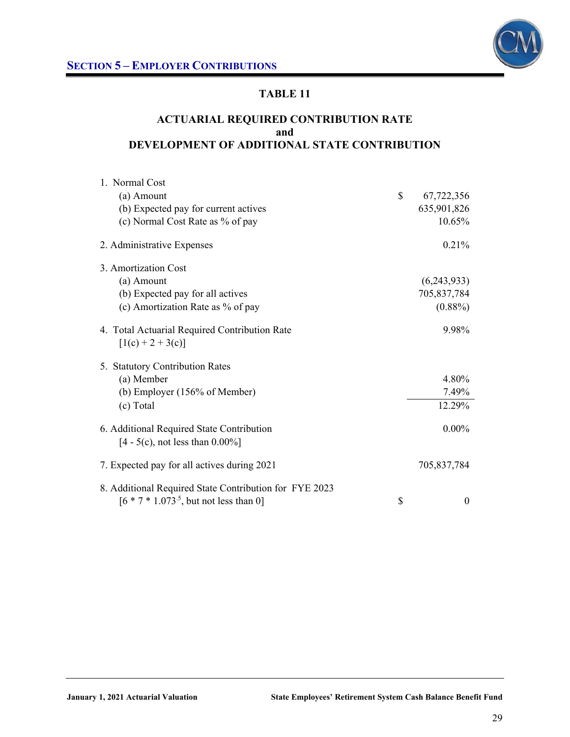## SECTION 5 – EMPLOYER CONTRIBUTIONS

### TABLE 11

### ACTUARIAL REQUIRED CONTRIBUTION RATE and DEVELOPMENT OF ADDITIONAL STATE CONTRIBUTION

| | | |
|---|---|---|
| 1. Normal Cost | | |
| (a) Amount | $ | 67,722,356 |
| (b) Expected pay for current actives | | 635,901,826 |
| (c) Normal Cost Rate as % of pay | | 10.65% |
| 2. Administrative Expenses | | 0.21% |
| 3. Amortization Cost | | |
| (a) Amount | | (6,243,933) |
| (b) Expected pay for all actives | | 705,837,784 |
| (c) Amortization Rate as % of pay | | (0.88%) |
| 4. Total Actuarial Required Contribution Rate [1(c) + 2 + 3(c)] | | 9.98% |
| 5. Statutory Contribution Rates | | |
| (a) Member | | 4.80% |
| (b) Employer (156% of Member) | | 7.49% |
| (c) Total | | 12.29% |
| 6. Additional Required State Contribution [4 - 5(c), not less than 0.00%] | | 0.00% |
| 7. Expected pay for all actives during 2021 | | 705,837,784 |
| 8. Additional Required State Contribution for FYE 2023 [6 * 7 * $1.073^{.5}$, but not less than 0] | $ | 0 |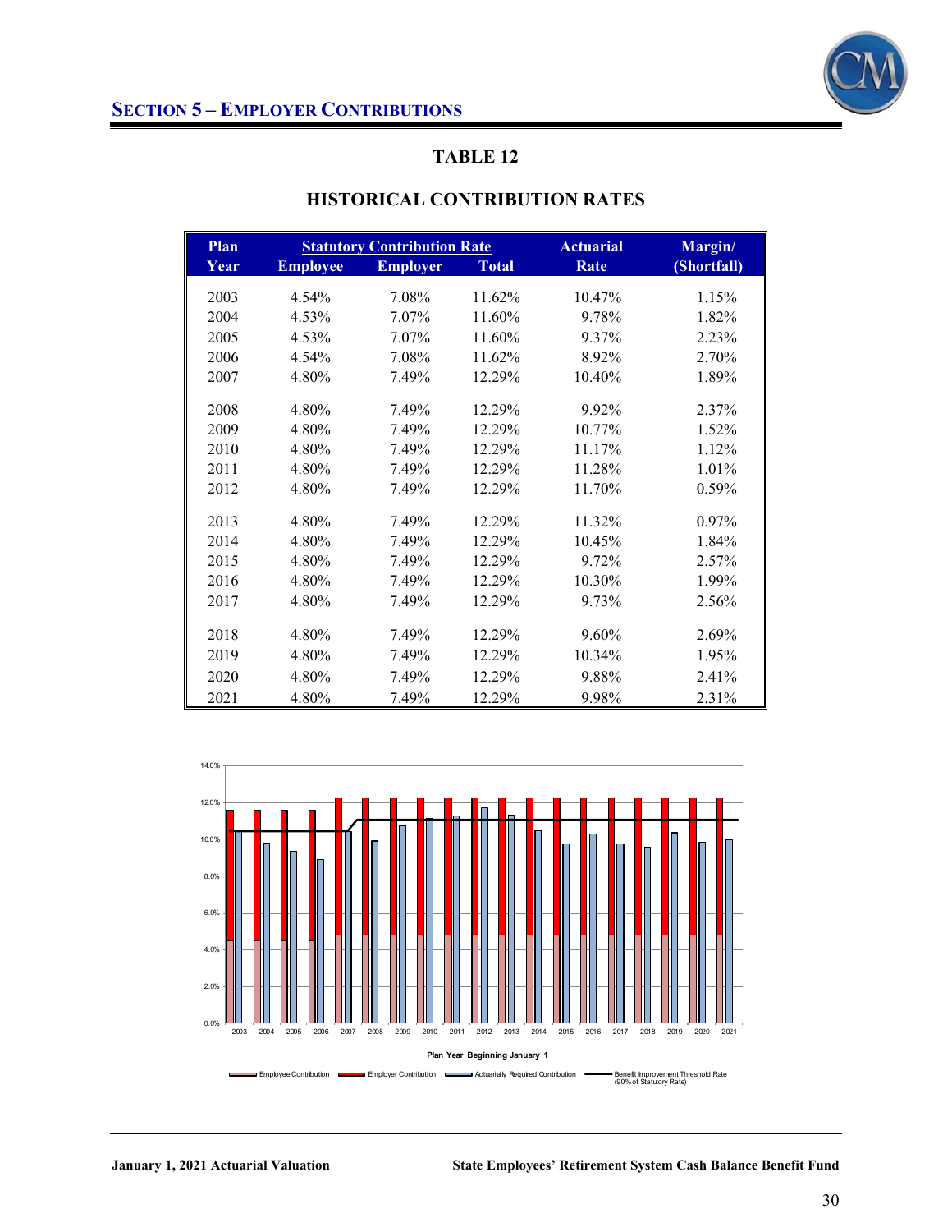## SECTION 5 – EMPLOYER CONTRIBUTIONS

### TABLE 12

### HISTORICAL CONTRIBUTION RATES

| Plan Year | Statutory Contribution Rate | | | Actuarial Rate | Margin/ (Shortfall) |
|---|---|---|---|---|---|
| | Employee | Employer | Total | | |
| 2003 | 4.54% | 7.08% | 11.62% | 10.47% | 1.15% |
| 2004 | 4.53% | 7.07% | 11.60% | 9.78% | 1.82% |
| 2005 | 4.53% | 7.07% | 11.60% | 9.37% | 2.23% |
| 2006 | 4.54% | 7.08% | 11.62% | 8.92% | 2.70% |
| 2007 | 4.80% | 7.49% | 12.29% | 10.40% | 1.89% |
| 2008 | 4.80% | 7.49% | 12.29% | 9.92% | 2.37% |
| 2009 | 4.80% | 7.49% | 12.29% | 10.77% | 1.52% |
| 2010 | 4.80% | 7.49% | 12.29% | 11.17% | 1.12% |
| 2011 | 4.80% | 7.49% | 12.29% | 11.28% | 1.01% |
| 2012 | 4.80% | 7.49% | 12.29% | 11.70% | 0.59% |
| 2013 | 4.80% | 7.49% | 12.29% | 11.32% | 0.97% |
| 2014 | 4.80% | 7.49% | 12.29% | 10.45% | 1.84% |
| 2015 | 4.80% | 7.49% | 12.29% | 9.72% | 2.57% |
| 2016 | 4.80% | 7.49% | 12.29% | 10.30% | 1.99% |
| 2017 | 4.80% | 7.49% | 12.29% | 9.73% | 2.56% |
| 2018 | 4.80% | 7.49% | 12.29% | 9.60% | 2.69% |
| 2019 | 4.80% | 7.49% | 12.29% | 10.34% | 1.95% |
| 2020 | 4.80% | 7.49% | 12.29% | 9.88% | 2.41% |
| 2021 | 4.80% | 7.49% | 12.29% | 9.98% | 2.31% |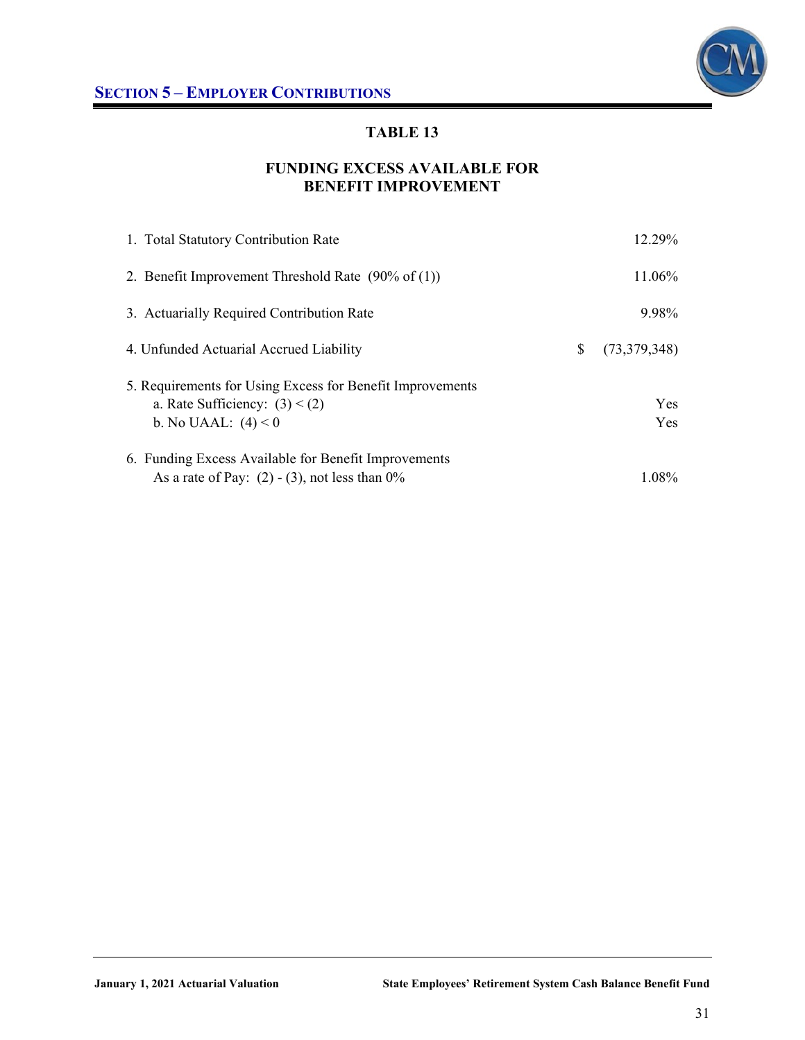## SECTION 5 – EMPLOYER CONTRIBUTIONS

### TABLE 13

### FUNDING EXCESS AVAILABLE FOR BENEFIT IMPROVEMENT

| | | |
|---|---|---|
| 1. Total Statutory Contribution Rate | | 12.29% |
| 2. Benefit Improvement Threshold Rate (90% of (1)) | | 11.06% |
| 3. Actuarially Required Contribution Rate | | 9.98% |
| 4. Unfunded Actuarial Accrued Liability | $ | (73,379,348) |
| 5. Requirements for Using Excess for Benefit Improvements | | |
| a. Rate Sufficiency: (3) < (2) | | Yes |
| b. No UAAL: (4) < 0 | | Yes |
| 6. Funding Excess Available for Benefit Improvements | | |
| As a rate of Pay: (2) - (3), not less than 0% | | 1.08% |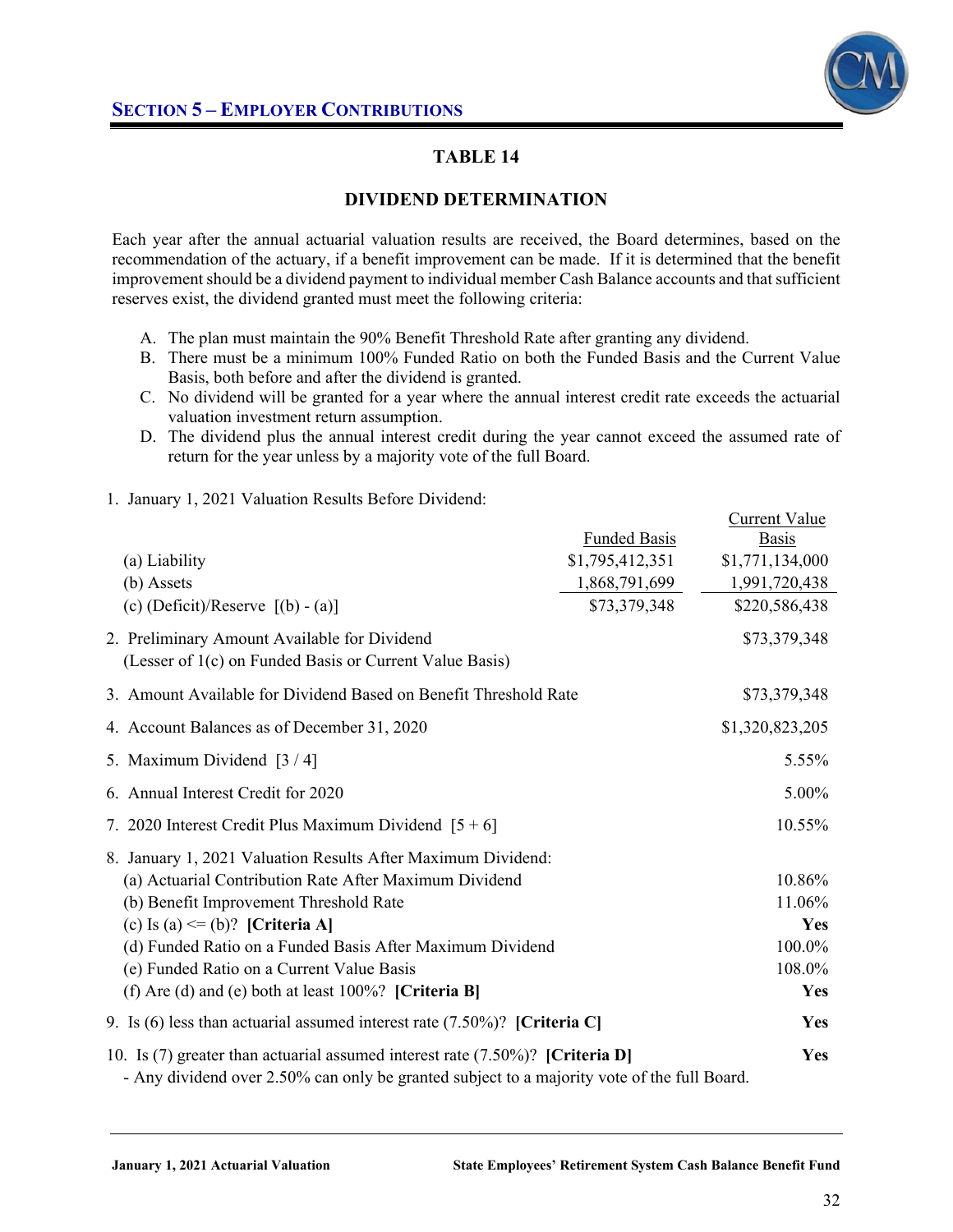## SECTION 5 – EMPLOYER CONTRIBUTIONS

### TABLE 14

### DIVIDEND DETERMINATION

Each year after the annual actuarial valuation results are received, the Board determines, based on the recommendation of the actuary, if a benefit improvement can be made. If it is determined that the benefit improvement should be a dividend payment to individual member Cash Balance accounts and that sufficient reserves exist, the dividend granted must meet the following criteria:

A. The plan must maintain the 90% Benefit Threshold Rate after granting any dividend.
B. There must be a minimum 100% Funded Ratio on both the Funded Basis and the Current Value Basis, both before and after the dividend is granted.
C. No dividend will be granted for a year where the annual interest credit rate exceeds the actuarial valuation investment return assumption.
D. The dividend plus the annual interest credit during the year cannot exceed the assumed rate of return for the year unless by a majority vote of the full Board.

| | Funded Basis | Current Value Basis |
|---|---|---|
| 1. January 1, 2021 Valuation Results Before Dividend: | | |
| (a) Liability | $1,795,412,351 | $1,771,134,000 |
| (b) Assets | 1,868,791,699 | 1,991,720,438 |
| (c) (Deficit)/Reserve [(b) - (a)] | $73,379,348 | $220,586,438 |
| 2. Preliminary Amount Available for Dividend (Lesser of 1(c) on Funded Basis or Current Value Basis) | | $73,379,348 |
| 3. Amount Available for Dividend Based on Benefit Threshold Rate | | $73,379,348 |
| 4. Account Balances as of December 31, 2020 | | $1,320,823,205 |
| 5. Maximum Dividend [3 / 4] | | 5.55% |
| 6. Annual Interest Credit for 2020 | | 5.00% |
| 7. 2020 Interest Credit Plus Maximum Dividend [5 + 6] | | 10.55% |
| 8. January 1, 2021 Valuation Results After Maximum Dividend: | | |
| (a) Actuarial Contribution Rate After Maximum Dividend | | 10.86% |
| (b) Benefit Improvement Threshold Rate | | 11.06% |
| (c) Is (a) <= (b)? **[Criteria A]** | | **Yes** |
| (d) Funded Ratio on a Funded Basis After Maximum Dividend | | 100.0% |
| (e) Funded Ratio on a Current Value Basis | | 108.0% |
| (f) Are (d) and (e) both at least 100%? **[Criteria B]** | | **Yes** |
| 9. Is (6) less than actuarial assumed interest rate (7.50%)? **[Criteria C]** | | **Yes** |
| 10. Is (7) greater than actuarial assumed interest rate (7.50%)? **[Criteria D]** | | **Yes** |

- Any dividend over 2.50% can only be granted subject to a majority vote of the full Board.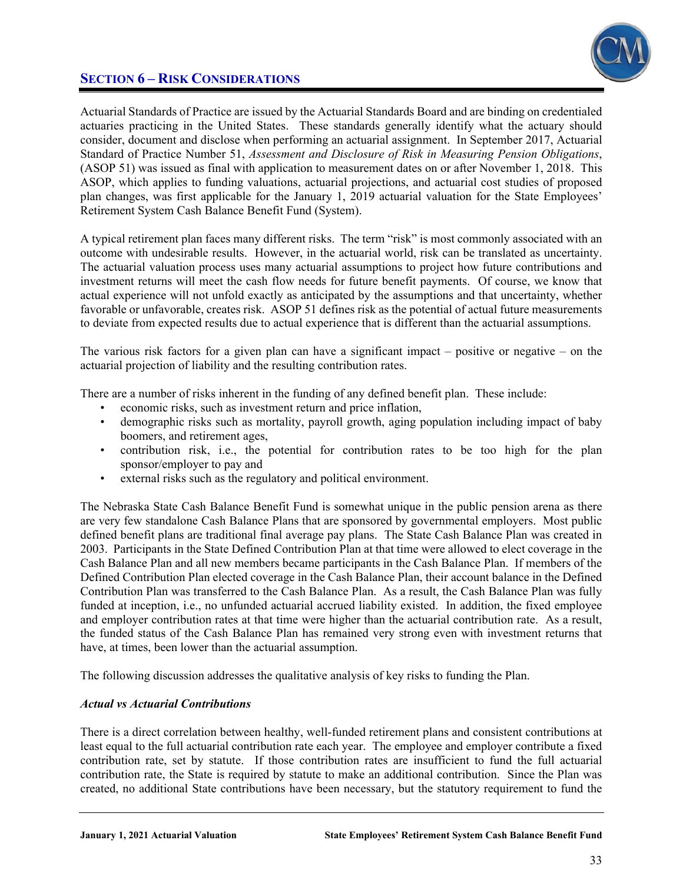## SECTION 6 – RISK CONSIDERATIONS

Actuarial Standards of Practice are issued by the Actuarial Standards Board and are binding on credentialed actuaries practicing in the United States. These standards generally identify what the actuary should consider, document and disclose when performing an actuarial assignment. In September 2017, Actuarial Standard of Practice Number 51, *Assessment and Disclosure of Risk in Measuring Pension Obligations*, (ASOP 51) was issued as final with application to measurement dates on or after November 1, 2018. This ASOP, which applies to funding valuations, actuarial projections, and actuarial cost studies of proposed plan changes, was first applicable for the January 1, 2019 actuarial valuation for the State Employees' Retirement System Cash Balance Benefit Fund (System).

A typical retirement plan faces many different risks. The term "risk" is most commonly associated with an outcome with undesirable results. However, in the actuarial world, risk can be translated as uncertainty. The actuarial valuation process uses many actuarial assumptions to project how future contributions and investment returns will meet the cash flow needs for future benefit payments. Of course, we know that actual experience will not unfold exactly as anticipated by the assumptions and that uncertainty, whether favorable or unfavorable, creates risk. ASOP 51 defines risk as the potential of actual future measurements to deviate from expected results due to actual experience that is different than the actuarial assumptions.

The various risk factors for a given plan can have a significant impact – positive or negative – on the actuarial projection of liability and the resulting contribution rates.

There are a number of risks inherent in the funding of any defined benefit plan. These include:

- economic risks, such as investment return and price inflation,
- demographic risks such as mortality, payroll growth, aging population including impact of baby boomers, and retirement ages,
- contribution risk, i.e., the potential for contribution rates to be too high for the plan sponsor/employer to pay and
- external risks such as the regulatory and political environment.

The Nebraska State Cash Balance Benefit Fund is somewhat unique in the public pension arena as there are very few standalone Cash Balance Plans that are sponsored by governmental employers. Most public defined benefit plans are traditional final average pay plans. The State Cash Balance Plan was created in 2003. Participants in the State Defined Contribution Plan at that time were allowed to elect coverage in the Cash Balance Plan and all new members became participants in the Cash Balance Plan. If members of the Defined Contribution Plan elected coverage in the Cash Balance Plan, their account balance in the Defined Contribution Plan was transferred to the Cash Balance Plan. As a result, the Cash Balance Plan was fully funded at inception, i.e., no unfunded actuarial accrued liability existed. In addition, the fixed employee and employer contribution rates at that time were higher than the actuarial contribution rate. As a result, the funded status of the Cash Balance Plan has remained very strong even with investment returns that have, at times, been lower than the actuarial assumption.

The following discussion addresses the qualitative analysis of key risks to funding the Plan.

### *Actual vs Actuarial Contributions*

There is a direct correlation between healthy, well-funded retirement plans and consistent contributions at least equal to the full actuarial contribution rate each year. The employee and employer contribute a fixed contribution rate, set by statute. If those contribution rates are insufficient to fund the full actuarial contribution rate, the State is required by statute to make an additional contribution. Since the Plan was created, no additional State contributions have been necessary, but the statutory requirement to fund the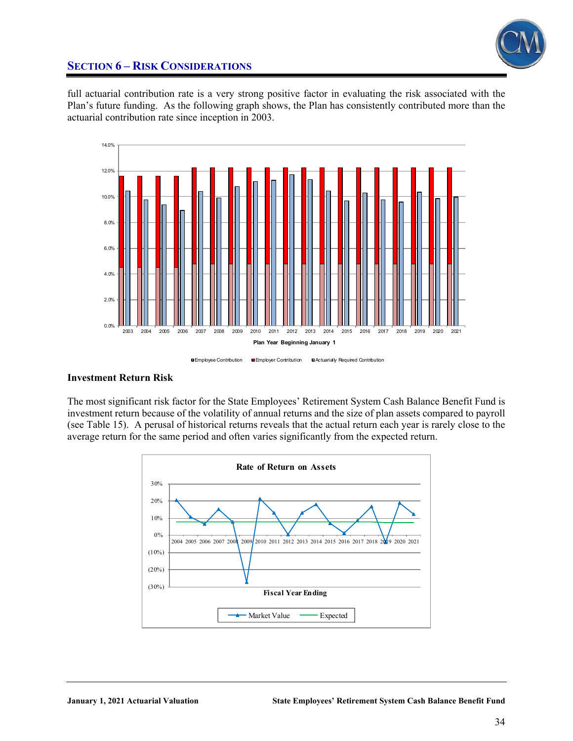full actuarial contribution rate is a very strong positive factor in evaluating the risk associated with the Plan's future funding. As the following graph shows, the Plan has consistently contributed more than the actuarial contribution rate since inception in 2003.

## Investment Return Risk

The most significant risk factor for the State Employees' Retirement System Cash Balance Benefit Fund is investment return because of the volatility of annual returns and the size of plan assets compared to payroll (see Table 15). A perusal of historical returns reveals that the actual return each year is rarely close to the average return for the same period and often varies significantly from the expected return.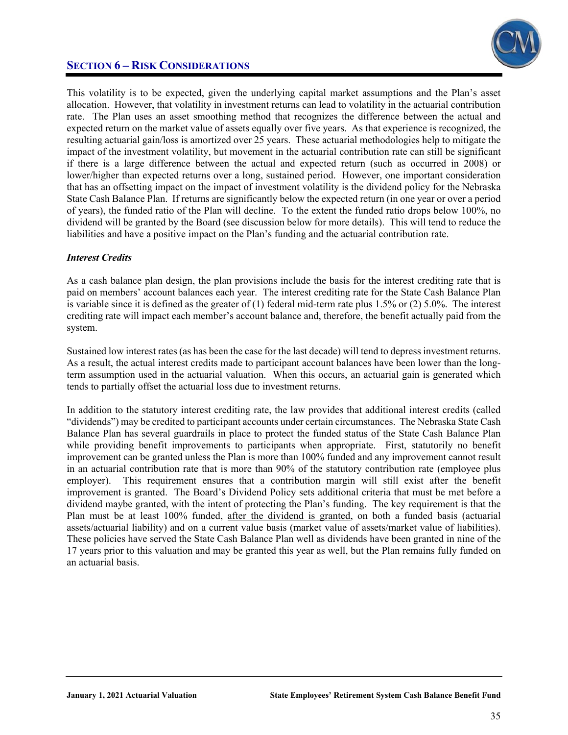## SECTION 6 – RISK CONSIDERATIONS

This volatility is to be expected, given the underlying capital market assumptions and the Plan's asset allocation. However, that volatility in investment returns can lead to volatility in the actuarial contribution rate. The Plan uses an asset smoothing method that recognizes the difference between the actual and expected return on the market value of assets equally over five years. As that experience is recognized, the resulting actuarial gain/loss is amortized over 25 years. These actuarial methodologies help to mitigate the impact of the investment volatility, but movement in the actuarial contribution rate can still be significant if there is a large difference between the actual and expected return (such as occurred in 2008) or lower/higher than expected returns over a long, sustained period. However, one important consideration that has an offsetting impact on the impact of investment volatility is the dividend policy for the Nebraska State Cash Balance Plan. If returns are significantly below the expected return (in one year or over a period of years), the funded ratio of the Plan will decline. To the extent the funded ratio drops below 100%, no dividend will be granted by the Board (see discussion below for more details). This will tend to reduce the liabilities and have a positive impact on the Plan's funding and the actuarial contribution rate.

***Interest Credits***

As a cash balance plan design, the plan provisions include the basis for the interest crediting rate that is paid on members' account balances each year. The interest crediting rate for the State Cash Balance Plan is variable since it is defined as the greater of (1) federal mid-term rate plus 1.5% or (2) 5.0%. The interest crediting rate will impact each member's account balance and, therefore, the benefit actually paid from the system.

Sustained low interest rates (as has been the case for the last decade) will tend to depress investment returns. As a result, the actual interest credits made to participant account balances have been lower than the long-term assumption used in the actuarial valuation. When this occurs, an actuarial gain is generated which tends to partially offset the actuarial loss due to investment returns.

In addition to the statutory interest crediting rate, the law provides that additional interest credits (called "dividends") may be credited to participant accounts under certain circumstances. The Nebraska State Cash Balance Plan has several guardrails in place to protect the funded status of the State Cash Balance Plan while providing benefit improvements to participants when appropriate. First, statutorily no benefit improvement can be granted unless the Plan is more than 100% funded and any improvement cannot result in an actuarial contribution rate that is more than 90% of the statutory contribution rate (employee plus employer). This requirement ensures that a contribution margin will still exist after the benefit improvement is granted. The Board's Dividend Policy sets additional criteria that must be met before a dividend maybe granted, with the intent of protecting the Plan's funding. The key requirement is that the Plan must be at least 100% funded, <u>after the dividend is granted</u>, on both a funded basis (actuarial assets/actuarial liability) and on a current value basis (market value of assets/market value of liabilities). These policies have served the State Cash Balance Plan well as dividends have been granted in nine of the 17 years prior to this valuation and may be granted this year as well, but the Plan remains fully funded on an actuarial basis.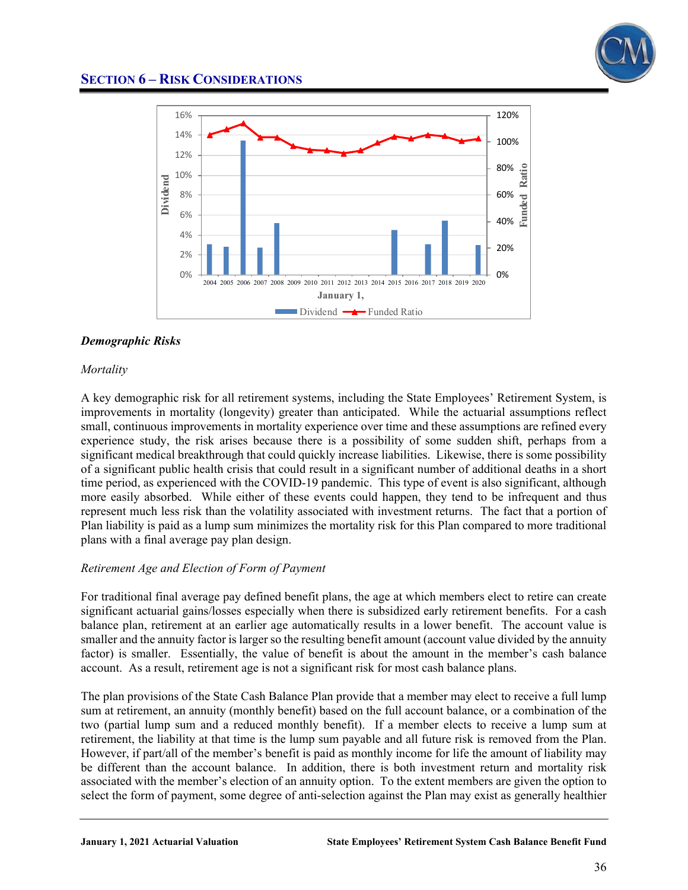## SECTION 6 – RISK CONSIDERATIONS

### *Demographic Risks*

*Mortality*

A key demographic risk for all retirement systems, including the State Employees' Retirement System, is improvements in mortality (longevity) greater than anticipated. While the actuarial assumptions reflect small, continuous improvements in mortality experience over time and these assumptions are refined every experience study, the risk arises because there is a possibility of some sudden shift, perhaps from a significant medical breakthrough that could quickly increase liabilities. Likewise, there is some possibility of a significant public health crisis that could result in a significant number of additional deaths in a short time period, as experienced with the COVID-19 pandemic. This type of event is also significant, although more easily absorbed. While either of these events could happen, they tend to be infrequent and thus represent much less risk than the volatility associated with investment returns. The fact that a portion of Plan liability is paid as a lump sum minimizes the mortality risk for this Plan compared to more traditional plans with a final average pay plan design.

*Retirement Age and Election of Form of Payment*

For traditional final average pay defined benefit plans, the age at which members elect to retire can create significant actuarial gains/losses especially when there is subsidized early retirement benefits. For a cash balance plan, retirement at an earlier age automatically results in a lower benefit. The account value is smaller and the annuity factor is larger so the resulting benefit amount (account value divided by the annuity factor) is smaller. Essentially, the value of benefit is about the amount in the member's cash balance account. As a result, retirement age is not a significant risk for most cash balance plans.

The plan provisions of the State Cash Balance Plan provide that a member may elect to receive a full lump sum at retirement, an annuity (monthly benefit) based on the full account balance, or a combination of the two (partial lump sum and a reduced monthly benefit). If a member elects to receive a lump sum at retirement, the liability at that time is the lump sum payable and all future risk is removed from the Plan. However, if part/all of the member's benefit is paid as monthly income for life the amount of liability may be different than the account balance. In addition, there is both investment return and mortality risk associated with the member's election of an annuity option. To the extent members are given the option to select the form of payment, some degree of anti-selection against the Plan may exist as generally healthier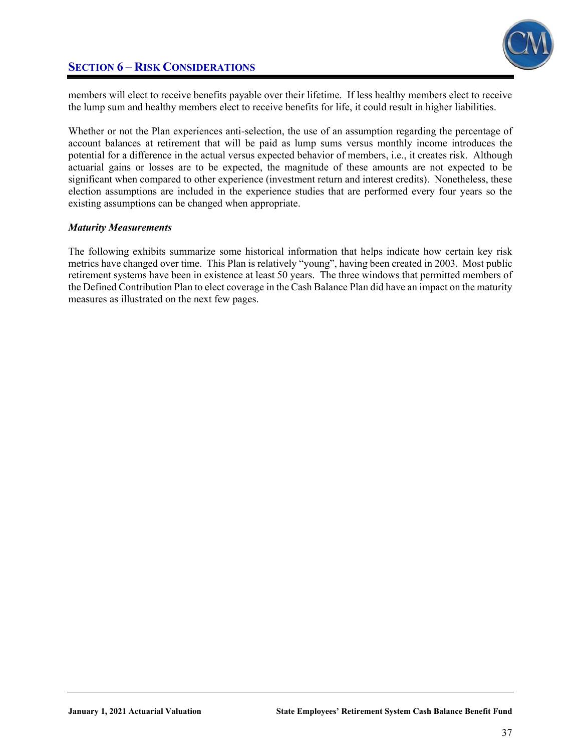members will elect to receive benefits payable over their lifetime. If less healthy members elect to receive the lump sum and healthy members elect to receive benefits for life, it could result in higher liabilities.

Whether or not the Plan experiences anti-selection, the use of an assumption regarding the percentage of account balances at retirement that will be paid as lump sums versus monthly income introduces the potential for a difference in the actual versus expected behavior of members, i.e., it creates risk. Although actuarial gains or losses are to be expected, the magnitude of these amounts are not expected to be significant when compared to other experience (investment return and interest credits). Nonetheless, these election assumptions are included in the experience studies that are performed every four years so the existing assumptions can be changed when appropriate.

***Maturity Measurements***

The following exhibits summarize some historical information that helps indicate how certain key risk metrics have changed over time. This Plan is relatively "young", having been created in 2003. Most public retirement systems have been in existence at least 50 years. The three windows that permitted members of the Defined Contribution Plan to elect coverage in the Cash Balance Plan did have an impact on the maturity measures as illustrated on the next few pages.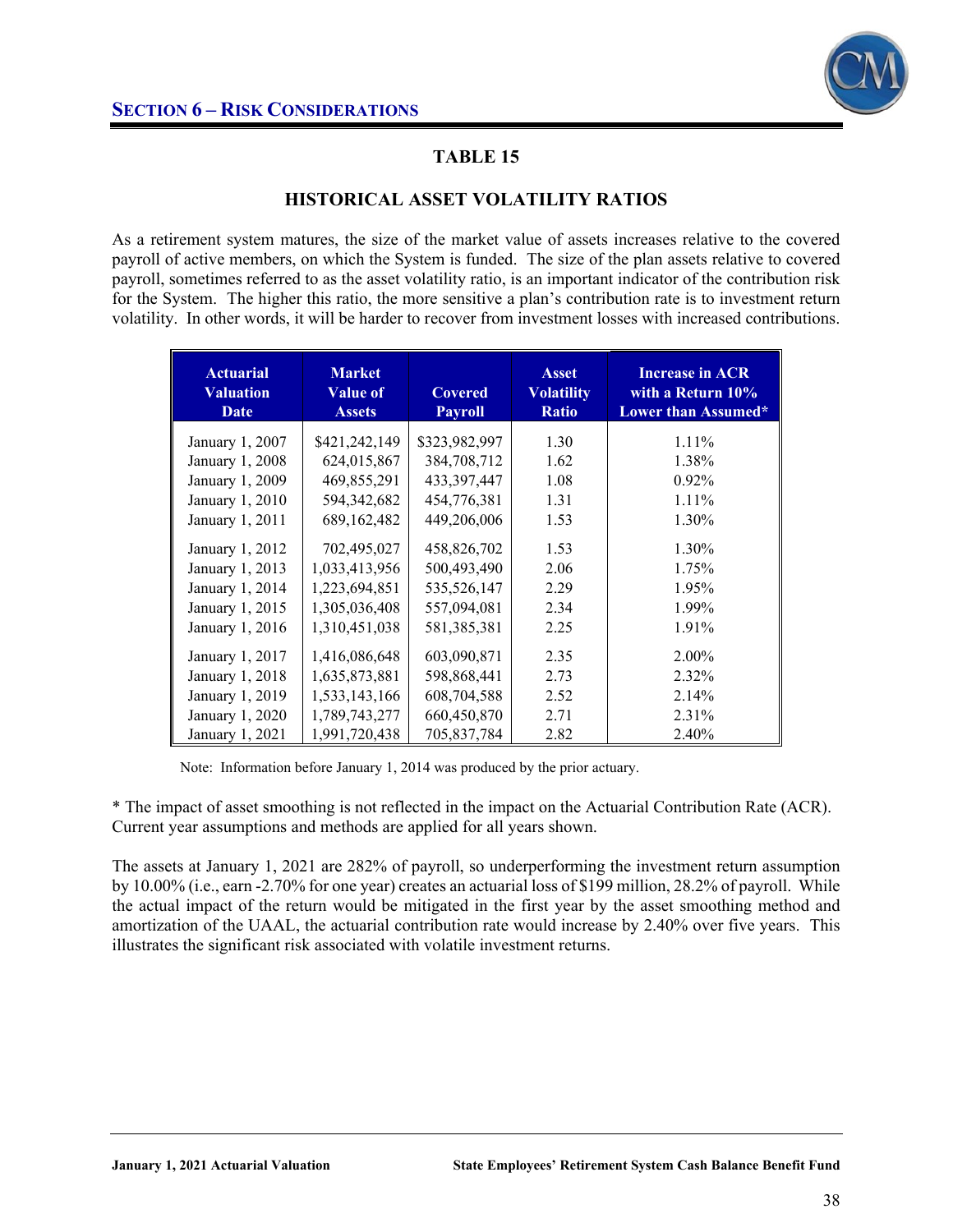## SECTION 6 – RISK CONSIDERATIONS

### TABLE 15

### HISTORICAL ASSET VOLATILITY RATIOS

As a retirement system matures, the size of the market value of assets increases relative to the covered payroll of active members, on which the System is funded. The size of the plan assets relative to covered payroll, sometimes referred to as the asset volatility ratio, is an important indicator of the contribution risk for the System. The higher this ratio, the more sensitive a plan's contribution rate is to investment return volatility. In other words, it will be harder to recover from investment losses with increased contributions.

| Actuarial Valuation Date | Market Value of Assets | Covered Payroll | Asset Volatility Ratio | Increase in ACR with a Return 10% Lower than Assumed* |
|---|---|---|---|---|
| January 1, 2007 | $421,242,149 | $323,982,997 | 1.30 | 1.11% |
| January 1, 2008 | 624,015,867 | 384,708,712 | 1.62 | 1.38% |
| January 1, 2009 | 469,855,291 | 433,397,447 | 1.08 | 0.92% |
| January 1, 2010 | 594,342,682 | 454,776,381 | 1.31 | 1.11% |
| January 1, 2011 | 689,162,482 | 449,206,006 | 1.53 | 1.30% |
| January 1, 2012 | 702,495,027 | 458,826,702 | 1.53 | 1.30% |
| January 1, 2013 | 1,033,413,956 | 500,493,490 | 2.06 | 1.75% |
| January 1, 2014 | 1,223,694,851 | 535,526,147 | 2.29 | 1.95% |
| January 1, 2015 | 1,305,036,408 | 557,094,081 | 2.34 | 1.99% |
| January 1, 2016 | 1,310,451,038 | 581,385,381 | 2.25 | 1.91% |
| January 1, 2017 | 1,416,086,648 | 603,090,871 | 2.35 | 2.00% |
| January 1, 2018 | 1,635,873,881 | 598,868,441 | 2.73 | 2.32% |
| January 1, 2019 | 1,533,143,166 | 608,704,588 | 2.52 | 2.14% |
| January 1, 2020 | 1,789,743,277 | 660,450,870 | 2.71 | 2.31% |
| January 1, 2021 | 1,991,720,438 | 705,837,784 | 2.82 | 2.40% |

Note: Information before January 1, 2014 was produced by the prior actuary.

* The impact of asset smoothing is not reflected in the impact on the Actuarial Contribution Rate (ACR). Current year assumptions and methods are applied for all years shown.

The assets at January 1, 2021 are 282% of payroll, so underperforming the investment return assumption by 10.00% (i.e., earn -2.70% for one year) creates an actuarial loss of $199 million, 28.2% of payroll. While the actual impact of the return would be mitigated in the first year by the asset smoothing method and amortization of the UAAL, the actuarial contribution rate would increase by 2.40% over five years. This illustrates the significant risk associated with volatile investment returns.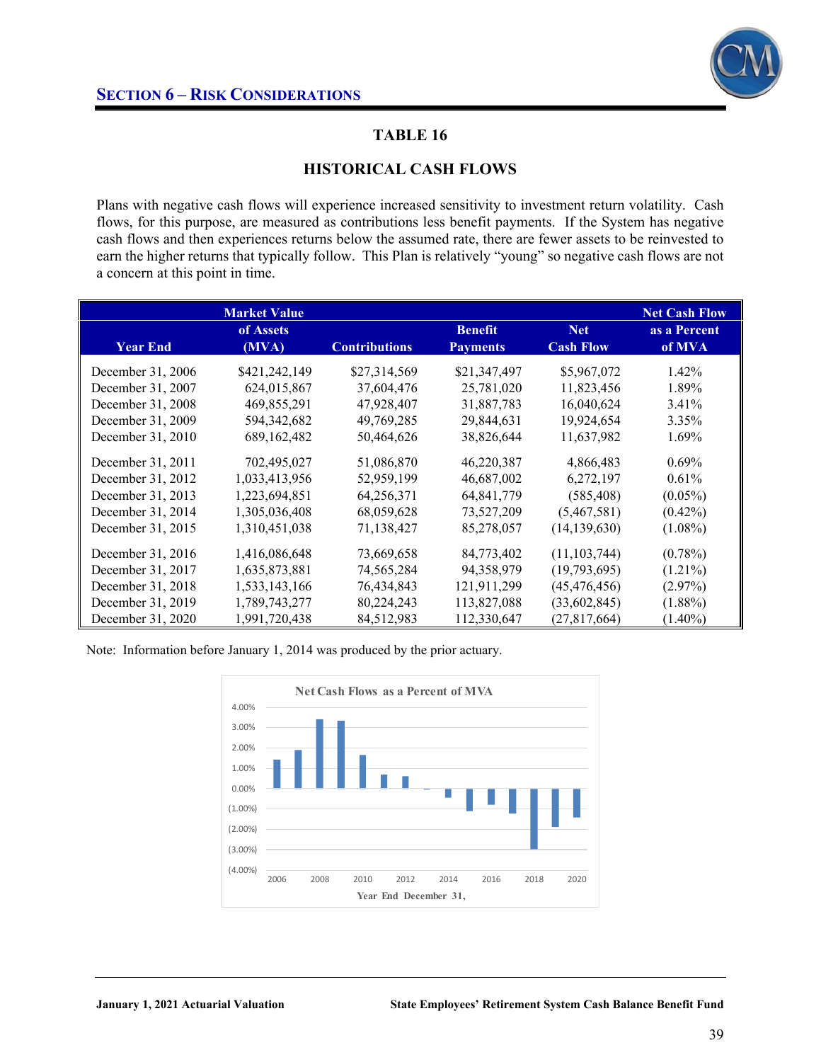## Section 6 – Risk Considerations

### TABLE 16

### HISTORICAL CASH FLOWS

Plans with negative cash flows will experience increased sensitivity to investment return volatility. Cash flows, for this purpose, are measured as contributions less benefit payments. If the System has negative cash flows and then experiences returns below the assumed rate, there are fewer assets to be reinvested to earn the higher returns that typically follow. This Plan is relatively "young" so negative cash flows are not a concern at this point in time.

| Year End | Market Value of Assets (MVA) | Contributions | Benefit Payments | Net Cash Flow | Net Cash Flow as a Percent of MVA |
|---|---|---|---|---|---|
| December 31, 2006 | $421,242,149 | $27,314,569 | $21,347,497 | $5,967,072 | 1.42% |
| December 31, 2007 | 624,015,867 | 37,604,476 | 25,781,020 | 11,823,456 | 1.89% |
| December 31, 2008 | 469,855,291 | 47,928,407 | 31,887,783 | 16,040,624 | 3.41% |
| December 31, 2009 | 594,342,682 | 49,769,285 | 29,844,631 | 19,924,654 | 3.35% |
| December 31, 2010 | 689,162,482 | 50,464,626 | 38,826,644 | 11,637,982 | 1.69% |
| December 31, 2011 | 702,495,027 | 51,086,870 | 46,220,387 | 4,866,483 | 0.69% |
| December 31, 2012 | 1,033,413,956 | 52,959,199 | 46,687,002 | 6,272,197 | 0.61% |
| December 31, 2013 | 1,223,694,851 | 64,256,371 | 64,841,779 | (585,408) | (0.05%) |
| December 31, 2014 | 1,305,036,408 | 68,059,628 | 73,527,209 | (5,467,581) | (0.42%) |
| December 31, 2015 | 1,310,451,038 | 71,138,427 | 85,278,057 | (14,139,630) | (1.08%) |
| December 31, 2016 | 1,416,086,648 | 73,669,658 | 84,773,402 | (11,103,744) | (0.78%) |
| December 31, 2017 | 1,635,873,881 | 74,565,284 | 94,358,979 | (19,793,695) | (1.21%) |
| December 31, 2018 | 1,533,143,166 | 76,434,843 | 121,911,299 | (45,476,456) | (2.97%) |
| December 31, 2019 | 1,789,743,277 | 80,224,243 | 113,827,088 | (33,602,845) | (1.88%) |
| December 31, 2020 | 1,991,720,438 | 84,512,983 | 112,330,647 | (27,817,664) | (1.40%) |

Note: Information before January 1, 2014 was produced by the prior actuary.

Net Cash Flows as a Percent of MVA

Year End December 31,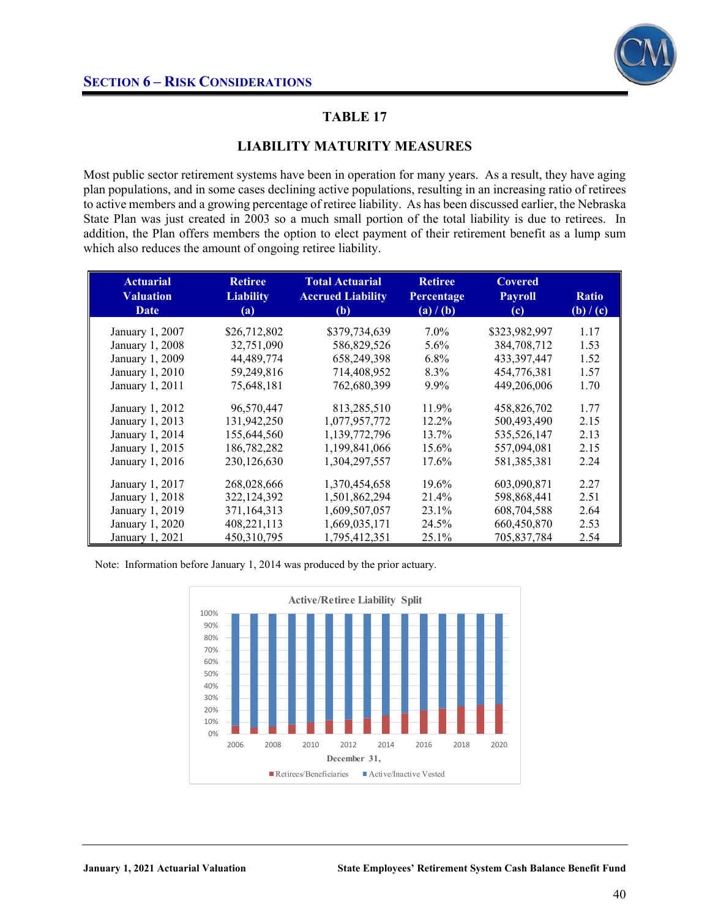## SECTION 6 – RISK CONSIDERATIONS

### TABLE 17

### LIABILITY MATURITY MEASURES

Most public sector retirement systems have been in operation for many years. As a result, they have aging plan populations, and in some cases declining active populations, resulting in an increasing ratio of retirees to active members and a growing percentage of retiree liability. As has been discussed earlier, the Nebraska State Plan was just created in 2003 so a much small portion of the total liability is due to retirees. In addition, the Plan offers members the option to elect payment of their retirement benefit as a lump sum which also reduces the amount of ongoing retiree liability.

| Actuarial Valuation Date | Retiree Liability (a) | Total Actuarial Accrued Liability (b) | Retiree Percentage (a) / (b) | Covered Payroll (c) | Ratio (b) / (c) |
|---|---|---|---|---|---|
| January 1, 2007 | $26,712,802 | $379,734,639 | 7.0% | $323,982,997 | 1.17 |
| January 1, 2008 | 32,751,090 | 586,829,526 | 5.6% | 384,708,712 | 1.53 |
| January 1, 2009 | 44,489,774 | 658,249,398 | 6.8% | 433,397,447 | 1.52 |
| January 1, 2010 | 59,249,816 | 714,408,952 | 8.3% | 454,776,381 | 1.57 |
| January 1, 2011 | 75,648,181 | 762,680,399 | 9.9% | 449,206,006 | 1.70 |
| January 1, 2012 | 96,570,447 | 813,285,510 | 11.9% | 458,826,702 | 1.77 |
| January 1, 2013 | 131,942,250 | 1,077,957,772 | 12.2% | 500,493,490 | 2.15 |
| January 1, 2014 | 155,644,560 | 1,139,772,796 | 13.7% | 535,526,147 | 2.13 |
| January 1, 2015 | 186,782,282 | 1,199,841,066 | 15.6% | 557,094,081 | 2.15 |
| January 1, 2016 | 230,126,630 | 1,304,297,557 | 17.6% | 581,385,381 | 2.24 |
| January 1, 2017 | 268,028,666 | 1,370,454,658 | 19.6% | 603,090,871 | 2.27 |
| January 1, 2018 | 322,124,392 | 1,501,862,294 | 21.4% | 598,868,441 | 2.51 |
| January 1, 2019 | 371,164,313 | 1,609,507,057 | 23.1% | 608,704,588 | 2.64 |
| January 1, 2020 | 408,221,113 | 1,669,035,171 | 24.5% | 660,450,870 | 2.53 |
| January 1, 2021 | 450,310,795 | 1,795,412,351 | 25.1% | 705,837,784 | 2.54 |

Note: Information before January 1, 2014 was produced by the prior actuary.

Active/Retiree Liability Split

December 31,

Retirees/Beneficiaries   Active/Inactive Vested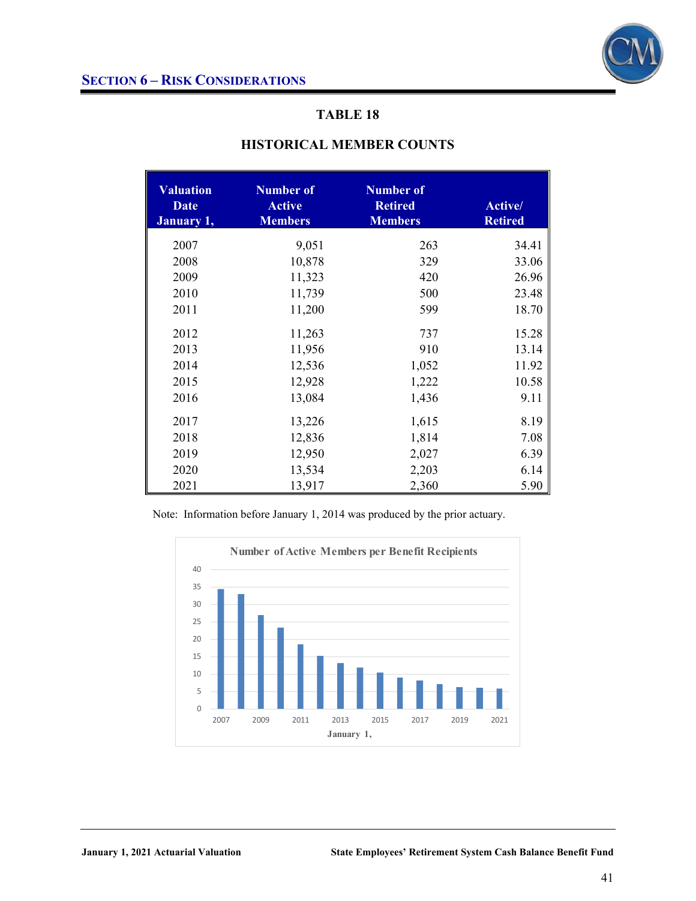# SECTION 6 – RISK CONSIDERATIONS

## TABLE 18

### HISTORICAL MEMBER COUNTS

| Valuation Date January 1, | Number of Active Members | Number of Retired Members | Active/ Retired |
|---|---|---|---|
| 2007 | 9,051 | 263 | 34.41 |
| 2008 | 10,878 | 329 | 33.06 |
| 2009 | 11,323 | 420 | 26.96 |
| 2010 | 11,739 | 500 | 23.48 |
| 2011 | 11,200 | 599 | 18.70 |
| 2012 | 11,263 | 737 | 15.28 |
| 2013 | 11,956 | 910 | 13.14 |
| 2014 | 12,536 | 1,052 | 11.92 |
| 2015 | 12,928 | 1,222 | 10.58 |
| 2016 | 13,084 | 1,436 | 9.11 |
| 2017 | 13,226 | 1,615 | 8.19 |
| 2018 | 12,836 | 1,814 | 7.08 |
| 2019 | 12,950 | 2,027 | 6.39 |
| 2020 | 13,534 | 2,203 | 6.14 |
| 2021 | 13,917 | 2,360 | 5.90 |

Note: Information before January 1, 2014 was produced by the prior actuary.

**Number of Active Members per Benefit Recipients**

| January 1, | Active/Retired |
|---|---|
| 2007 | 34.41 |
| 2008 | 33.06 |
| 2009 | 26.96 |
| 2010 | 23.48 |
| 2011 | 18.70 |
| 2012 | 15.28 |
| 2013 | 13.14 |
| 2014 | 11.92 |
| 2015 | 10.58 |
| 2016 | 9.11 |
| 2017 | 8.19 |
| 2018 | 7.08 |
| 2019 | 6.39 |
| 2020 | 6.14 |
| 2021 | 5.90 |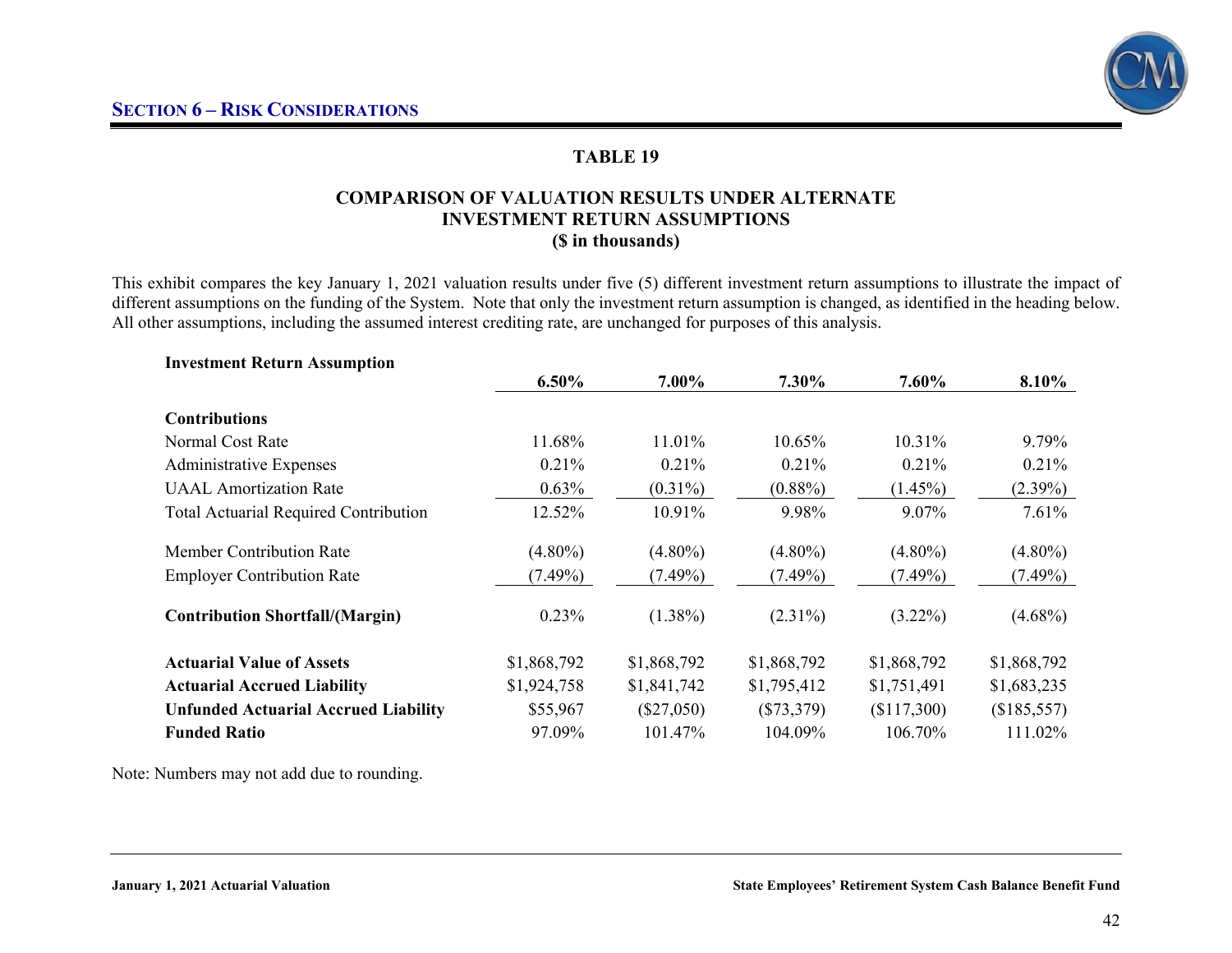## Section 6 – Risk Considerations

### TABLE 19

### COMPARISON OF VALUATION RESULTS UNDER ALTERNATE INVESTMENT RETURN ASSUMPTIONS
### ($ in thousands)

This exhibit compares the key January 1, 2021 valuation results under five (5) different investment return assumptions to illustrate the impact of different assumptions on the funding of the System. Note that only the investment return assumption is changed, as identified in the heading below. All other assumptions, including the assumed interest crediting rate, are unchanged for purposes of this analysis.

| **Investment Return Assumption** | **6.50%** | **7.00%** | **7.30%** | **7.60%** | **8.10%** |
|---|---|---|---|---|---|
| **Contributions** | | | | | |
| Normal Cost Rate | 11.68% | 11.01% | 10.65% | 10.31% | 9.79% |
| Administrative Expenses | 0.21% | 0.21% | 0.21% | 0.21% | 0.21% |
| UAAL Amortization Rate | 0.63% | (0.31%) | (0.88%) | (1.45%) | (2.39%) |
| Total Actuarial Required Contribution | 12.52% | 10.91% | 9.98% | 9.07% | 7.61% |
| Member Contribution Rate | (4.80%) | (4.80%) | (4.80%) | (4.80%) | (4.80%) |
| Employer Contribution Rate | (7.49%) | (7.49%) | (7.49%) | (7.49%) | (7.49%) |
| **Contribution Shortfall/(Margin)** | 0.23% | (1.38%) | (2.31%) | (3.22%) | (4.68%) |
| **Actuarial Value of Assets** | $1,868,792 | $1,868,792 | $1,868,792 | $1,868,792 | $1,868,792 |
| **Actuarial Accrued Liability** | $1,924,758 | $1,841,742 | $1,795,412 | $1,751,491 | $1,683,235 |
| **Unfunded Actuarial Accrued Liability** | $55,967 | ($27,050) | ($73,379) | ($117,300) | ($185,557) |
| **Funded Ratio** | 97.09% | 101.47% | 104.09% | 106.70% | 111.02% |

Note: Numbers may not add due to rounding.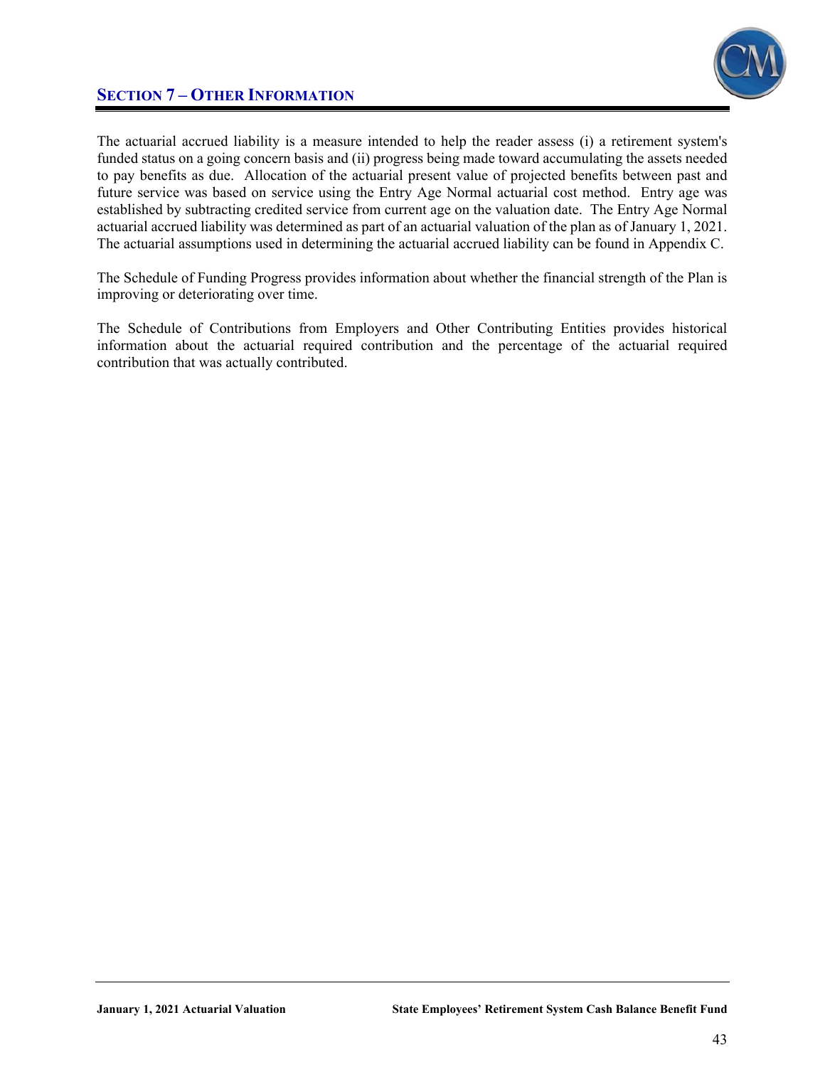## SECTION 7 – OTHER INFORMATION

The actuarial accrued liability is a measure intended to help the reader assess (i) a retirement system's funded status on a going concern basis and (ii) progress being made toward accumulating the assets needed to pay benefits as due. Allocation of the actuarial present value of projected benefits between past and future service was based on service using the Entry Age Normal actuarial cost method. Entry age was established by subtracting credited service from current age on the valuation date. The Entry Age Normal actuarial accrued liability was determined as part of an actuarial valuation of the plan as of January 1, 2021. The actuarial assumptions used in determining the actuarial accrued liability can be found in Appendix C.

The Schedule of Funding Progress provides information about whether the financial strength of the Plan is improving or deteriorating over time.

The Schedule of Contributions from Employers and Other Contributing Entities provides historical information about the actuarial required contribution and the percentage of the actuarial required contribution that was actually contributed.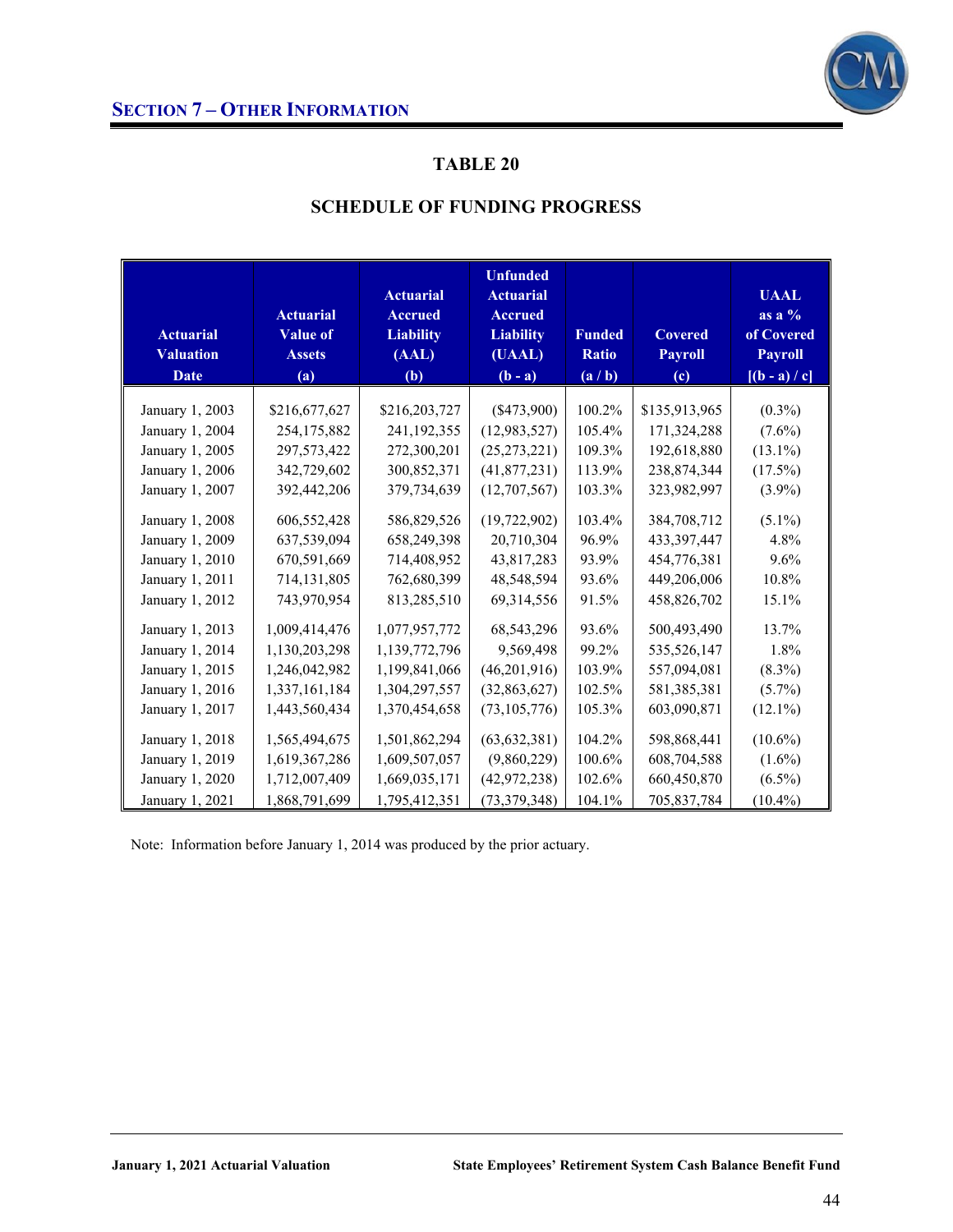## SECTION 7 – OTHER INFORMATION

### TABLE 20

### SCHEDULE OF FUNDING PROGRESS

| Actuarial Valuation Date | Actuarial Value of Assets (a) | Actuarial Accrued Liability (AAL) (b) | Unfunded Actuarial Accrued Liability (UAAL) (b - a) | Funded Ratio (a / b) | Covered Payroll (c) | UAAL as a % of Covered Payroll [(b - a) / c] |
|---|---|---|---|---|---|---|
| January 1, 2003 | $216,677,627 | $216,203,727 | ($473,900) | 100.2% | $135,913,965 | (0.3%) |
| January 1, 2004 | 254,175,882 | 241,192,355 | (12,983,527) | 105.4% | 171,324,288 | (7.6%) |
| January 1, 2005 | 297,573,422 | 272,300,201 | (25,273,221) | 109.3% | 192,618,880 | (13.1%) |
| January 1, 2006 | 342,729,602 | 300,852,371 | (41,877,231) | 113.9% | 238,874,344 | (17.5%) |
| January 1, 2007 | 392,442,206 | 379,734,639 | (12,707,567) | 103.3% | 323,982,997 | (3.9%) |
| January 1, 2008 | 606,552,428 | 586,829,526 | (19,722,902) | 103.4% | 384,708,712 | (5.1%) |
| January 1, 2009 | 637,539,094 | 658,249,398 | 20,710,304 | 96.9% | 433,397,447 | 4.8% |
| January 1, 2010 | 670,591,669 | 714,408,952 | 43,817,283 | 93.9% | 454,776,381 | 9.6% |
| January 1, 2011 | 714,131,805 | 762,680,399 | 48,548,594 | 93.6% | 449,206,006 | 10.8% |
| January 1, 2012 | 743,970,954 | 813,285,510 | 69,314,556 | 91.5% | 458,826,702 | 15.1% |
| January 1, 2013 | 1,009,414,476 | 1,077,957,772 | 68,543,296 | 93.6% | 500,493,490 | 13.7% |
| January 1, 2014 | 1,130,203,298 | 1,139,772,796 | 9,569,498 | 99.2% | 535,526,147 | 1.8% |
| January 1, 2015 | 1,246,042,982 | 1,199,841,066 | (46,201,916) | 103.9% | 557,094,081 | (8.3%) |
| January 1, 2016 | 1,337,161,184 | 1,304,297,557 | (32,863,627) | 102.5% | 581,385,381 | (5.7%) |
| January 1, 2017 | 1,443,560,434 | 1,370,454,658 | (73,105,776) | 105.3% | 603,090,871 | (12.1%) |
| January 1, 2018 | 1,565,494,675 | 1,501,862,294 | (63,632,381) | 104.2% | 598,868,441 | (10.6%) |
| January 1, 2019 | 1,619,367,286 | 1,609,507,057 | (9,860,229) | 100.6% | 608,704,588 | (1.6%) |
| January 1, 2020 | 1,712,007,409 | 1,669,035,171 | (42,972,238) | 102.6% | 660,450,870 | (6.5%) |
| January 1, 2021 | 1,868,791,699 | 1,795,412,351 | (73,379,348) | 104.1% | 705,837,784 | (10.4%) |

Note: Information before January 1, 2014 was produced by the prior actuary.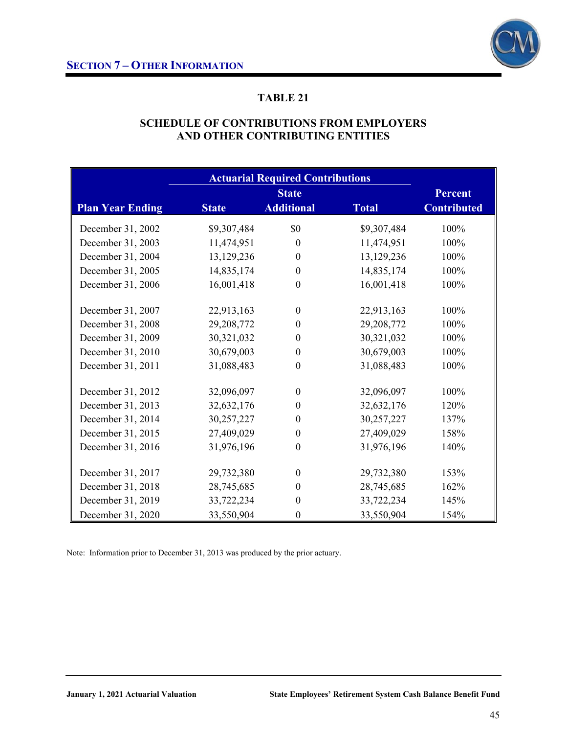## Section 7 – Other Information

### TABLE 21

### SCHEDULE OF CONTRIBUTIONS FROM EMPLOYERS AND OTHER CONTRIBUTING ENTITIES

| | Actuarial Required Contributions | | | |
|---|---|---|---|---|
| Plan Year Ending | State | State Additional | Total | Percent Contributed |
| December 31, 2002 | $9,307,484 | $0 | $9,307,484 | 100% |
| December 31, 2003 | 11,474,951 | 0 | 11,474,951 | 100% |
| December 31, 2004 | 13,129,236 | 0 | 13,129,236 | 100% |
| December 31, 2005 | 14,835,174 | 0 | 14,835,174 | 100% |
| December 31, 2006 | 16,001,418 | 0 | 16,001,418 | 100% |
| December 31, 2007 | 22,913,163 | 0 | 22,913,163 | 100% |
| December 31, 2008 | 29,208,772 | 0 | 29,208,772 | 100% |
| December 31, 2009 | 30,321,032 | 0 | 30,321,032 | 100% |
| December 31, 2010 | 30,679,003 | 0 | 30,679,003 | 100% |
| December 31, 2011 | 31,088,483 | 0 | 31,088,483 | 100% |
| December 31, 2012 | 32,096,097 | 0 | 32,096,097 | 100% |
| December 31, 2013 | 32,632,176 | 0 | 32,632,176 | 120% |
| December 31, 2014 | 30,257,227 | 0 | 30,257,227 | 137% |
| December 31, 2015 | 27,409,029 | 0 | 27,409,029 | 158% |
| December 31, 2016 | 31,976,196 | 0 | 31,976,196 | 140% |
| December 31, 2017 | 29,732,380 | 0 | 29,732,380 | 153% |
| December 31, 2018 | 28,745,685 | 0 | 28,745,685 | 162% |
| December 31, 2019 | 33,722,234 | 0 | 33,722,234 | 145% |
| December 31, 2020 | 33,550,904 | 0 | 33,550,904 | 154% |

Note: Information prior to December 31, 2013 was produced by the prior actuary.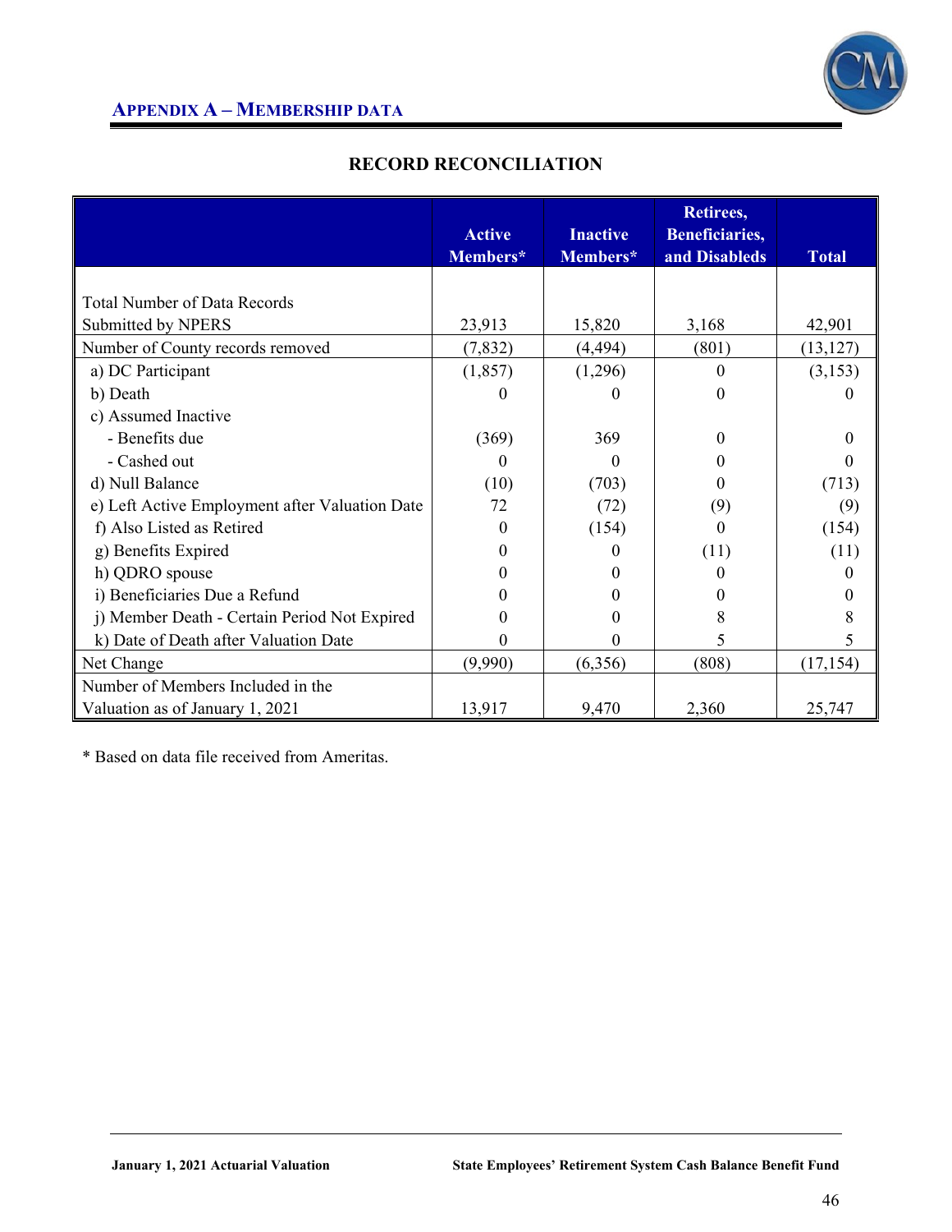## APPENDIX A – MEMBERSHIP DATA

### RECORD RECONCILIATION

| | Active Members* | Inactive Members* | Retirees, Beneficiaries, and Disableds | Total |
|---|---|---|---|---|
| Total Number of Data Records Submitted by NPERS | 23,913 | 15,820 | 3,168 | 42,901 |
| Number of County records removed | (7,832) | (4,494) | (801) | (13,127) |
| a) DC Participant | (1,857) | (1,296) | 0 | (3,153) |
| b) Death | 0 | 0 | 0 | 0 |
| c) Assumed Inactive | | | | |
| - Benefits due | (369) | 369 | 0 | 0 |
| - Cashed out | 0 | 0 | 0 | 0 |
| d) Null Balance | (10) | (703) | 0 | (713) |
| e) Left Active Employment after Valuation Date | 72 | (72) | (9) | (9) |
| f) Also Listed as Retired | 0 | (154) | 0 | (154) |
| g) Benefits Expired | 0 | 0 | (11) | (11) |
| h) QDRO spouse | 0 | 0 | 0 | 0 |
| i) Beneficiaries Due a Refund | 0 | 0 | 0 | 0 |
| j) Member Death - Certain Period Not Expired | 0 | 0 | 8 | 8 |
| k) Date of Death after Valuation Date | 0 | 0 | 5 | 5 |
| Net Change | (9,990) | (6,356) | (808) | (17,154) |
| Number of Members Included in the Valuation as of January 1, 2021 | 13,917 | 9,470 | 2,360 | 25,747 |

\* Based on data file received from Ameritas.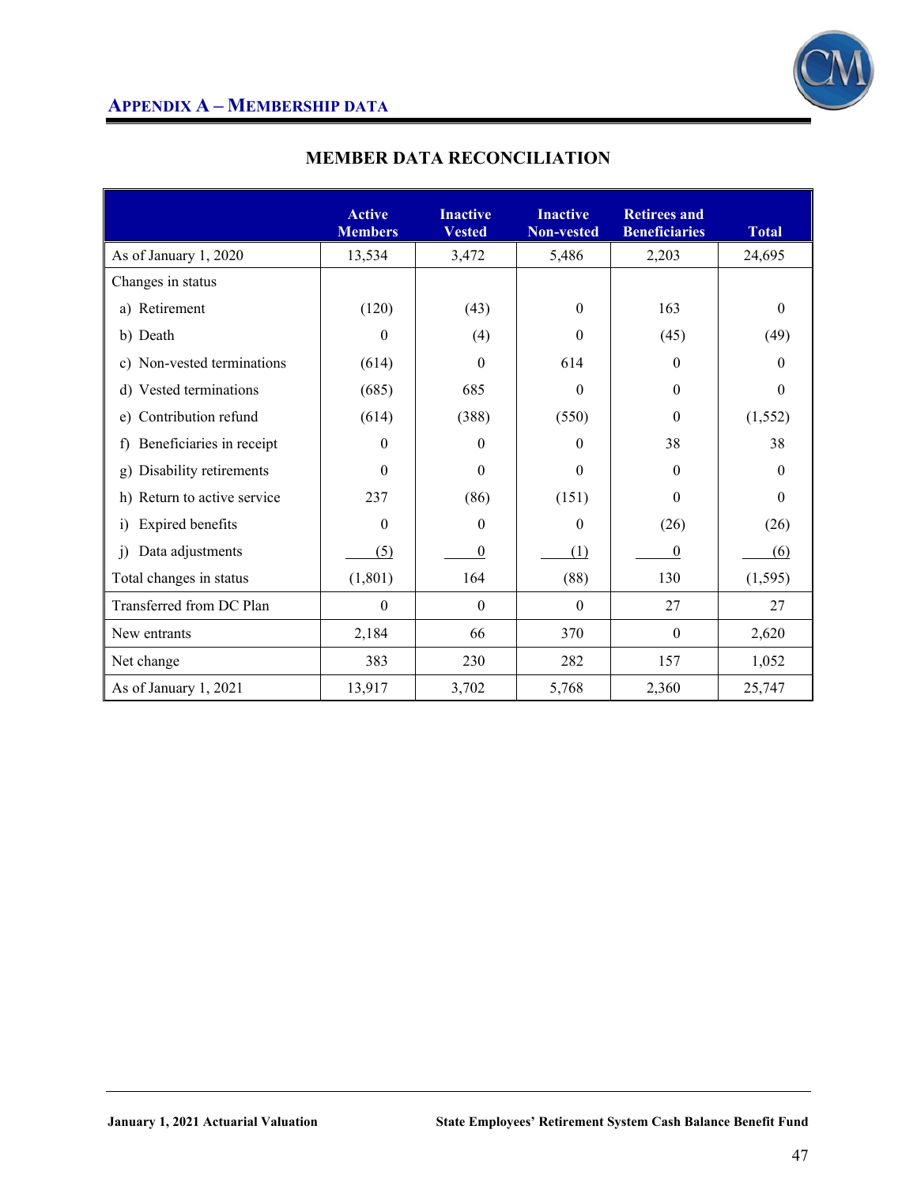## APPENDIX A – MEMBERSHIP DATA

### MEMBER DATA RECONCILIATION

| | Active Members | Inactive Vested | Inactive Non-vested | Retirees and Beneficiaries | Total |
|---|---|---|---|---|---|
| As of January 1, 2020 | 13,534 | 3,472 | 5,486 | 2,203 | 24,695 |
| Changes in status | | | | | |
| a) Retirement | (120) | (43) | 0 | 163 | 0 |
| b) Death | 0 | (4) | 0 | (45) | (49) |
| c) Non-vested terminations | (614) | 0 | 614 | 0 | 0 |
| d) Vested terminations | (685) | 685 | 0 | 0 | 0 |
| e) Contribution refund | (614) | (388) | (550) | 0 | (1,552) |
| f) Beneficiaries in receipt | 0 | 0 | 0 | 38 | 38 |
| g) Disability retirements | 0 | 0 | 0 | 0 | 0 |
| h) Return to active service | 237 | (86) | (151) | 0 | 0 |
| i) Expired benefits | 0 | 0 | 0 | (26) | (26) |
| j) Data adjustments | (5) | 0 | (1) | 0 | (6) |
| Total changes in status | (1,801) | 164 | (88) | 130 | (1,595) |
| Transferred from DC Plan | 0 | 0 | 0 | 27 | 27 |
| New entrants | 2,184 | 66 | 370 | 0 | 2,620 |
| Net change | 383 | 230 | 282 | 157 | 1,052 |
| As of January 1, 2021 | 13,917 | 3,702 | 5,768 | 2,360 | 25,747 |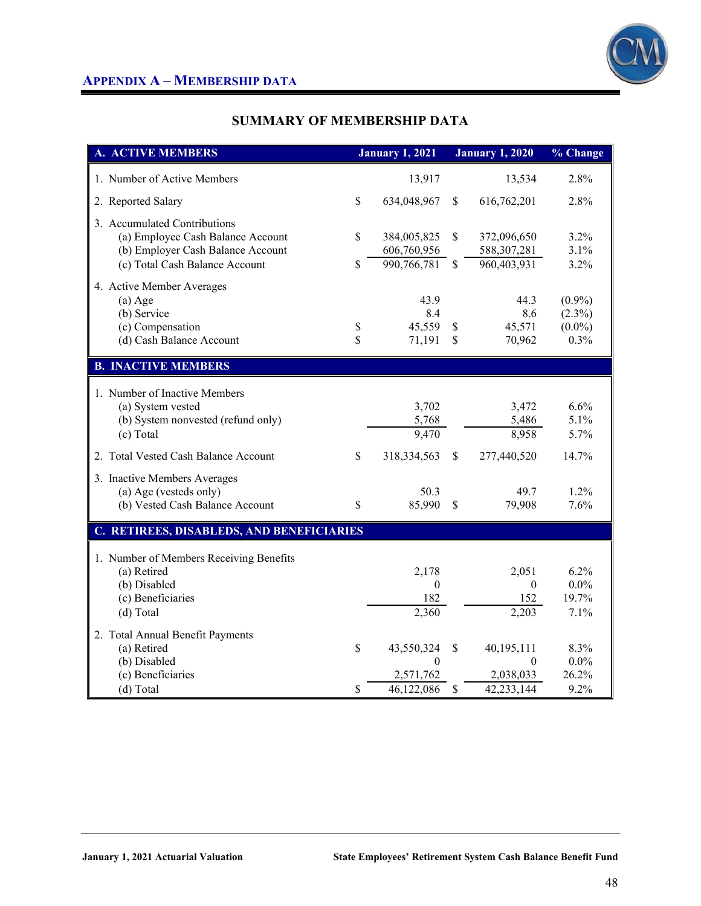## APPENDIX A – MEMBERSHIP DATA

### SUMMARY OF MEMBERSHIP DATA

| A. ACTIVE MEMBERS | January 1, 2021 | January 1, 2020 | % Change |
|---|---|---|---|
| 1. Number of Active Members | 13,917 | 13,534 | 2.8% |
| 2. Reported Salary | $ 634,048,967 | $ 616,762,201 | 2.8% |
| 3. Accumulated Contributions | | | |
| (a) Employee Cash Balance Account | $ 384,005,825 | $ 372,096,650 | 3.2% |
| (b) Employer Cash Balance Account | 606,760,956 | 588,307,281 | 3.1% |
| (c) Total Cash Balance Account | $ 990,766,781 | $ 960,403,931 | 3.2% |
| 4. Active Member Averages | | | |
| (a) Age | 43.9 | 44.3 | (0.9%) |
| (b) Service | 8.4 | 8.6 | (2.3%) |
| (c) Compensation | $ 45,559 | $ 45,571 | (0.0%) |
| (d) Cash Balance Account | $ 71,191 | $ 70,962 | 0.3% |
| **B. INACTIVE MEMBERS** | | | |
| 1. Number of Inactive Members | | | |
| (a) System vested | 3,702 | 3,472 | 6.6% |
| (b) System nonvested (refund only) | 5,768 | 5,486 | 5.1% |
| (c) Total | 9,470 | 8,958 | 5.7% |
| 2. Total Vested Cash Balance Account | $ 318,334,563 | $ 277,440,520 | 14.7% |
| 3. Inactive Members Averages | | | |
| (a) Age (vesteds only) | 50.3 | 49.7 | 1.2% |
| (b) Vested Cash Balance Account | $ 85,990 | $ 79,908 | 7.6% |
| **C. RETIREES, DISABLEDS, AND BENEFICIARIES** | | | |
| 1. Number of Members Receiving Benefits | | | |
| (a) Retired | 2,178 | 2,051 | 6.2% |
| (b) Disabled | 0 | 0 | 0.0% |
| (c) Beneficiaries | 182 | 152 | 19.7% |
| (d) Total | 2,360 | 2,203 | 7.1% |
| 2. Total Annual Benefit Payments | | | |
| (a) Retired | $ 43,550,324 | $ 40,195,111 | 8.3% |
| (b) Disabled | 0 | 0 | 0.0% |
| (c) Beneficiaries | 2,571,762 | 2,038,033 | 26.2% |
| (d) Total | $ 46,122,086 | $ 42,233,144 | 9.2% |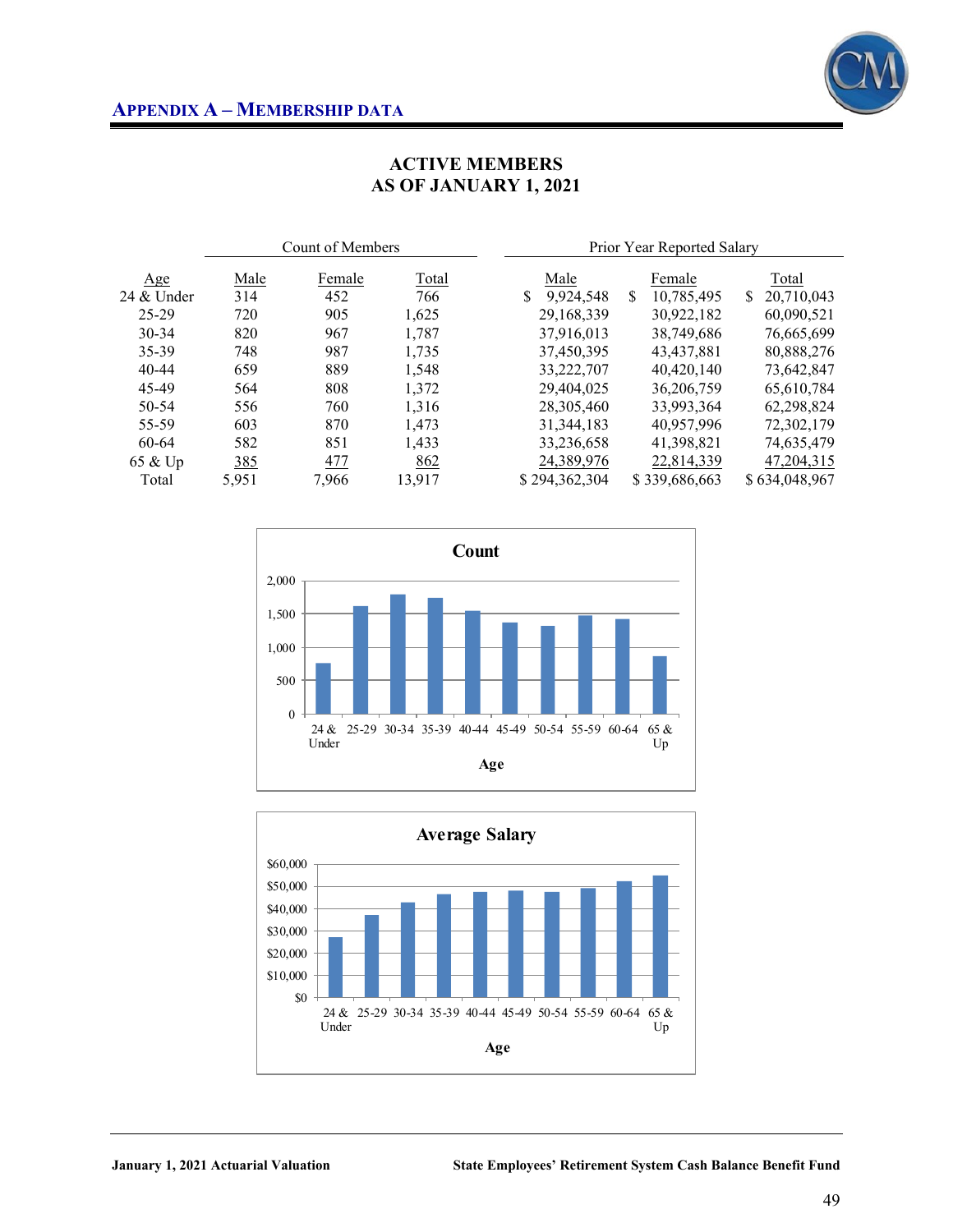## APPENDIX A – MEMBERSHIP DATA

### ACTIVE MEMBERS
### AS OF JANUARY 1, 2021

| | Count of Members | | | Prior Year Reported Salary | | |
|---|---|---|---|---|---|---|
| Age | Male | Female | Total | Male | Female | Total |
| 24 & Under | 314 | 452 | 766 | $ 9,924,548 | $ 10,785,495 | $ 20,710,043 |
| 25-29 | 720 | 905 | 1,625 | 29,168,339 | 30,922,182 | 60,090,521 |
| 30-34 | 820 | 967 | 1,787 | 37,916,013 | 38,749,686 | 76,665,699 |
| 35-39 | 748 | 987 | 1,735 | 37,450,395 | 43,437,881 | 80,888,276 |
| 40-44 | 659 | 889 | 1,548 | 33,222,707 | 40,420,140 | 73,642,847 |
| 45-49 | 564 | 808 | 1,372 | 29,404,025 | 36,206,759 | 65,610,784 |
| 50-54 | 556 | 760 | 1,316 | 28,305,460 | 33,993,364 | 62,298,824 |
| 55-59 | 603 | 870 | 1,473 | 31,344,183 | 40,957,996 | 72,302,179 |
| 60-64 | 582 | 851 | 1,433 | 33,236,658 | 41,398,821 | 74,635,479 |
| 65 & Up | 385 | 477 | 862 | 24,389,976 | 22,814,339 | 47,204,315 |
| Total | 5,951 | 7,966 | 13,917 | $ 294,362,304 | $ 339,686,663 | $ 634,048,967 |

**Count**

(Bar chart: Count by Age — 24 & Under, 25-29, 30-34, 35-39, 40-44, 45-49, 50-54, 55-59, 60-64, 65 & Up; y-axis 0 to 2,000)

**Average Salary**

(Bar chart: Average Salary by Age — 24 & Under, 25-29, 30-34, 35-39, 40-44, 45-49, 50-54, 55-59, 60-64, 65 & Up; y-axis $0 to $60,000)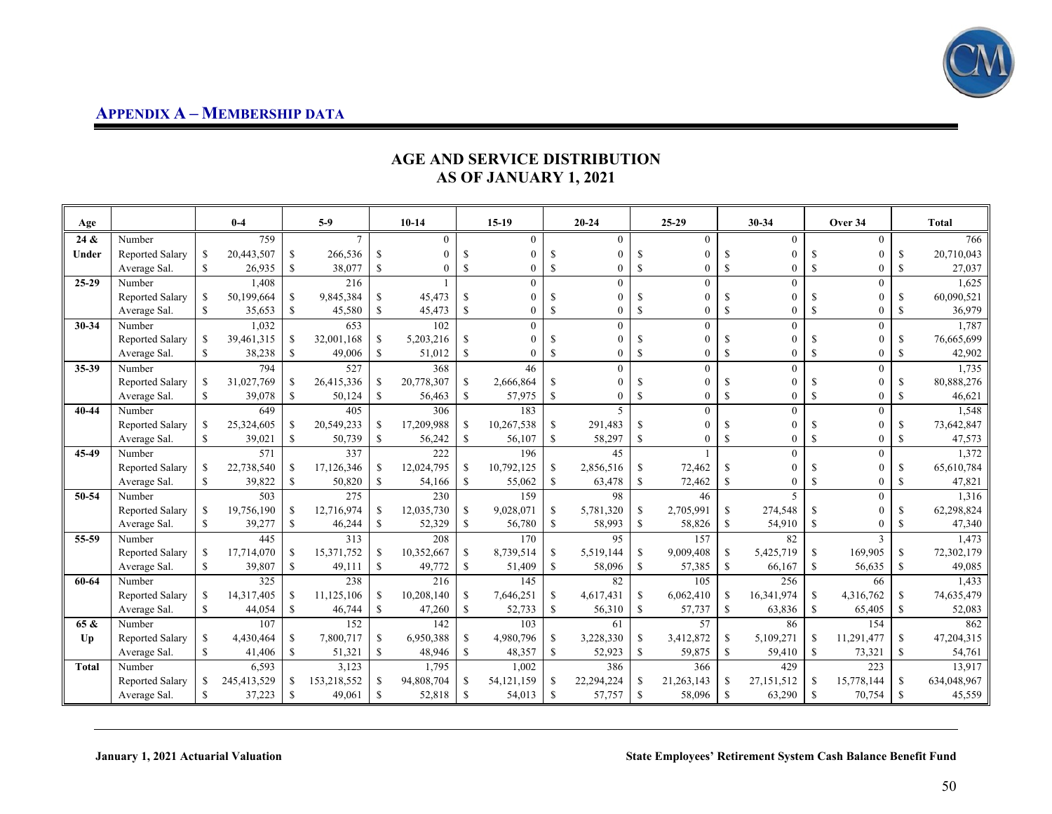## APPENDIX A – MEMBERSHIP DATA

### AGE AND SERVICE DISTRIBUTION
### AS OF JANUARY 1, 2021

| Age | | 0-4 | 5-9 | 10-14 | 15-19 | 20-24 | 25-29 | 30-34 | Over 34 | Total |
|---|---|---|---|---|---|---|---|---|---|---|
| 24 & Under | Number | 759 | 7 | 0 | 0 | 0 | 0 | 0 | 0 | 766 |
| | Reported Salary | $ 20,443,507 | $ 266,536 | $ 0 | $ 0 | $ 0 | $ 0 | $ 0 | $ 0 | $ 20,710,043 |
| | Average Sal. | $ 26,935 | $ 38,077 | $ 0 | $ 0 | $ 0 | $ 0 | $ 0 | $ 0 | $ 27,037 |
| 25-29 | Number | 1,408 | 216 | 1 | 0 | 0 | 0 | 0 | 0 | 1,625 |
| | Reported Salary | $ 50,199,664 | $ 9,845,384 | $ 45,473 | $ 0 | $ 0 | $ 0 | $ 0 | $ 0 | $ 60,090,521 |
| | Average Sal. | $ 35,653 | $ 45,580 | $ 45,473 | $ 0 | $ 0 | $ 0 | $ 0 | $ 0 | $ 36,979 |
| 30-34 | Number | 1,032 | 653 | 102 | 0 | 0 | 0 | 0 | 0 | 1,787 |
| | Reported Salary | $ 39,461,315 | $ 32,001,168 | $ 5,203,216 | $ 0 | $ 0 | $ 0 | $ 0 | $ 0 | $ 76,665,699 |
| | Average Sal. | $ 38,238 | $ 49,006 | $ 51,012 | $ 0 | $ 0 | $ 0 | $ 0 | $ 0 | $ 42,902 |
| 35-39 | Number | 794 | 527 | 368 | 46 | 0 | 0 | 0 | 0 | 1,735 |
| | Reported Salary | $ 31,027,769 | $ 26,415,336 | $ 20,778,307 | $ 2,666,864 | $ 0 | $ 0 | $ 0 | $ 0 | $ 80,888,276 |
| | Average Sal. | $ 39,078 | $ 50,124 | $ 56,463 | $ 57,975 | $ 0 | $ 0 | $ 0 | $ 0 | $ 46,621 |
| 40-44 | Number | 649 | 405 | 306 | 183 | 5 | 0 | 0 | 0 | 1,548 |
| | Reported Salary | $ 25,324,605 | $ 20,549,233 | $ 17,209,988 | $ 10,267,538 | $ 291,483 | $ 0 | $ 0 | $ 0 | $ 73,642,847 |
| | Average Sal. | $ 39,021 | $ 50,739 | $ 56,242 | $ 56,107 | $ 58,297 | $ 0 | $ 0 | $ 0 | $ 47,573 |
| 45-49 | Number | 571 | 337 | 222 | 196 | 45 | 1 | 0 | 0 | 1,372 |
| | Reported Salary | $ 22,738,540 | $ 17,126,346 | $ 12,024,795 | $ 10,792,125 | $ 2,856,516 | $ 72,462 | $ 0 | $ 0 | $ 65,610,784 |
| | Average Sal. | $ 39,822 | $ 50,820 | $ 54,166 | $ 55,062 | $ 63,478 | $ 72,462 | $ 0 | $ 0 | $ 47,821 |
| 50-54 | Number | 503 | 275 | 230 | 159 | 98 | 46 | 5 | 0 | 1,316 |
| | Reported Salary | $ 19,756,190 | $ 12,716,974 | $ 12,035,730 | $ 9,028,071 | $ 5,781,320 | $ 2,705,991 | $ 274,548 | $ 0 | $ 62,298,824 |
| | Average Sal. | $ 39,277 | $ 46,244 | $ 52,329 | $ 56,780 | $ 58,993 | $ 58,826 | $ 54,910 | $ 0 | $ 47,340 |
| 55-59 | Number | 445 | 313 | 208 | 170 | 95 | 157 | 82 | 3 | 1,473 |
| | Reported Salary | $ 17,714,070 | $ 15,371,752 | $ 10,352,667 | $ 8,739,514 | $ 5,519,144 | $ 9,009,408 | $ 5,425,719 | $ 169,905 | $ 72,302,179 |
| | Average Sal. | $ 39,807 | $ 49,111 | $ 49,772 | $ 51,409 | $ 58,096 | $ 57,385 | $ 66,167 | $ 56,635 | $ 49,085 |
| 60-64 | Number | 325 | 238 | 216 | 145 | 82 | 105 | 256 | 66 | 1,433 |
| | Reported Salary | $ 14,317,405 | $ 11,125,106 | $ 10,208,140 | $ 7,646,251 | $ 4,617,431 | $ 6,062,410 | $ 16,341,974 | $ 4,316,762 | $ 74,635,479 |
| | Average Sal. | $ 44,054 | $ 46,744 | $ 47,260 | $ 52,733 | $ 56,310 | $ 57,737 | $ 63,836 | $ 65,405 | $ 52,083 |
| 65 & Up | Number | 107 | 152 | 142 | 103 | 61 | 57 | 86 | 154 | 862 |
| | Reported Salary | $ 4,430,464 | $ 7,800,717 | $ 6,950,388 | $ 4,980,796 | $ 3,228,330 | $ 3,412,872 | $ 5,109,271 | $ 11,291,477 | $ 47,204,315 |
| | Average Sal. | $ 41,406 | $ 51,321 | $ 48,946 | $ 48,357 | $ 52,923 | $ 59,875 | $ 59,410 | $ 73,321 | $ 54,761 |
| Total | Number | 6,593 | 3,123 | 1,795 | 1,002 | 386 | 366 | 429 | 223 | 13,917 |
| | Reported Salary | $ 245,413,529 | $ 153,218,552 | $ 94,808,704 | $ 54,121,159 | $ 22,294,224 | $ 21,263,143 | $ 27,151,512 | $ 15,778,144 | $ 634,048,967 |
| | Average Sal. | $ 37,223 | $ 49,061 | $ 52,818 | $ 54,013 | $ 57,757 | $ 58,096 | $ 63,290 | $ 70,754 | $ 45,559 |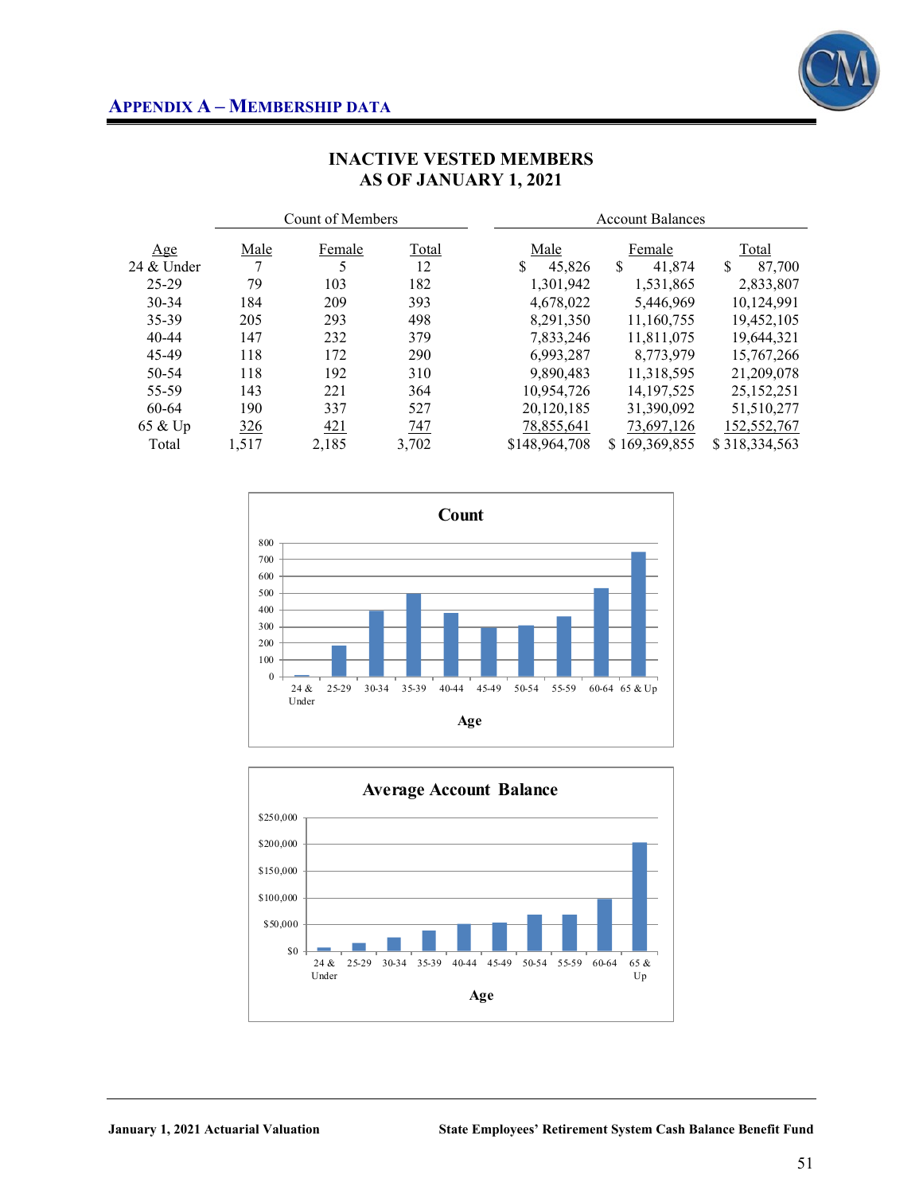## APPENDIX A – MEMBERSHIP DATA

### INACTIVE VESTED MEMBERS
### AS OF JANUARY 1, 2021

| | Count of Members | | | Account Balances | | |
|---|---|---|---|---|---|---|
| Age | Male | Female | Total | Male | Female | Total |
| 24 & Under | 7 | 5 | 12 | $ 45,826 | $ 41,874 | $ 87,700 |
| 25-29 | 79 | 103 | 182 | 1,301,942 | 1,531,865 | 2,833,807 |
| 30-34 | 184 | 209 | 393 | 4,678,022 | 5,446,969 | 10,124,991 |
| 35-39 | 205 | 293 | 498 | 8,291,350 | 11,160,755 | 19,452,105 |
| 40-44 | 147 | 232 | 379 | 7,833,246 | 11,811,075 | 19,644,321 |
| 45-49 | 118 | 172 | 290 | 6,993,287 | 8,773,979 | 15,767,266 |
| 50-54 | 118 | 192 | 310 | 9,890,483 | 11,318,595 | 21,209,078 |
| 55-59 | 143 | 221 | 364 | 10,954,726 | 14,197,525 | 25,152,251 |
| 60-64 | 190 | 337 | 527 | 20,120,185 | 31,390,092 | 51,510,277 |
| 65 & Up | 326 | 421 | 747 | 78,855,641 | 73,697,126 | 152,552,767 |
| Total | 1,517 | 2,185 | 3,702 | $148,964,708 | $ 169,369,855 | $ 318,334,563 |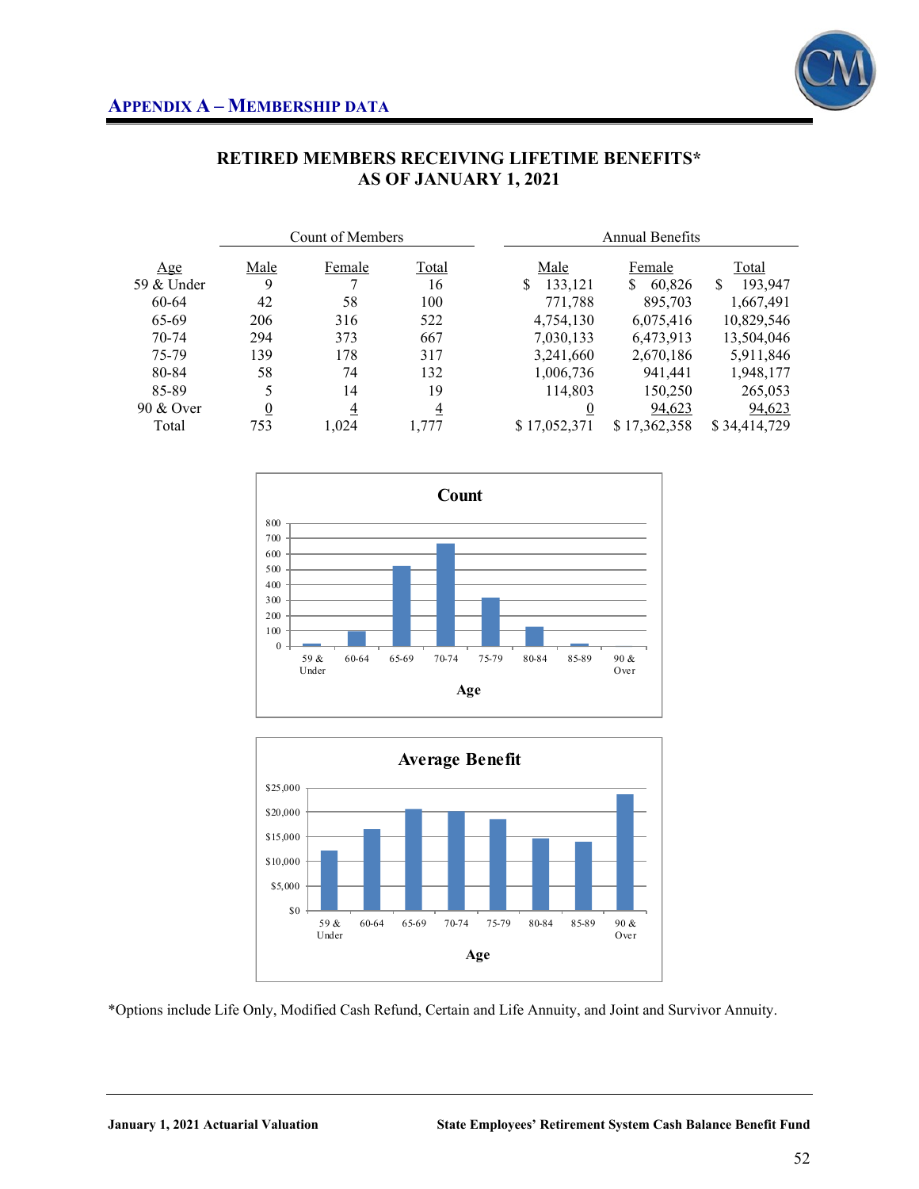## APPENDIX A – MEMBERSHIP DATA

### RETIRED MEMBERS RECEIVING LIFETIME BENEFITS* AS OF JANUARY 1, 2021

| | Count of Members | | | Annual Benefits | | |
|---|---|---|---|---|---|---|
| Age | Male | Female | Total | Male | Female | Total |
| 59 & Under | 9 | 7 | 16 | $ 133,121 | $ 60,826 | $ 193,947 |
| 60-64 | 42 | 58 | 100 | 771,788 | 895,703 | 1,667,491 |
| 65-69 | 206 | 316 | 522 | 4,754,130 | 6,075,416 | 10,829,546 |
| 70-74 | 294 | 373 | 667 | 7,030,133 | 6,473,913 | 13,504,046 |
| 75-79 | 139 | 178 | 317 | 3,241,660 | 2,670,186 | 5,911,846 |
| 80-84 | 58 | 74 | 132 | 1,006,736 | 941,441 | 1,948,177 |
| 85-89 | 5 | 14 | 19 | 114,803 | 150,250 | 265,053 |
| 90 & Over | 0 | 4 | 4 | 0 | 94,623 | 94,623 |
| Total | 753 | 1,024 | 1,777 | $ 17,052,371 | $ 17,362,358 | $ 34,414,729 |

*Options include Life Only, Modified Cash Refund, Certain and Life Annuity, and Joint and Survivor Annuity.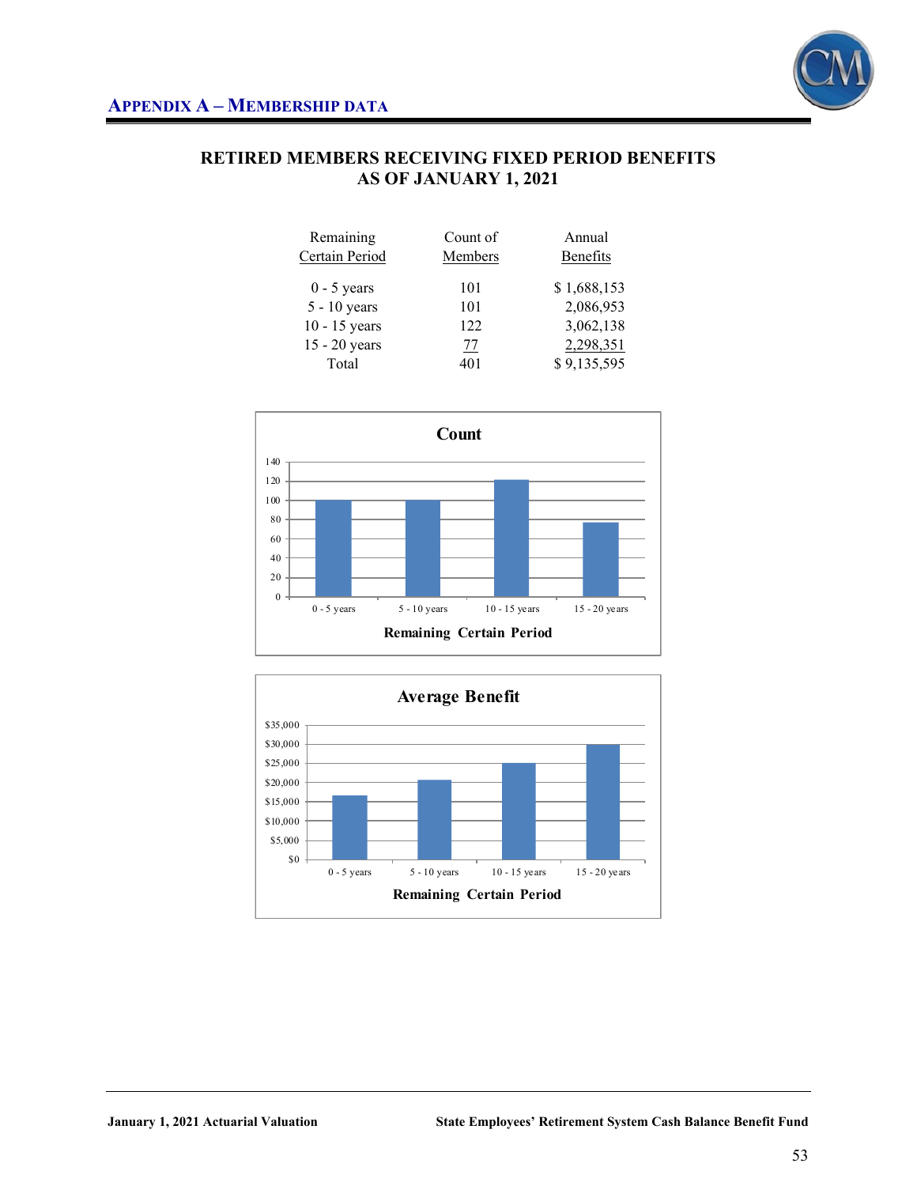## APPENDIX A – MEMBERSHIP DATA

### RETIRED MEMBERS RECEIVING FIXED PERIOD BENEFITS AS OF JANUARY 1, 2021

| Remaining Certain Period | Count of Members | Annual Benefits |
|---|---|---|
| 0 - 5 years | 101 | $ 1,688,153 |
| 5 - 10 years | 101 | 2,086,953 |
| 10 - 15 years | 122 | 3,062,138 |
| 15 - 20 years | 77 | 2,298,351 |
| Total | 401 | $ 9,135,595 |

**Count**

Remaining Certain Period

**Average Benefit**

Remaining Certain Period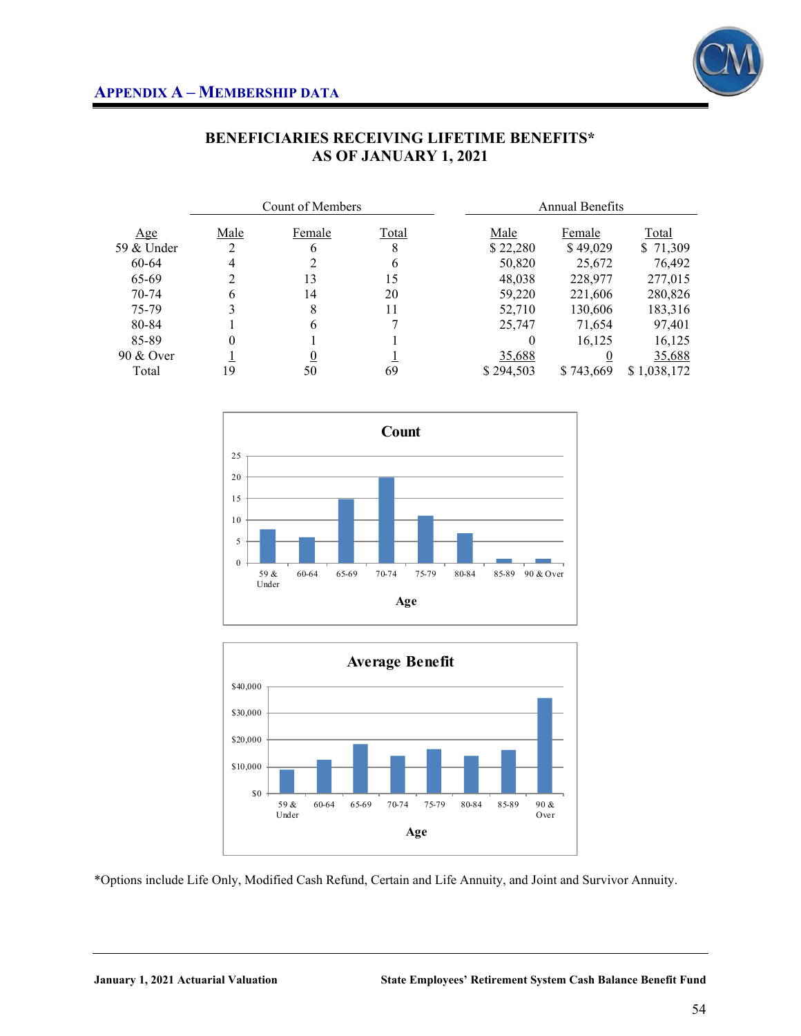## APPENDIX A – MEMBERSHIP DATA

### BENEFICIARIES RECEIVING LIFETIME BENEFITS*
### AS OF JANUARY 1, 2021

| | Count of Members | | | Annual Benefits | | |
|---|---|---|---|---|---|---|
| Age | Male | Female | Total | Male | Female | Total |
| 59 & Under | 2 | 6 | 8 | $ 22,280 | $ 49,029 | $ 71,309 |
| 60-64 | 4 | 2 | 6 | 50,820 | 25,672 | 76,492 |
| 65-69 | 2 | 13 | 15 | 48,038 | 228,977 | 277,015 |
| 70-74 | 6 | 14 | 20 | 59,220 | 221,606 | 280,826 |
| 75-79 | 3 | 8 | 11 | 52,710 | 130,606 | 183,316 |
| 80-84 | 1 | 6 | 7 | 25,747 | 71,654 | 97,401 |
| 85-89 | 0 | 1 | 1 | 0 | 16,125 | 16,125 |
| 90 & Over | 1 | 0 | 1 | 35,688 | 0 | 35,688 |
| Total | 19 | 50 | 69 | $ 294,503 | $ 743,669 | $ 1,038,172 |

**Count**

| Age | Count |
|---|---|
| 59 & Under | 8 |
| 60-64 | 6 |
| 65-69 | 15 |
| 70-74 | 20 |
| 75-79 | 11 |
| 80-84 | 7 |
| 85-89 | 1 |
| 90 & Over | 1 |

**Average Benefit**

Age: 59 & Under, 60-64, 65-69, 70-74, 75-79, 80-84, 85-89, 90 & Over

*Options include Life Only, Modified Cash Refund, Certain and Life Annuity, and Joint and Survivor Annuity.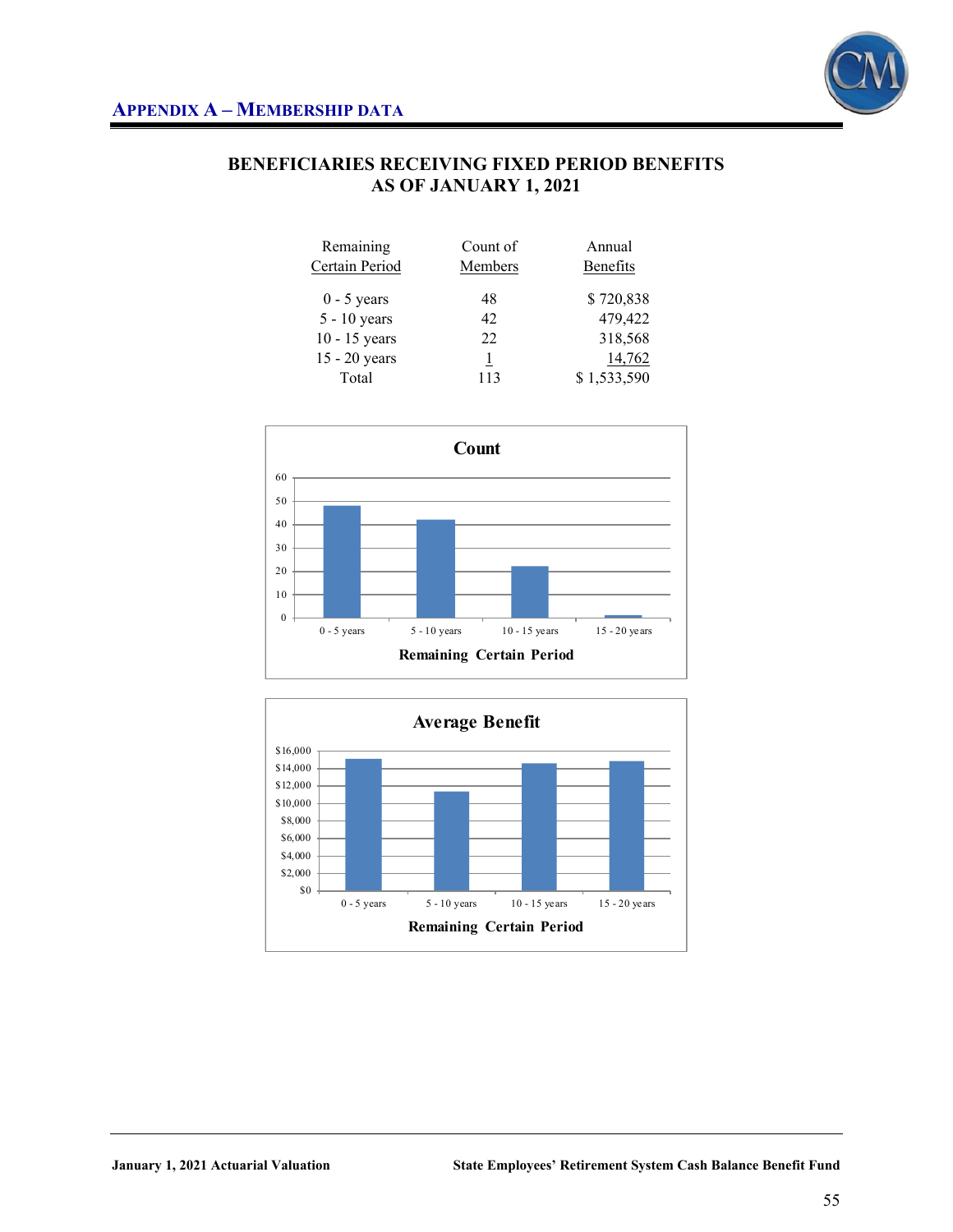## Appendix A – Membership Data

### BENEFICIARIES RECEIVING FIXED PERIOD BENEFITS AS OF JANUARY 1, 2021

| Remaining Certain Period | Count of Members | Annual Benefits |
|---|---|---|
| 0 - 5 years | 48 | $ 720,838 |
| 5 - 10 years | 42 | 479,422 |
| 10 - 15 years | 22 | 318,568 |
| 15 - 20 years | 1 | 14,762 |
| Total | 113 | $ 1,533,590 |

**Count**

| Remaining Certain Period | Count |
|---|---|
| 0 - 5 years | 48 |
| 5 - 10 years | 42 |
| 10 - 15 years | 22 |
| 15 - 20 years | 1 |

**Average Benefit**

(Bar chart of average benefit by Remaining Certain Period: 0 - 5 years, 5 - 10 years, 10 - 15 years, 15 - 20 years; y-axis $0 to $16,000)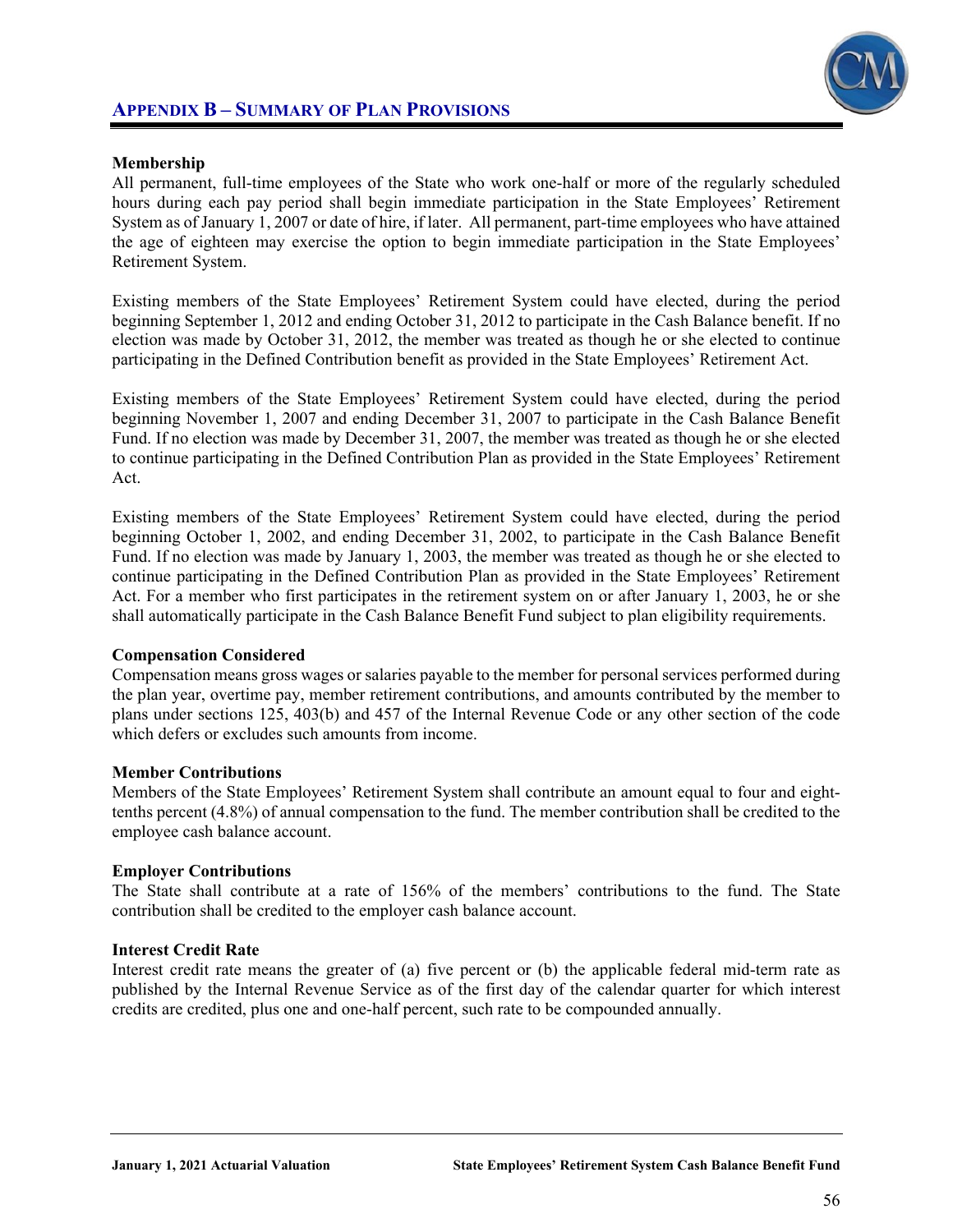## APPENDIX B – SUMMARY OF PLAN PROVISIONS

**Membership**
All permanent, full-time employees of the State who work one-half or more of the regularly scheduled hours during each pay period shall begin immediate participation in the State Employees' Retirement System as of January 1, 2007 or date of hire, if later. All permanent, part-time employees who have attained the age of eighteen may exercise the option to begin immediate participation in the State Employees' Retirement System.

Existing members of the State Employees' Retirement System could have elected, during the period beginning September 1, 2012 and ending October 31, 2012 to participate in the Cash Balance benefit. If no election was made by October 31, 2012, the member was treated as though he or she elected to continue participating in the Defined Contribution benefit as provided in the State Employees' Retirement Act.

Existing members of the State Employees' Retirement System could have elected, during the period beginning November 1, 2007 and ending December 31, 2007 to participate in the Cash Balance Benefit Fund. If no election was made by December 31, 2007, the member was treated as though he or she elected to continue participating in the Defined Contribution Plan as provided in the State Employees' Retirement Act.

Existing members of the State Employees' Retirement System could have elected, during the period beginning October 1, 2002, and ending December 31, 2002, to participate in the Cash Balance Benefit Fund. If no election was made by January 1, 2003, the member was treated as though he or she elected to continue participating in the Defined Contribution Plan as provided in the State Employees' Retirement Act. For a member who first participates in the retirement system on or after January 1, 2003, he or she shall automatically participate in the Cash Balance Benefit Fund subject to plan eligibility requirements.

**Compensation Considered**
Compensation means gross wages or salaries payable to the member for personal services performed during the plan year, overtime pay, member retirement contributions, and amounts contributed by the member to plans under sections 125, 403(b) and 457 of the Internal Revenue Code or any other section of the code which defers or excludes such amounts from income.

**Member Contributions**
Members of the State Employees' Retirement System shall contribute an amount equal to four and eight-tenths percent (4.8%) of annual compensation to the fund. The member contribution shall be credited to the employee cash balance account.

**Employer Contributions**
The State shall contribute at a rate of 156% of the members' contributions to the fund. The State contribution shall be credited to the employer cash balance account.

**Interest Credit Rate**
Interest credit rate means the greater of (a) five percent or (b) the applicable federal mid-term rate as published by the Internal Revenue Service as of the first day of the calendar quarter for which interest credits are credited, plus one and one-half percent, such rate to be compounded annually.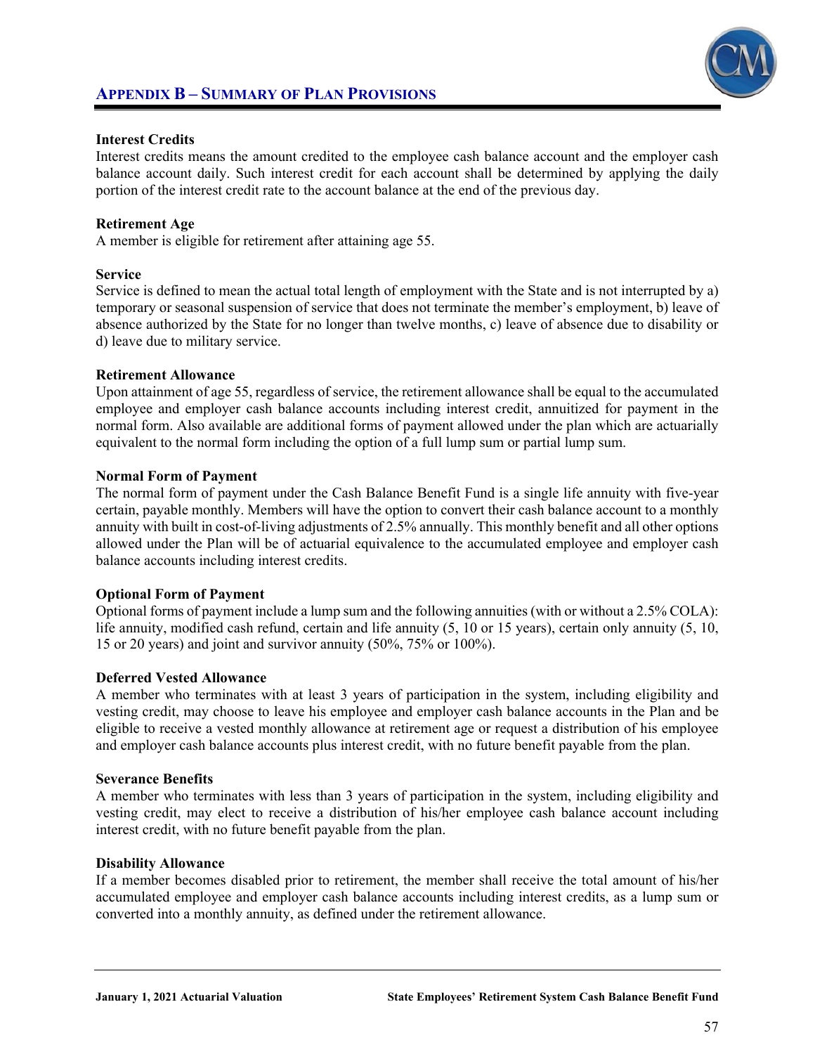## Appendix B – Summary of Plan Provisions

**Interest Credits**
Interest credits means the amount credited to the employee cash balance account and the employer cash balance account daily. Such interest credit for each account shall be determined by applying the daily portion of the interest credit rate to the account balance at the end of the previous day.

**Retirement Age**
A member is eligible for retirement after attaining age 55.

**Service**
Service is defined to mean the actual total length of employment with the State and is not interrupted by a) temporary or seasonal suspension of service that does not terminate the member's employment, b) leave of absence authorized by the State for no longer than twelve months, c) leave of absence due to disability or d) leave due to military service.

**Retirement Allowance**
Upon attainment of age 55, regardless of service, the retirement allowance shall be equal to the accumulated employee and employer cash balance accounts including interest credit, annuitized for payment in the normal form. Also available are additional forms of payment allowed under the plan which are actuarially equivalent to the normal form including the option of a full lump sum or partial lump sum.

**Normal Form of Payment**
The normal form of payment under the Cash Balance Benefit Fund is a single life annuity with five-year certain, payable monthly. Members will have the option to convert their cash balance account to a monthly annuity with built in cost-of-living adjustments of 2.5% annually. This monthly benefit and all other options allowed under the Plan will be of actuarial equivalence to the accumulated employee and employer cash balance accounts including interest credits.

**Optional Form of Payment**
Optional forms of payment include a lump sum and the following annuities (with or without a 2.5% COLA): life annuity, modified cash refund, certain and life annuity (5, 10 or 15 years), certain only annuity (5, 10, 15 or 20 years) and joint and survivor annuity (50%, 75% or 100%).

**Deferred Vested Allowance**
A member who terminates with at least 3 years of participation in the system, including eligibility and vesting credit, may choose to leave his employee and employer cash balance accounts in the Plan and be eligible to receive a vested monthly allowance at retirement age or request a distribution of his employee and employer cash balance accounts plus interest credit, with no future benefit payable from the plan.

**Severance Benefits**
A member who terminates with less than 3 years of participation in the system, including eligibility and vesting credit, may elect to receive a distribution of his/her employee cash balance account including interest credit, with no future benefit payable from the plan.

**Disability Allowance**
If a member becomes disabled prior to retirement, the member shall receive the total amount of his/her accumulated employee and employer cash balance accounts including interest credits, as a lump sum or converted into a monthly annuity, as defined under the retirement allowance.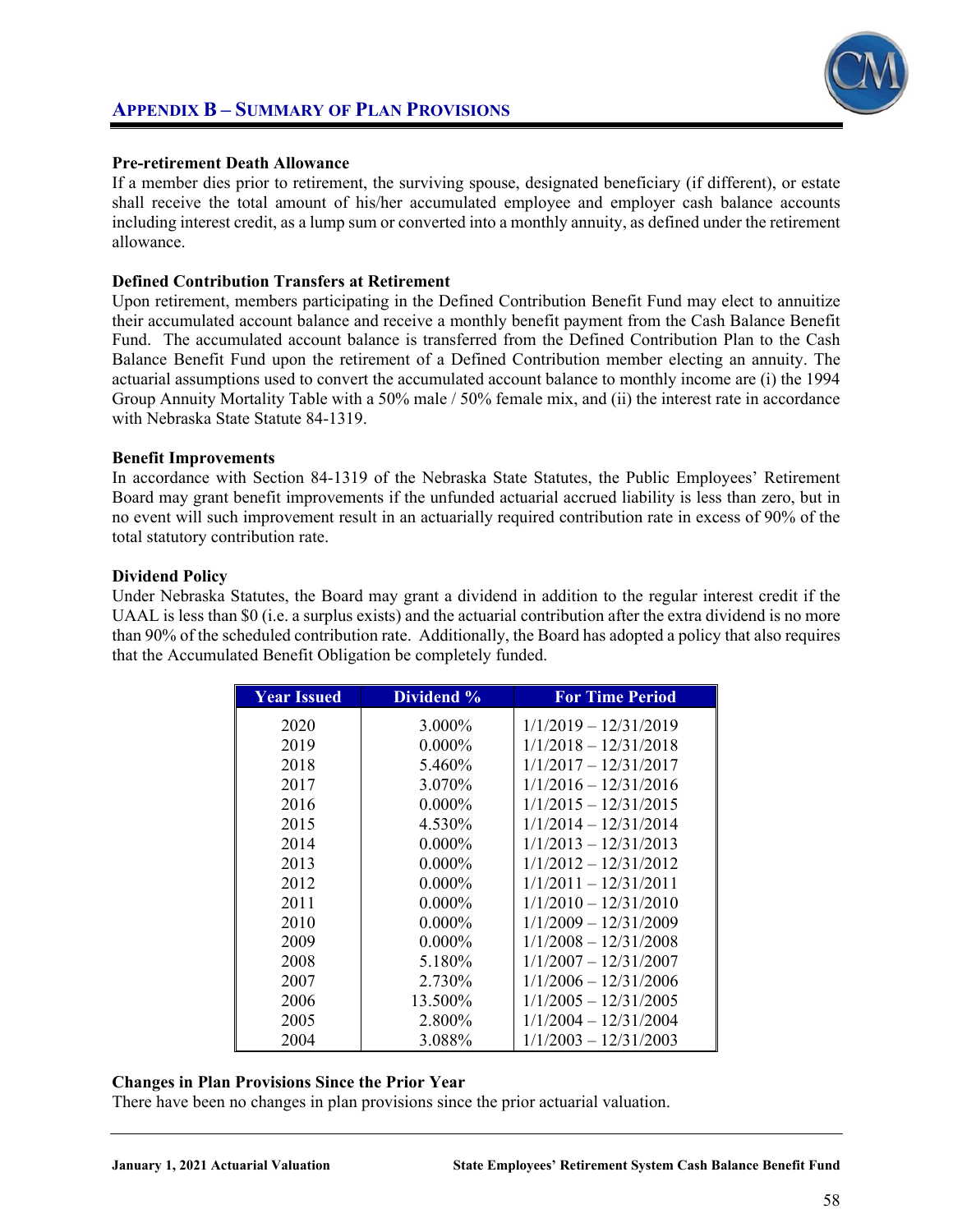## APPENDIX B – SUMMARY OF PLAN PROVISIONS

**Pre-retirement Death Allowance**

If a member dies prior to retirement, the surviving spouse, designated beneficiary (if different), or estate shall receive the total amount of his/her accumulated employee and employer cash balance accounts including interest credit, as a lump sum or converted into a monthly annuity, as defined under the retirement allowance.

**Defined Contribution Transfers at Retirement**

Upon retirement, members participating in the Defined Contribution Benefit Fund may elect to annuitize their accumulated account balance and receive a monthly benefit payment from the Cash Balance Benefit Fund. The accumulated account balance is transferred from the Defined Contribution Plan to the Cash Balance Benefit Fund upon the retirement of a Defined Contribution member electing an annuity. The actuarial assumptions used to convert the accumulated account balance to monthly income are (i) the 1994 Group Annuity Mortality Table with a 50% male / 50% female mix, and (ii) the interest rate in accordance with Nebraska State Statute 84-1319.

**Benefit Improvements**

In accordance with Section 84-1319 of the Nebraska State Statutes, the Public Employees' Retirement Board may grant benefit improvements if the unfunded actuarial accrued liability is less than zero, but in no event will such improvement result in an actuarially required contribution rate in excess of 90% of the total statutory contribution rate.

**Dividend Policy**

Under Nebraska Statutes, the Board may grant a dividend in addition to the regular interest credit if the UAAL is less than $0 (i.e. a surplus exists) and the actuarial contribution after the extra dividend is no more than 90% of the scheduled contribution rate. Additionally, the Board has adopted a policy that also requires that the Accumulated Benefit Obligation be completely funded.

| Year Issued | Dividend % | For Time Period |
|---|---|---|
| 2020 | 3.000% | 1/1/2019 – 12/31/2019 |
| 2019 | 0.000% | 1/1/2018 – 12/31/2018 |
| 2018 | 5.460% | 1/1/2017 – 12/31/2017 |
| 2017 | 3.070% | 1/1/2016 – 12/31/2016 |
| 2016 | 0.000% | 1/1/2015 – 12/31/2015 |
| 2015 | 4.530% | 1/1/2014 – 12/31/2014 |
| 2014 | 0.000% | 1/1/2013 – 12/31/2013 |
| 2013 | 0.000% | 1/1/2012 – 12/31/2012 |
| 2012 | 0.000% | 1/1/2011 – 12/31/2011 |
| 2011 | 0.000% | 1/1/2010 – 12/31/2010 |
| 2010 | 0.000% | 1/1/2009 – 12/31/2009 |
| 2009 | 0.000% | 1/1/2008 – 12/31/2008 |
| 2008 | 5.180% | 1/1/2007 – 12/31/2007 |
| 2007 | 2.730% | 1/1/2006 – 12/31/2006 |
| 2006 | 13.500% | 1/1/2005 – 12/31/2005 |
| 2005 | 2.800% | 1/1/2004 – 12/31/2004 |
| 2004 | 3.088% | 1/1/2003 – 12/31/2003 |

**Changes in Plan Provisions Since the Prior Year**

There have been no changes in plan provisions since the prior actuarial valuation.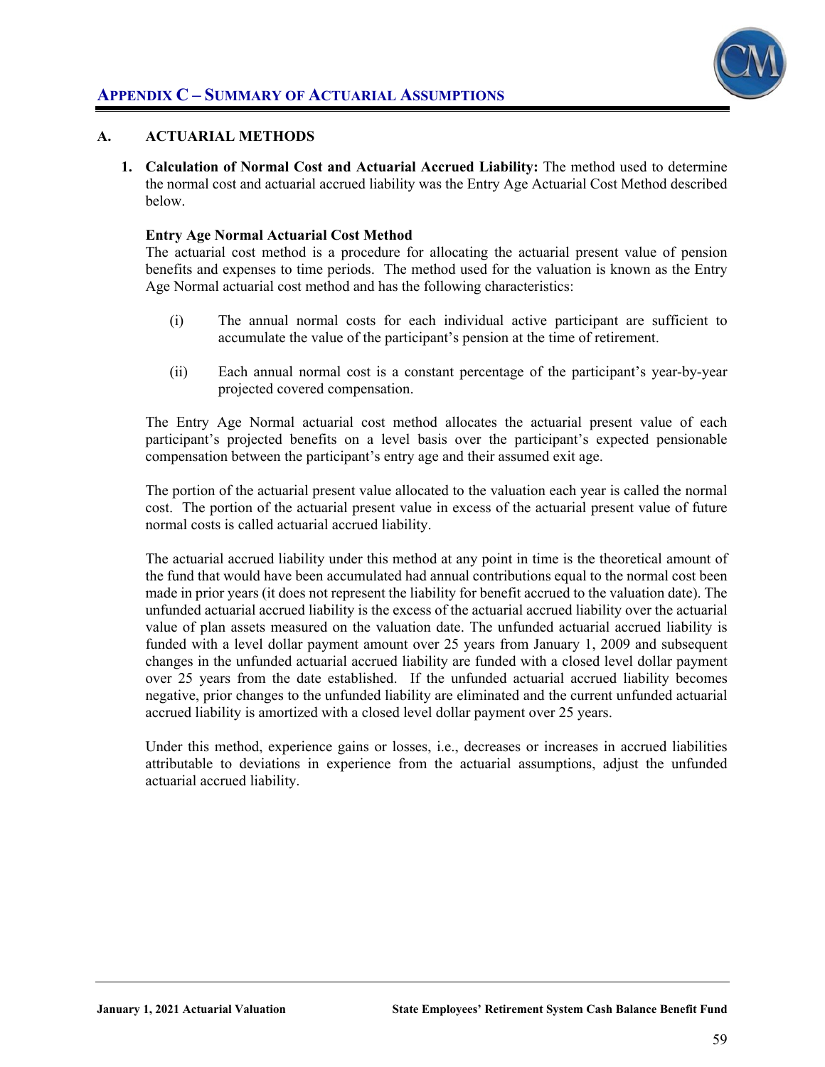# APPENDIX C – SUMMARY OF ACTUARIAL ASSUMPTIONS

## A. ACTUARIAL METHODS

1. **Calculation of Normal Cost and Actuarial Accrued Liability:** The method used to determine the normal cost and actuarial accrued liability was the Entry Age Actuarial Cost Method described below.

   **Entry Age Normal Actuarial Cost Method**
   The actuarial cost method is a procedure for allocating the actuarial present value of pension benefits and expenses to time periods. The method used for the valuation is known as the Entry Age Normal actuarial cost method and has the following characteristics:

   (i) The annual normal costs for each individual active participant are sufficient to accumulate the value of the participant's pension at the time of retirement.

   (ii) Each annual normal cost is a constant percentage of the participant's year-by-year projected covered compensation.

   The Entry Age Normal actuarial cost method allocates the actuarial present value of each participant's projected benefits on a level basis over the participant's expected pensionable compensation between the participant's entry age and their assumed exit age.

   The portion of the actuarial present value allocated to the valuation each year is called the normal cost. The portion of the actuarial present value in excess of the actuarial present value of future normal costs is called actuarial accrued liability.

   The actuarial accrued liability under this method at any point in time is the theoretical amount of the fund that would have been accumulated had annual contributions equal to the normal cost been made in prior years (it does not represent the liability for benefit accrued to the valuation date). The unfunded actuarial accrued liability is the excess of the actuarial accrued liability over the actuarial value of plan assets measured on the valuation date. The unfunded actuarial accrued liability is funded with a level dollar payment amount over 25 years from January 1, 2009 and subsequent changes in the unfunded actuarial accrued liability are funded with a closed level dollar payment over 25 years from the date established. If the unfunded actuarial accrued liability becomes negative, prior changes to the unfunded liability are eliminated and the current unfunded actuarial accrued liability is amortized with a closed level dollar payment over 25 years.

   Under this method, experience gains or losses, i.e., decreases or increases in accrued liabilities attributable to deviations in experience from the actuarial assumptions, adjust the unfunded actuarial accrued liability.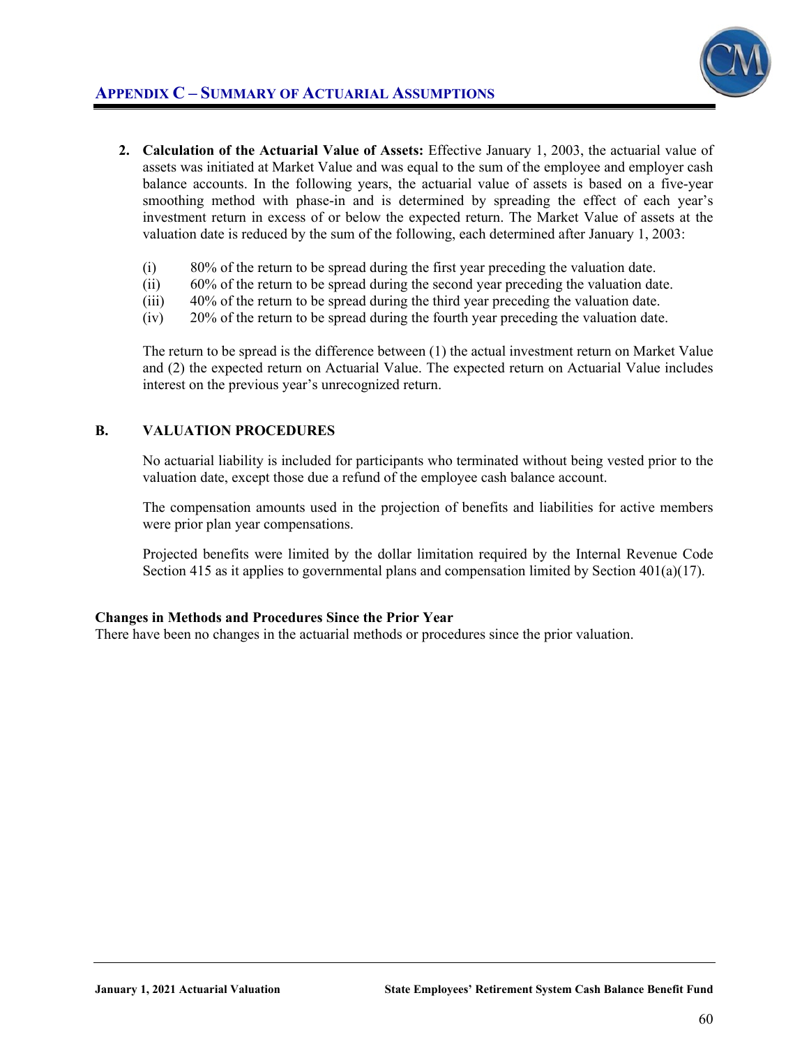## Appendix C – Summary of Actuarial Assumptions

2. **Calculation of the Actuarial Value of Assets:** Effective January 1, 2003, the actuarial value of assets was initiated at Market Value and was equal to the sum of the employee and employer cash balance accounts. In the following years, the actuarial value of assets is based on a five-year smoothing method with phase-in and is determined by spreading the effect of each year's investment return in excess of or below the expected return. The Market Value of assets at the valuation date is reduced by the sum of the following, each determined after January 1, 2003:

   (i) 80% of the return to be spread during the first year preceding the valuation date.
   (ii) 60% of the return to be spread during the second year preceding the valuation date.
   (iii) 40% of the return to be spread during the third year preceding the valuation date.
   (iv) 20% of the return to be spread during the fourth year preceding the valuation date.

   The return to be spread is the difference between (1) the actual investment return on Market Value and (2) the expected return on Actuarial Value. The expected return on Actuarial Value includes interest on the previous year's unrecognized return.

### B. VALUATION PROCEDURES

No actuarial liability is included for participants who terminated without being vested prior to the valuation date, except those due a refund of the employee cash balance account.

The compensation amounts used in the projection of benefits and liabilities for active members were prior plan year compensations.

Projected benefits were limited by the dollar limitation required by the Internal Revenue Code Section 415 as it applies to governmental plans and compensation limited by Section 401(a)(17).

**Changes in Methods and Procedures Since the Prior Year**
There have been no changes in the actuarial methods or procedures since the prior valuation.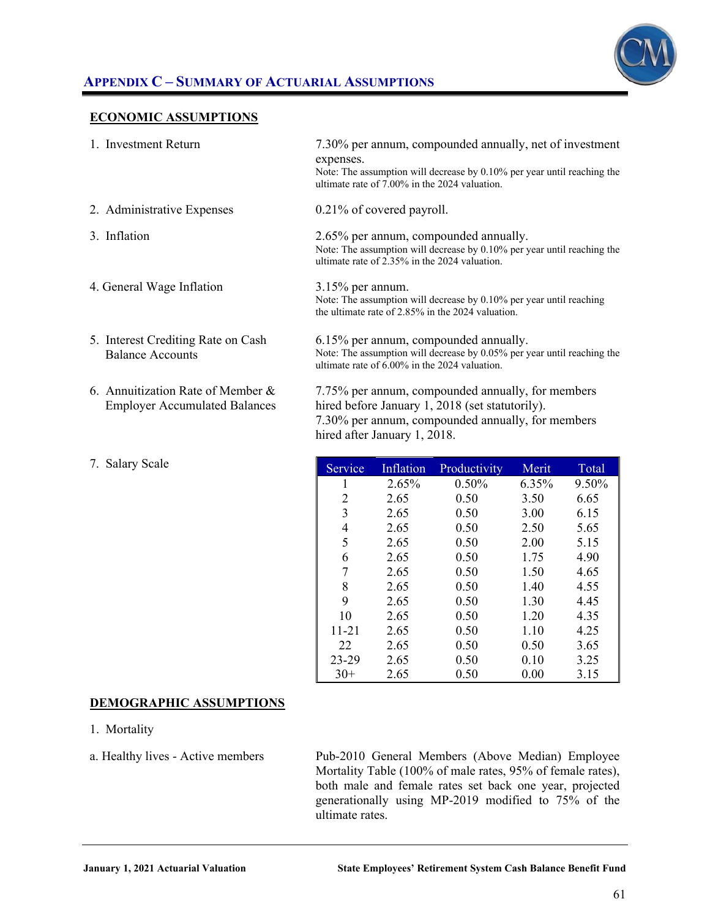## APPENDIX C – SUMMARY OF ACTUARIAL ASSUMPTIONS

### ECONOMIC ASSUMPTIONS

1. Investment Return — 7.30% per annum, compounded annually, net of investment expenses.
   Note: The assumption will decrease by 0.10% per year until reaching the ultimate rate of 7.00% in the 2024 valuation.

2. Administrative Expenses — 0.21% of covered payroll.

3. Inflation — 2.65% per annum, compounded annually.
   Note: The assumption will decrease by 0.10% per year until reaching the ultimate rate of 2.35% in the 2024 valuation.

4. General Wage Inflation — 3.15% per annum.
   Note: The assumption will decrease by 0.10% per year until reaching the ultimate rate of 2.85% in the 2024 valuation.

5. Interest Crediting Rate on Cash Balance Accounts — 6.15% per annum, compounded annually.
   Note: The assumption will decrease by 0.05% per year until reaching the ultimate rate of 6.00% in the 2024 valuation.

6. Annuitization Rate of Member & Employer Accumulated Balances — 7.75% per annum, compounded annually, for members hired before January 1, 2018 (set statutorily).
   7.30% per annum, compounded annually, for members hired after January 1, 2018.

7. Salary Scale

| Service | Inflation | Productivity | Merit | Total |
|---|---|---|---|---|
| 1 | 2.65% | 0.50% | 6.35% | 9.50% |
| 2 | 2.65 | 0.50 | 3.50 | 6.65 |
| 3 | 2.65 | 0.50 | 3.00 | 6.15 |
| 4 | 2.65 | 0.50 | 2.50 | 5.65 |
| 5 | 2.65 | 0.50 | 2.00 | 5.15 |
| 6 | 2.65 | 0.50 | 1.75 | 4.90 |
| 7 | 2.65 | 0.50 | 1.50 | 4.65 |
| 8 | 2.65 | 0.50 | 1.40 | 4.55 |
| 9 | 2.65 | 0.50 | 1.30 | 4.45 |
| 10 | 2.65 | 0.50 | 1.20 | 4.35 |
| 11-21 | 2.65 | 0.50 | 1.10 | 4.25 |
| 22 | 2.65 | 0.50 | 0.50 | 3.65 |
| 23-29 | 2.65 | 0.50 | 0.10 | 3.25 |
| 30+ | 2.65 | 0.50 | 0.00 | 3.15 |

### DEMOGRAPHIC ASSUMPTIONS

1. Mortality

a. Healthy lives - Active members — Pub-2010 General Members (Above Median) Employee Mortality Table (100% of male rates, 95% of female rates), both male and female rates set back one year, projected generationally using MP-2019 modified to 75% of the ultimate rates.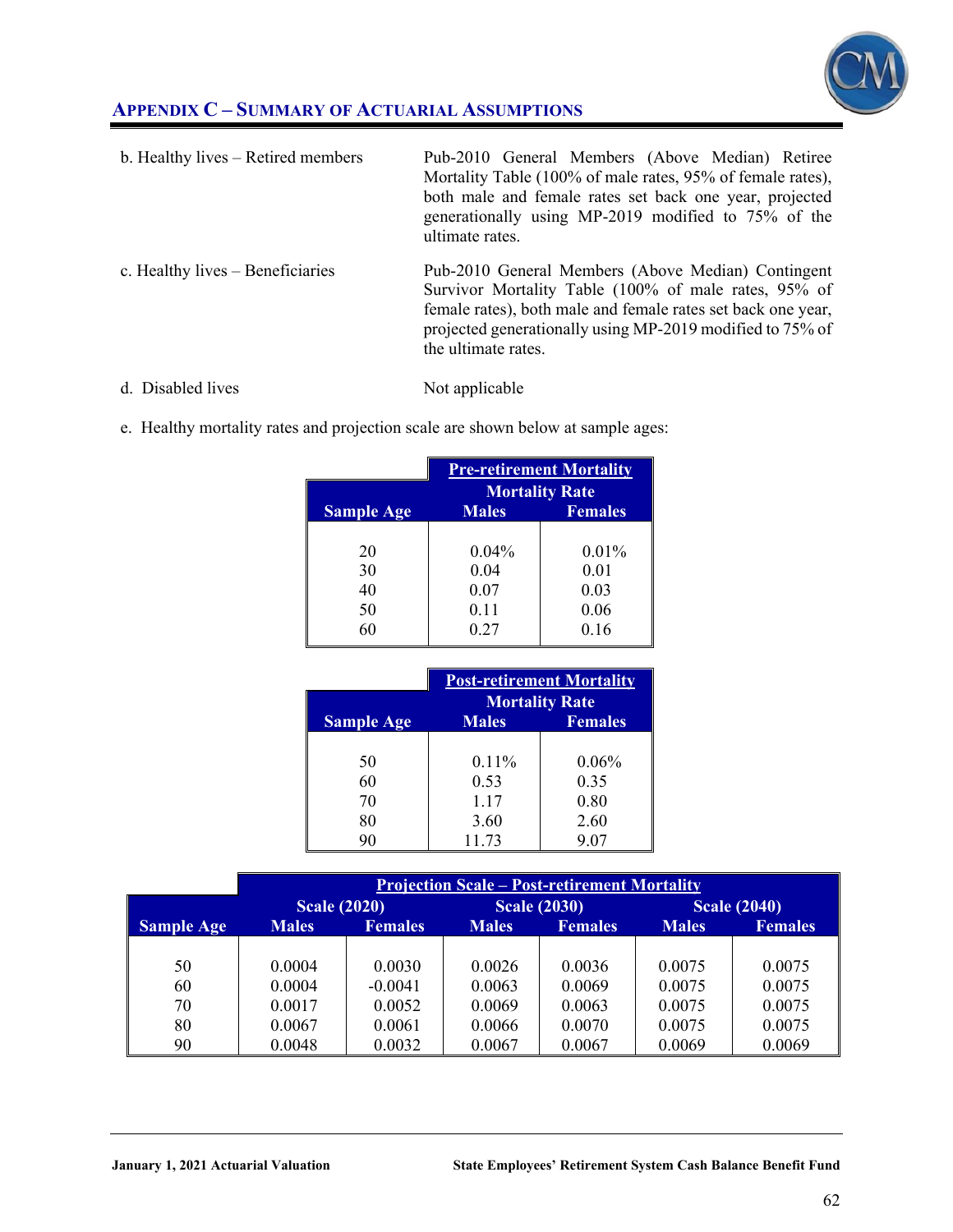## Appendix C – Summary of Actuarial Assumptions

b. Healthy lives – Retired members

Pub-2010 General Members (Above Median) Retiree Mortality Table (100% of male rates, 95% of female rates), both male and female rates set back one year, projected generationally using MP-2019 modified to 75% of the ultimate rates.

c. Healthy lives – Beneficiaries

Pub-2010 General Members (Above Median) Contingent Survivor Mortality Table (100% of male rates, 95% of female rates), both male and female rates set back one year, projected generationally using MP-2019 modified to 75% of the ultimate rates.

d. Disabled lives

Not applicable

e. Healthy mortality rates and projection scale are shown below at sample ages:

| | Pre-retirement Mortality | |
|---|---|---|
| | Mortality Rate | |
| Sample Age | Males | Females |
| 20 | 0.04% | 0.01% |
| 30 | 0.04 | 0.01 |
| 40 | 0.07 | 0.03 |
| 50 | 0.11 | 0.06 |
| 60 | 0.27 | 0.16 |

| | Post-retirement Mortality | |
|---|---|---|
| | Mortality Rate | |
| Sample Age | Males | Females |
| 50 | 0.11% | 0.06% |
| 60 | 0.53 | 0.35 |
| 70 | 1.17 | 0.80 |
| 80 | 3.60 | 2.60 |
| 90 | 11.73 | 9.07 |

| | Projection Scale – Post-retirement Mortality | | | | | |
|---|---|---|---|---|---|---|
| | Scale (2020) | | Scale (2030) | | Scale (2040) | |
| Sample Age | Males | Females | Males | Females | Males | Females |
| 50 | 0.0004 | 0.0030 | 0.0026 | 0.0036 | 0.0075 | 0.0075 |
| 60 | 0.0004 | -0.0041 | 0.0063 | 0.0069 | 0.0075 | 0.0075 |
| 70 | 0.0017 | 0.0052 | 0.0069 | 0.0063 | 0.0075 | 0.0075 |
| 80 | 0.0067 | 0.0061 | 0.0066 | 0.0070 | 0.0075 | 0.0075 |
| 90 | 0.0048 | 0.0032 | 0.0067 | 0.0067 | 0.0069 | 0.0069 |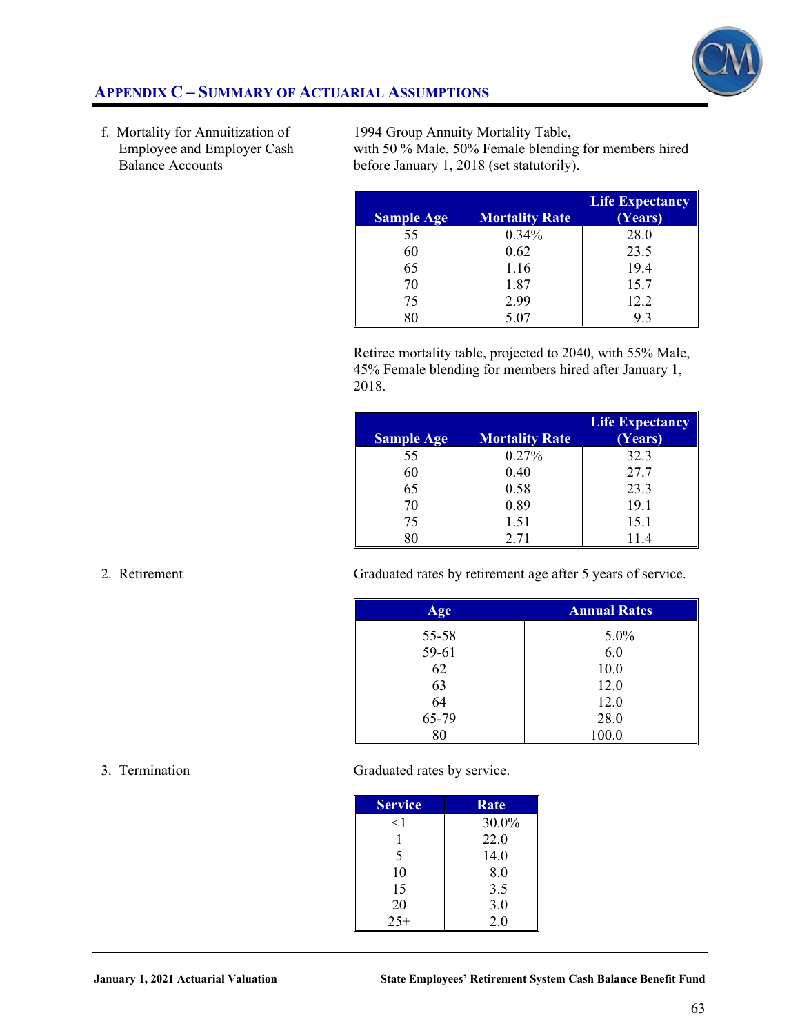## Appendix C – Summary of Actuarial Assumptions

f. Mortality for Annuitization of Employee and Employer Cash Balance Accounts

1994 Group Annuity Mortality Table, with 50 % Male, 50% Female blending for members hired before January 1, 2018 (set statutorily).

| Sample Age | Mortality Rate | Life Expectancy (Years) |
|---|---|---|
| 55 | 0.34% | 28.0 |
| 60 | 0.62 | 23.5 |
| 65 | 1.16 | 19.4 |
| 70 | 1.87 | 15.7 |
| 75 | 2.99 | 12.2 |
| 80 | 5.07 | 9.3 |

Retiree mortality table, projected to 2040, with 55% Male, 45% Female blending for members hired after January 1, 2018.

| Sample Age | Mortality Rate | Life Expectancy (Years) |
|---|---|---|
| 55 | 0.27% | 32.3 |
| 60 | 0.40 | 27.7 |
| 65 | 0.58 | 23.3 |
| 70 | 0.89 | 19.1 |
| 75 | 1.51 | 15.1 |
| 80 | 2.71 | 11.4 |

2. Retirement

Graduated rates by retirement age after 5 years of service.

| Age | Annual Rates |
|---|---|
| 55-58 | 5.0% |
| 59-61 | 6.0 |
| 62 | 10.0 |
| 63 | 12.0 |
| 64 | 12.0 |
| 65-79 | 28.0 |
| 80 | 100.0 |

3. Termination

Graduated rates by service.

| Service | Rate |
|---|---|
| <1 | 30.0% |
| 1 | 22.0 |
| 5 | 14.0 |
| 10 | 8.0 |
| 15 | 3.5 |
| 20 | 3.0 |
| 25+ | 2.0 |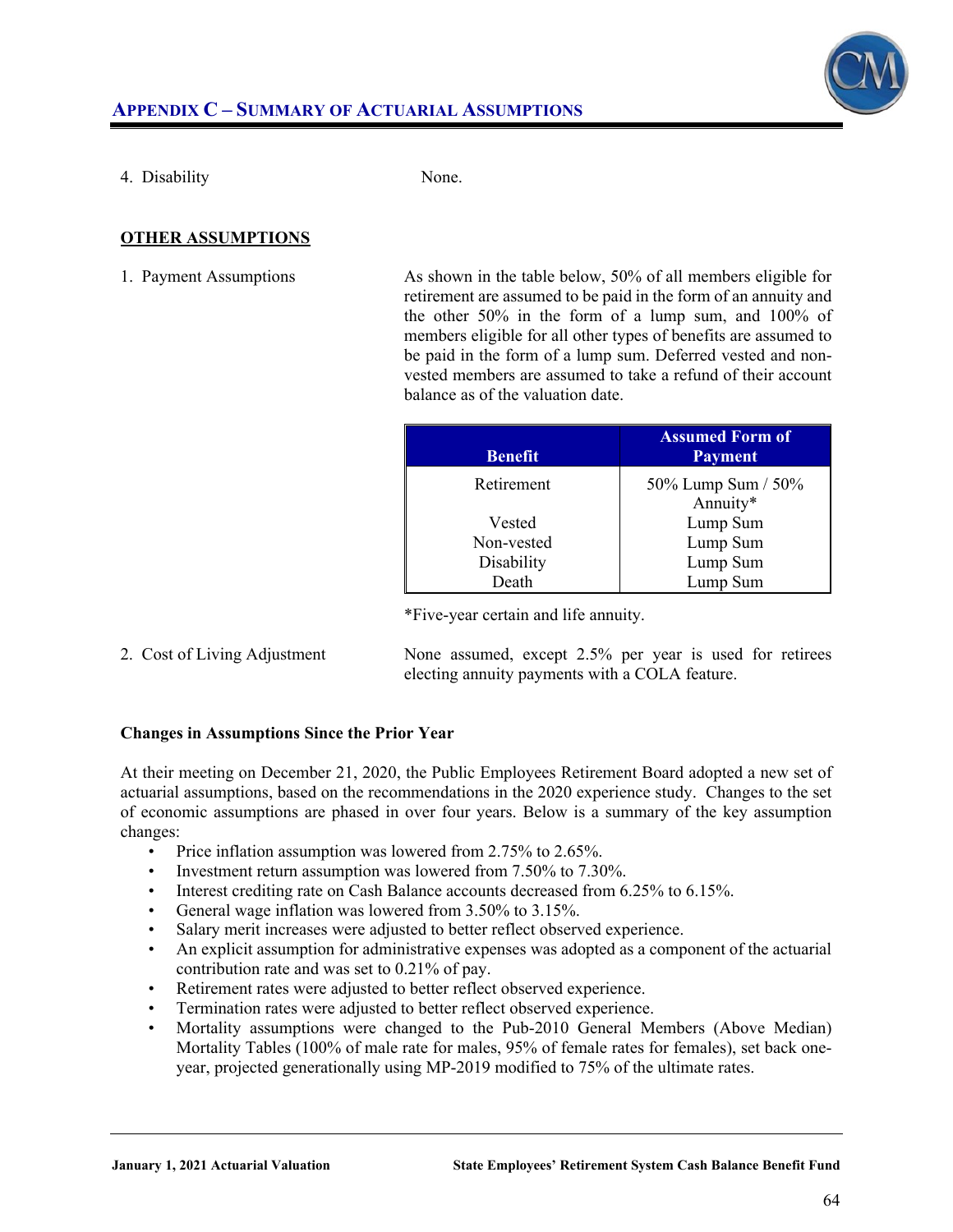## APPENDIX C – SUMMARY OF ACTUARIAL ASSUMPTIONS

4. Disability None.

**OTHER ASSUMPTIONS**

1. Payment Assumptions

As shown in the table below, 50% of all members eligible for retirement are assumed to be paid in the form of an annuity and the other 50% in the form of a lump sum, and 100% of members eligible for all other types of benefits are assumed to be paid in the form of a lump sum. Deferred vested and non-vested members are assumed to take a refund of their account balance as of the valuation date.

| Benefit | Assumed Form of Payment |
|---|---|
| Retirement | 50% Lump Sum / 50% Annuity* |
| Vested | Lump Sum |
| Non-vested | Lump Sum |
| Disability | Lump Sum |
| Death | Lump Sum |

*Five-year certain and life annuity.

2. Cost of Living Adjustment

None assumed, except 2.5% per year is used for retirees electing annuity payments with a COLA feature.

**Changes in Assumptions Since the Prior Year**

At their meeting on December 21, 2020, the Public Employees Retirement Board adopted a new set of actuarial assumptions, based on the recommendations in the 2020 experience study. Changes to the set of economic assumptions are phased in over four years. Below is a summary of the key assumption changes:

- Price inflation assumption was lowered from 2.75% to 2.65%.
- Investment return assumption was lowered from 7.50% to 7.30%.
- Interest crediting rate on Cash Balance accounts decreased from 6.25% to 6.15%.
- General wage inflation was lowered from 3.50% to 3.15%.
- Salary merit increases were adjusted to better reflect observed experience.
- An explicit assumption for administrative expenses was adopted as a component of the actuarial contribution rate and was set to 0.21% of pay.
- Retirement rates were adjusted to better reflect observed experience.
- Termination rates were adjusted to better reflect observed experience.
- Mortality assumptions were changed to the Pub-2010 General Members (Above Median) Mortality Tables (100% of male rate for males, 95% of female rates for females), set back one-year, projected generationally using MP-2019 modified to 75% of the ultimate rates.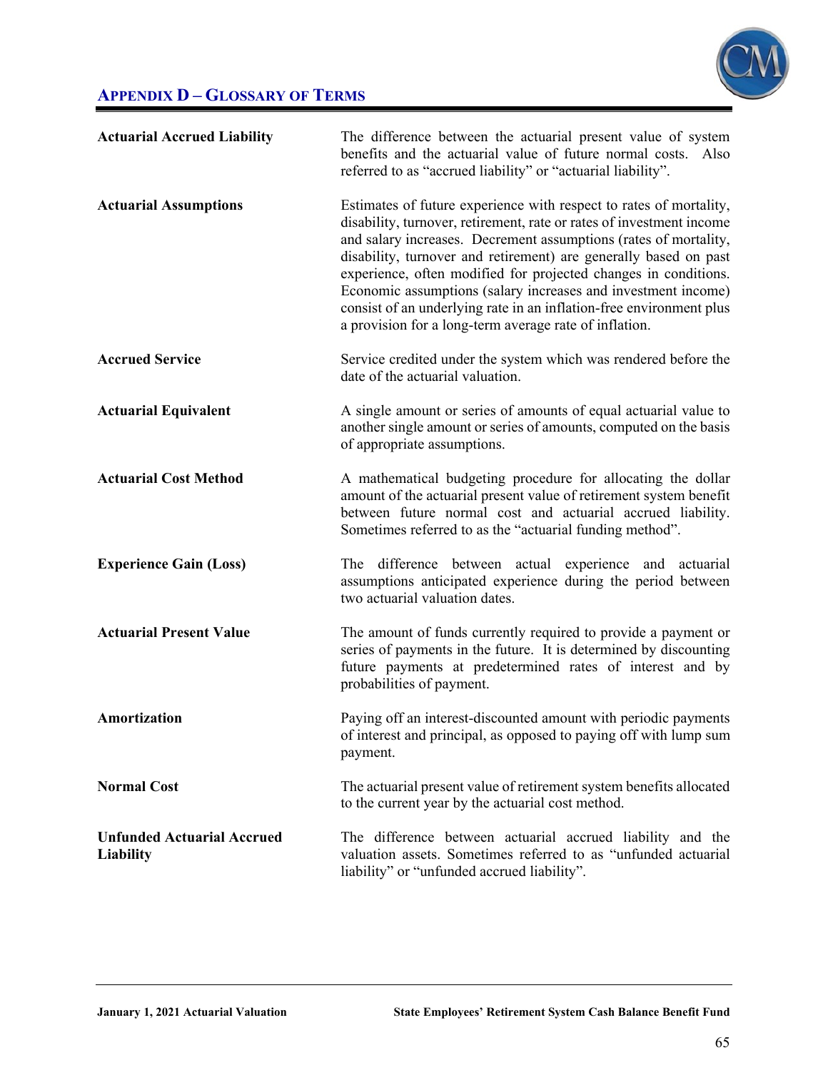## Appendix D – Glossary of Terms

**Actuarial Accrued Liability** — The difference between the actuarial present value of system benefits and the actuarial value of future normal costs. Also referred to as "accrued liability" or "actuarial liability".

**Actuarial Assumptions** — Estimates of future experience with respect to rates of mortality, disability, turnover, retirement, rate or rates of investment income and salary increases. Decrement assumptions (rates of mortality, disability, turnover and retirement) are generally based on past experience, often modified for projected changes in conditions. Economic assumptions (salary increases and investment income) consist of an underlying rate in an inflation-free environment plus a provision for a long-term average rate of inflation.

**Accrued Service** — Service credited under the system which was rendered before the date of the actuarial valuation.

**Actuarial Equivalent** — A single amount or series of amounts of equal actuarial value to another single amount or series of amounts, computed on the basis of appropriate assumptions.

**Actuarial Cost Method** — A mathematical budgeting procedure for allocating the dollar amount of the actuarial present value of retirement system benefit between future normal cost and actuarial accrued liability. Sometimes referred to as the "actuarial funding method".

**Experience Gain (Loss)** — The difference between actual experience and actuarial assumptions anticipated experience during the period between two actuarial valuation dates.

**Actuarial Present Value** — The amount of funds currently required to provide a payment or series of payments in the future. It is determined by discounting future payments at predetermined rates of interest and by probabilities of payment.

**Amortization** — Paying off an interest-discounted amount with periodic payments of interest and principal, as opposed to paying off with lump sum payment.

**Normal Cost** — The actuarial present value of retirement system benefits allocated to the current year by the actuarial cost method.

**Unfunded Actuarial Accrued Liability** — The difference between actuarial accrued liability and the valuation assets. Sometimes referred to as "unfunded actuarial liability" or "unfunded accrued liability".